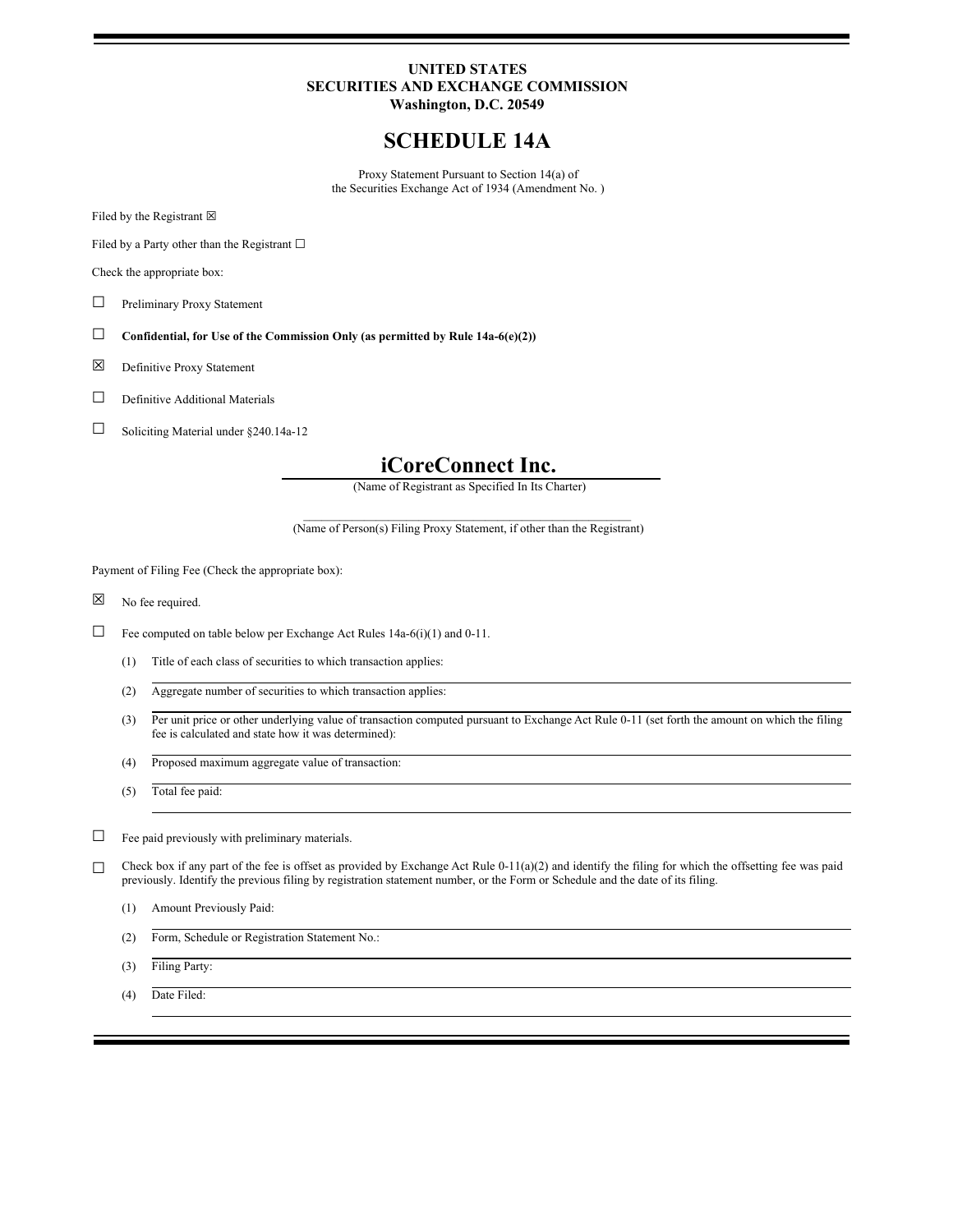**UNITED STATES**
**SECURITIES AND EXCHANGE COMMISSION**
**Washington, D.C. 20549**

# SCHEDULE 14A

Proxy Statement Pursuant to Section 14(a) of
the Securities Exchange Act of 1934 (Amendment No. )

Filed by the Registrant ☒

Filed by a Party other than the Registrant ☐

Check the appropriate box:

☐ Preliminary Proxy Statement

☐ **Confidential, for Use of the Commission Only (as permitted by Rule 14a-6(e)(2))**

☒ Definitive Proxy Statement

☐ Definitive Additional Materials

☐ Soliciting Material under §240.14a-12

## iCoreConnect Inc.

(Name of Registrant as Specified In Its Charter)

\_\_\_\_\_\_\_\_\_\_\_\_\_\_\_\_\_\_\_\_\_\_\_\_\_\_\_\_\_\_\_\_\_\_\_\_\_\_\_\_\_\_\_\_\_\_\_\_\_\_

(Name of Person(s) Filing Proxy Statement, if other than the Registrant)

Payment of Filing Fee (Check the appropriate box):

☒ No fee required.

☐ Fee computed on table below per Exchange Act Rules 14a-6(i)(1) and 0-11.

(1) Title of each class of securities to which transaction applies:

(2) Aggregate number of securities to which transaction applies:

(3) Per unit price or other underlying value of transaction computed pursuant to Exchange Act Rule 0-11 (set forth the amount on which the filing fee is calculated and state how it was determined):

(4) Proposed maximum aggregate value of transaction:

(5) Total fee paid:

☐ Fee paid previously with preliminary materials.

☐ Check box if any part of the fee is offset as provided by Exchange Act Rule 0-11(a)(2) and identify the filing for which the offsetting fee was paid previously. Identify the previous filing by registration statement number, or the Form or Schedule and the date of its filing.

(1) Amount Previously Paid:

(2) Form, Schedule or Registration Statement No.:

(3) Filing Party:

(4) Date Filed: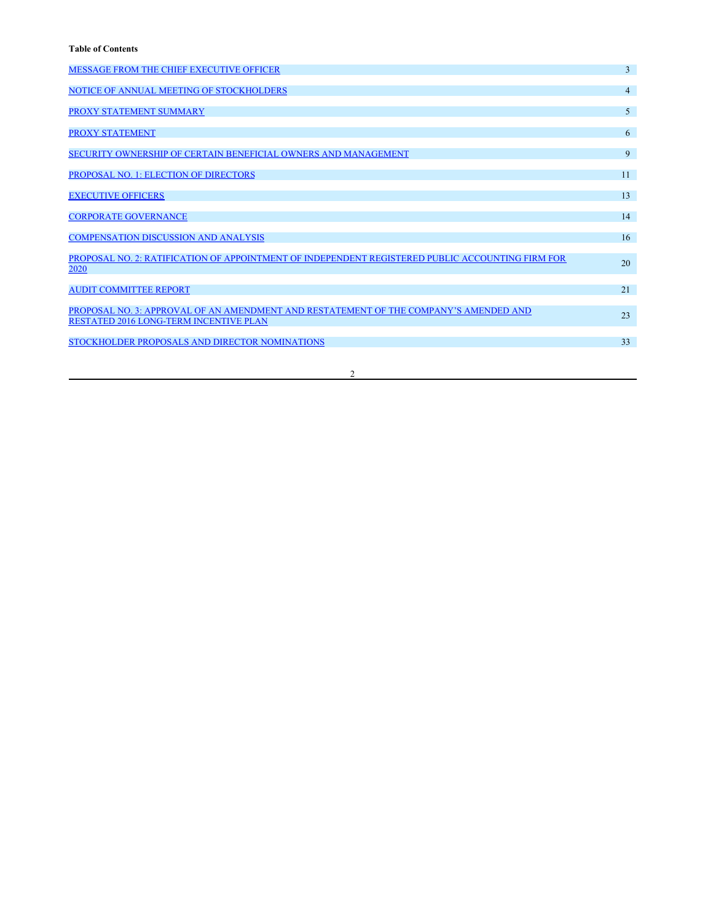**Table of Contents**

| | |
|---|---|
| MESSAGE FROM THE CHIEF EXECUTIVE OFFICER | 3 |
| NOTICE OF ANNUAL MEETING OF STOCKHOLDERS | 4 |
| PROXY STATEMENT SUMMARY | 5 |
| PROXY STATEMENT | 6 |
| SECURITY OWNERSHIP OF CERTAIN BENEFICIAL OWNERS AND MANAGEMENT | 9 |
| PROPOSAL NO. 1: ELECTION OF DIRECTORS | 11 |
| EXECUTIVE OFFICERS | 13 |
| CORPORATE GOVERNANCE | 14 |
| COMPENSATION DISCUSSION AND ANALYSIS | 16 |
| PROPOSAL NO. 2: RATIFICATION OF APPOINTMENT OF INDEPENDENT REGISTERED PUBLIC ACCOUNTING FIRM FOR 2020 | 20 |
| AUDIT COMMITTEE REPORT | 21 |
| PROPOSAL NO. 3: APPROVAL OF AN AMENDMENT AND RESTATEMENT OF THE COMPANY'S AMENDED AND RESTATED 2016 LONG-TERM INCENTIVE PLAN | 23 |
| STOCKHOLDER PROPOSALS AND DIRECTOR NOMINATIONS | 33 |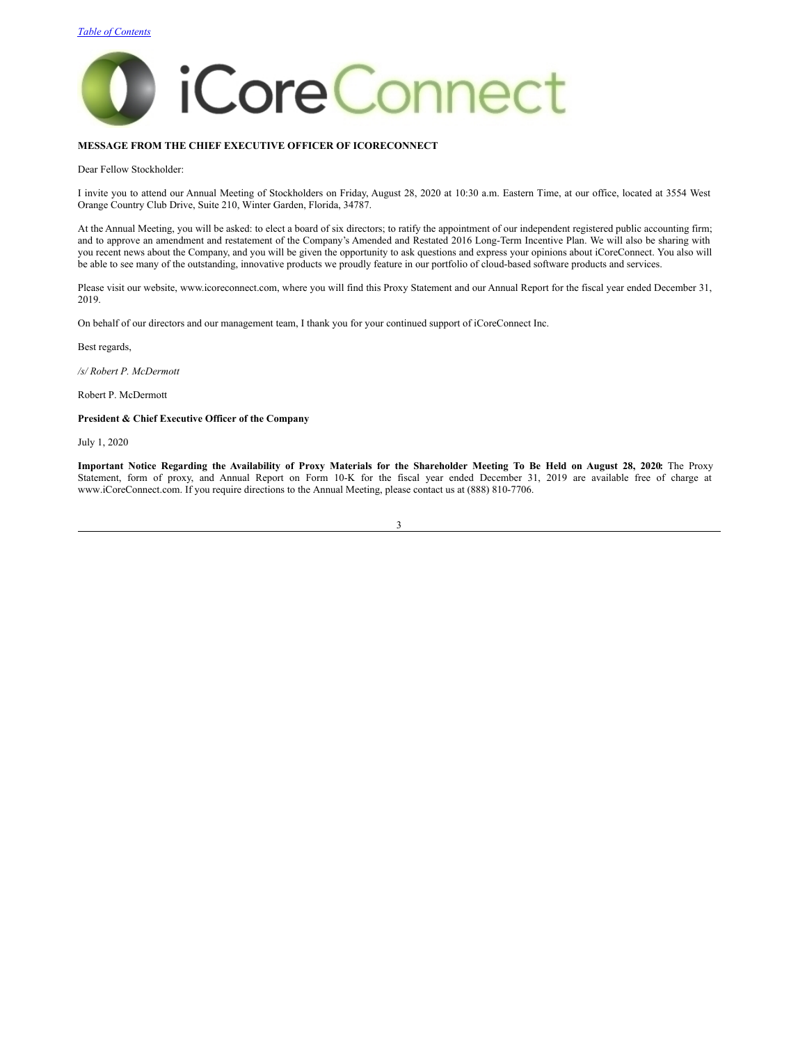[Table of Contents](#)

iCoreConnect

**MESSAGE FROM THE CHIEF EXECUTIVE OFFICER OF ICORECONNECT**

Dear Fellow Stockholder:

I invite you to attend our Annual Meeting of Stockholders on Friday, August 28, 2020 at 10:30 a.m. Eastern Time, at our office, located at 3554 West Orange Country Club Drive, Suite 210, Winter Garden, Florida, 34787.

At the Annual Meeting, you will be asked: to elect a board of six directors; to ratify the appointment of our independent registered public accounting firm; and to approve an amendment and restatement of the Company's Amended and Restated 2016 Long-Term Incentive Plan. We will also be sharing with you recent news about the Company, and you will be given the opportunity to ask questions and express your opinions about iCoreConnect. You also will be able to see many of the outstanding, innovative products we proudly feature in our portfolio of cloud-based software products and services.

Please visit our website, www.icoreconnect.com, where you will find this Proxy Statement and our Annual Report for the fiscal year ended December 31, 2019.

On behalf of our directors and our management team, I thank you for your continued support of iCoreConnect Inc.

Best regards,

*/s/ Robert P. McDermott*

Robert P. McDermott

**President & Chief Executive Officer of the Company**

July 1, 2020

**Important Notice Regarding the Availability of Proxy Materials for the Shareholder Meeting To Be Held on August 28, 2020:** The Proxy Statement, form of proxy, and Annual Report on Form 10-K for the fiscal year ended December 31, 2019 are available free of charge at www.iCoreConnect.com. If you require directions to the Annual Meeting, please contact us at (888) 810-7706.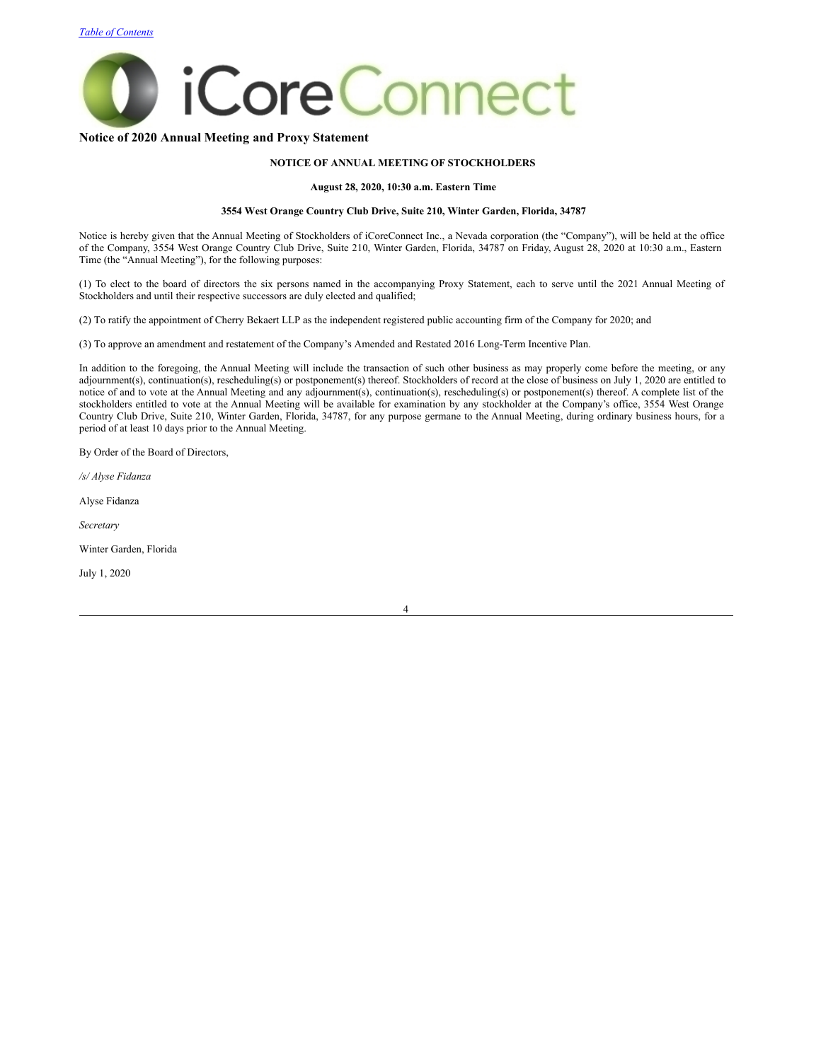[Table of Contents](#)

# iCoreConnect

## Notice of 2020 Annual Meeting and Proxy Statement

**NOTICE OF ANNUAL MEETING OF STOCKHOLDERS**

**August 28, 2020, 10:30 a.m. Eastern Time**

**3554 West Orange Country Club Drive, Suite 210, Winter Garden, Florida, 34787**

Notice is hereby given that the Annual Meeting of Stockholders of iCoreConnect Inc., a Nevada corporation (the "Company"), will be held at the office of the Company, 3554 West Orange Country Club Drive, Suite 210, Winter Garden, Florida, 34787 on Friday, August 28, 2020 at 10:30 a.m., Eastern Time (the "Annual Meeting"), for the following purposes:

(1) To elect to the board of directors the six persons named in the accompanying Proxy Statement, each to serve until the 2021 Annual Meeting of Stockholders and until their respective successors are duly elected and qualified;

(2) To ratify the appointment of Cherry Bekaert LLP as the independent registered public accounting firm of the Company for 2020; and

(3) To approve an amendment and restatement of the Company's Amended and Restated 2016 Long-Term Incentive Plan.

In addition to the foregoing, the Annual Meeting will include the transaction of such other business as may properly come before the meeting, or any adjournment(s), continuation(s), rescheduling(s) or postponement(s) thereof. Stockholders of record at the close of business on July 1, 2020 are entitled to notice of and to vote at the Annual Meeting and any adjournment(s), continuation(s), rescheduling(s) or postponement(s) thereof. A complete list of the stockholders entitled to vote at the Annual Meeting will be available for examination by any stockholder at the Company's office, 3554 West Orange Country Club Drive, Suite 210, Winter Garden, Florida, 34787, for any purpose germane to the Annual Meeting, during ordinary business hours, for a period of at least 10 days prior to the Annual Meeting.

By Order of the Board of Directors,

*/s/ Alyse Fidanza*

Alyse Fidanza

*Secretary*

Winter Garden, Florida

July 1, 2020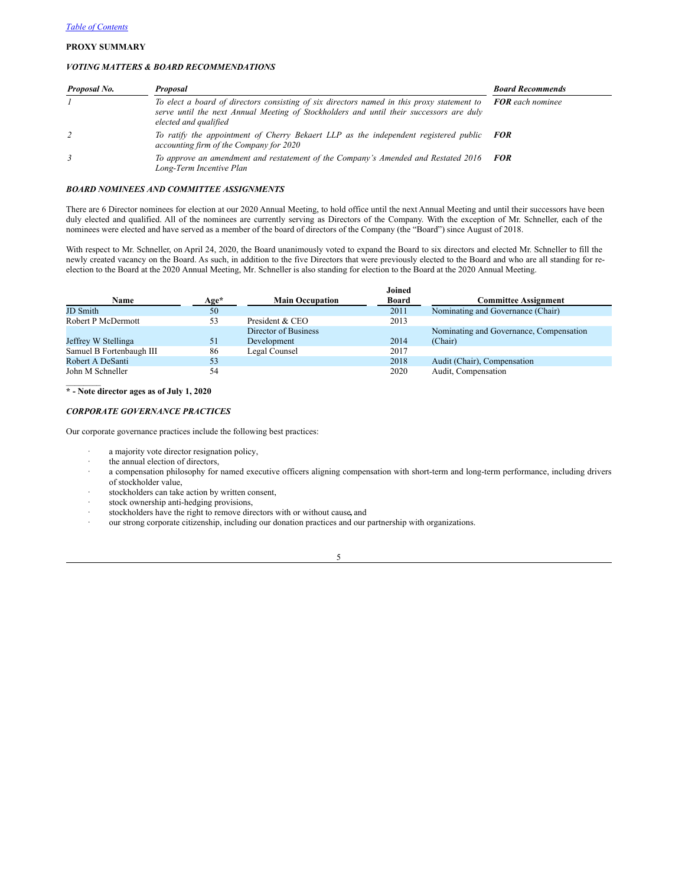[Table of Contents](#)

**PROXY SUMMARY**

***VOTING MATTERS & BOARD RECOMMENDATIONS***

| *Proposal No.* | *Proposal* | *Board Recommends* |
|---|---|---|
| *1* | *To elect a board of directors consisting of six directors named in this proxy statement to serve until the next Annual Meeting of Stockholders and until their successors are duly elected and qualified* | ***FOR** each nominee* |
| *2* | *To ratify the appointment of Cherry Bekaert LLP as the independent registered public accounting firm of the Company for 2020* | ***FOR*** |
| *3* | *To approve an amendment and restatement of the Company's Amended and Restated 2016 Long-Term Incentive Plan* | ***FOR*** |

***BOARD NOMINEES AND COMMITTEE ASSIGNMENTS***

There are 6 Director nominees for election at our 2020 Annual Meeting, to hold office until the next Annual Meeting and until their successors have been duly elected and qualified. All of the nominees are currently serving as Directors of the Company. With the exception of Mr. Schneller, each of the nominees were elected and have served as a member of the board of directors of the Company (the "Board") since August of 2018.

With respect to Mr. Schneller, on April 24, 2020, the Board unanimously voted to expand the Board to six directors and elected Mr. Schneller to fill the newly created vacancy on the Board. As such, in addition to the five Directors that were previously elected to the Board and who are all standing for re-election to the Board at the 2020 Annual Meeting, Mr. Schneller is also standing for election to the Board at the 2020 Annual Meeting.

| Name | Age* | Main Occupation | Joined Board | Committee Assignment |
|---|---|---|---|---|
| JD Smith | 50 | | 2011 | Nominating and Governance (Chair) |
| Robert P McDermott | 53 | President & CEO | 2013 | |
| Jeffrey W Stellinga | 51 | Director of Business Development | 2014 | Nominating and Governance, Compensation (Chair) |
| Samuel B Fortenbaugh III | 86 | Legal Counsel | 2017 | |
| Robert A DeSanti | 53 | | 2018 | Audit (Chair), Compensation |
| John M Schneller | 54 | | 2020 | Audit, Compensation |

**\* - Note director ages as of July 1, 2020**

***CORPORATE GOVERNANCE PRACTICES***

Our corporate governance practices include the following best practices:

- a majority vote director resignation policy,
- the annual election of directors,
- a compensation philosophy for named executive officers aligning compensation with short-term and long-term performance, including drivers of stockholder value,
- stockholders can take action by written consent,
- stock ownership anti-hedging provisions,
- stockholders have the right to remove directors with or without cause, and
- our strong corporate citizenship, including our donation practices and our partnership with organizations.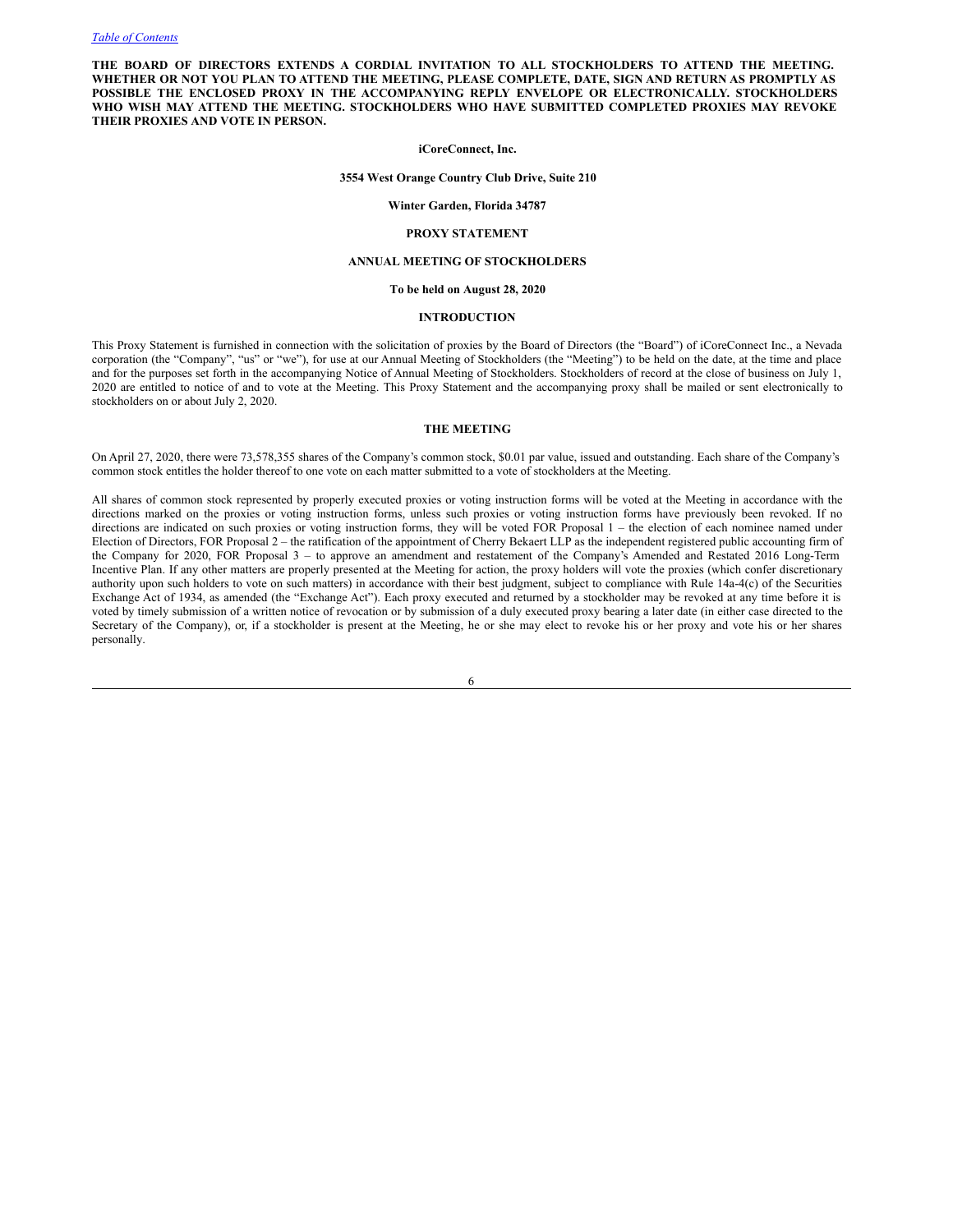[Table of Contents](#)

**THE BOARD OF DIRECTORS EXTENDS A CORDIAL INVITATION TO ALL STOCKHOLDERS TO ATTEND THE MEETING. WHETHER OR NOT YOU PLAN TO ATTEND THE MEETING, PLEASE COMPLETE, DATE, SIGN AND RETURN AS PROMPTLY AS POSSIBLE THE ENCLOSED PROXY IN THE ACCOMPANYING REPLY ENVELOPE OR ELECTRONICALLY. STOCKHOLDERS WHO WISH MAY ATTEND THE MEETING. STOCKHOLDERS WHO HAVE SUBMITTED COMPLETED PROXIES MAY REVOKE THEIR PROXIES AND VOTE IN PERSON.**

**iCoreConnect, Inc.**

**3554 West Orange Country Club Drive, Suite 210**

**Winter Garden, Florida 34787**

**PROXY STATEMENT**

**ANNUAL MEETING OF STOCKHOLDERS**

**To be held on August 28, 2020**

## INTRODUCTION

This Proxy Statement is furnished in connection with the solicitation of proxies by the Board of Directors (the "Board") of iCoreConnect Inc., a Nevada corporation (the "Company", "us" or "we"), for use at our Annual Meeting of Stockholders (the "Meeting") to be held on the date, at the time and place and for the purposes set forth in the accompanying Notice of Annual Meeting of Stockholders. Stockholders of record at the close of business on July 1, 2020 are entitled to notice of and to vote at the Meeting. This Proxy Statement and the accompanying proxy shall be mailed or sent electronically to stockholders on or about July 2, 2020.

## THE MEETING

On April 27, 2020, there were 73,578,355 shares of the Company's common stock, $0.01 par value, issued and outstanding. Each share of the Company's common stock entitles the holder thereof to one vote on each matter submitted to a vote of stockholders at the Meeting.

All shares of common stock represented by properly executed proxies or voting instruction forms will be voted at the Meeting in accordance with the directions marked on the proxies or voting instruction forms, unless such proxies or voting instruction forms have previously been revoked. If no directions are indicated on such proxies or voting instruction forms, they will be voted FOR Proposal 1 – the election of each nominee named under Election of Directors, FOR Proposal 2 – the ratification of the appointment of Cherry Bekaert LLP as the independent registered public accounting firm of the Company for 2020, FOR Proposal 3 – to approve an amendment and restatement of the Company's Amended and Restated 2016 Long-Term Incentive Plan. If any other matters are properly presented at the Meeting for action, the proxy holders will vote the proxies (which confer discretionary authority upon such holders to vote on such matters) in accordance with their best judgment, subject to compliance with Rule 14a-4(c) of the Securities Exchange Act of 1934, as amended (the "Exchange Act"). Each proxy executed and returned by a stockholder may be revoked at any time before it is voted by timely submission of a written notice of revocation or by submission of a duly executed proxy bearing a later date (in either case directed to the Secretary of the Company), or, if a stockholder is present at the Meeting, he or she may elect to revoke his or her proxy and vote his or her shares personally.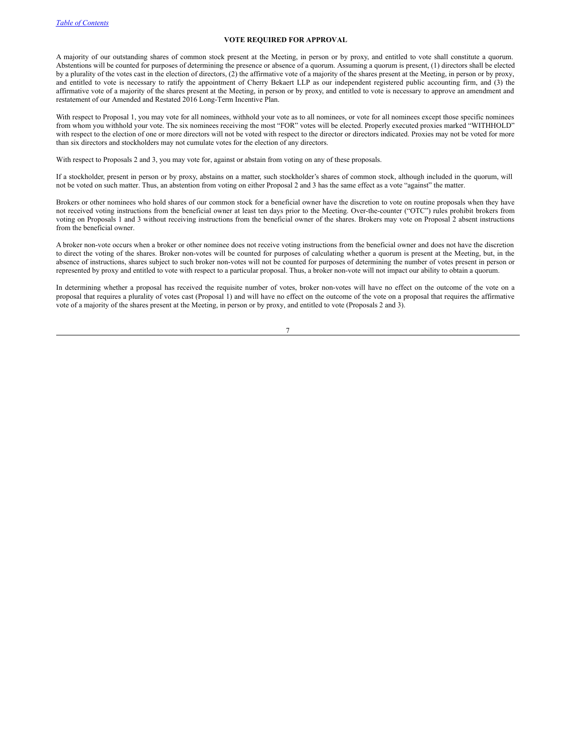## VOTE REQUIRED FOR APPROVAL

A majority of our outstanding shares of common stock present at the Meeting, in person or by proxy, and entitled to vote shall constitute a quorum. Abstentions will be counted for purposes of determining the presence or absence of a quorum. Assuming a quorum is present, (1) directors shall be elected by a plurality of the votes cast in the election of directors, (2) the affirmative vote of a majority of the shares present at the Meeting, in person or by proxy, and entitled to vote is necessary to ratify the appointment of Cherry Bekaert LLP as our independent registered public accounting firm, and (3) the affirmative vote of a majority of the shares present at the Meeting, in person or by proxy, and entitled to vote is necessary to approve an amendment and restatement of our Amended and Restated 2016 Long-Term Incentive Plan.

With respect to Proposal 1, you may vote for all nominees, withhold your vote as to all nominees, or vote for all nominees except those specific nominees from whom you withhold your vote. The six nominees receiving the most "FOR" votes will be elected. Properly executed proxies marked "WITHHOLD" with respect to the election of one or more directors will not be voted with respect to the director or directors indicated. Proxies may not be voted for more than six directors and stockholders may not cumulate votes for the election of any directors.

With respect to Proposals 2 and 3, you may vote for, against or abstain from voting on any of these proposals.

If a stockholder, present in person or by proxy, abstains on a matter, such stockholder's shares of common stock, although included in the quorum, will not be voted on such matter. Thus, an abstention from voting on either Proposal 2 and 3 has the same effect as a vote "against" the matter.

Brokers or other nominees who hold shares of our common stock for a beneficial owner have the discretion to vote on routine proposals when they have not received voting instructions from the beneficial owner at least ten days prior to the Meeting. Over-the-counter ("OTC") rules prohibit brokers from voting on Proposals 1 and 3 without receiving instructions from the beneficial owner of the shares. Brokers may vote on Proposal 2 absent instructions from the beneficial owner.

A broker non-vote occurs when a broker or other nominee does not receive voting instructions from the beneficial owner and does not have the discretion to direct the voting of the shares. Broker non-votes will be counted for purposes of calculating whether a quorum is present at the Meeting, but, in the absence of instructions, shares subject to such broker non-votes will not be counted for purposes of determining the number of votes present in person or represented by proxy and entitled to vote with respect to a particular proposal. Thus, a broker non-vote will not impact our ability to obtain a quorum.

In determining whether a proposal has received the requisite number of votes, broker non-votes will have no effect on the outcome of the vote on a proposal that requires a plurality of votes cast (Proposal 1) and will have no effect on the outcome of the vote on a proposal that requires the affirmative vote of a majority of the shares present at the Meeting, in person or by proxy, and entitled to vote (Proposals 2 and 3).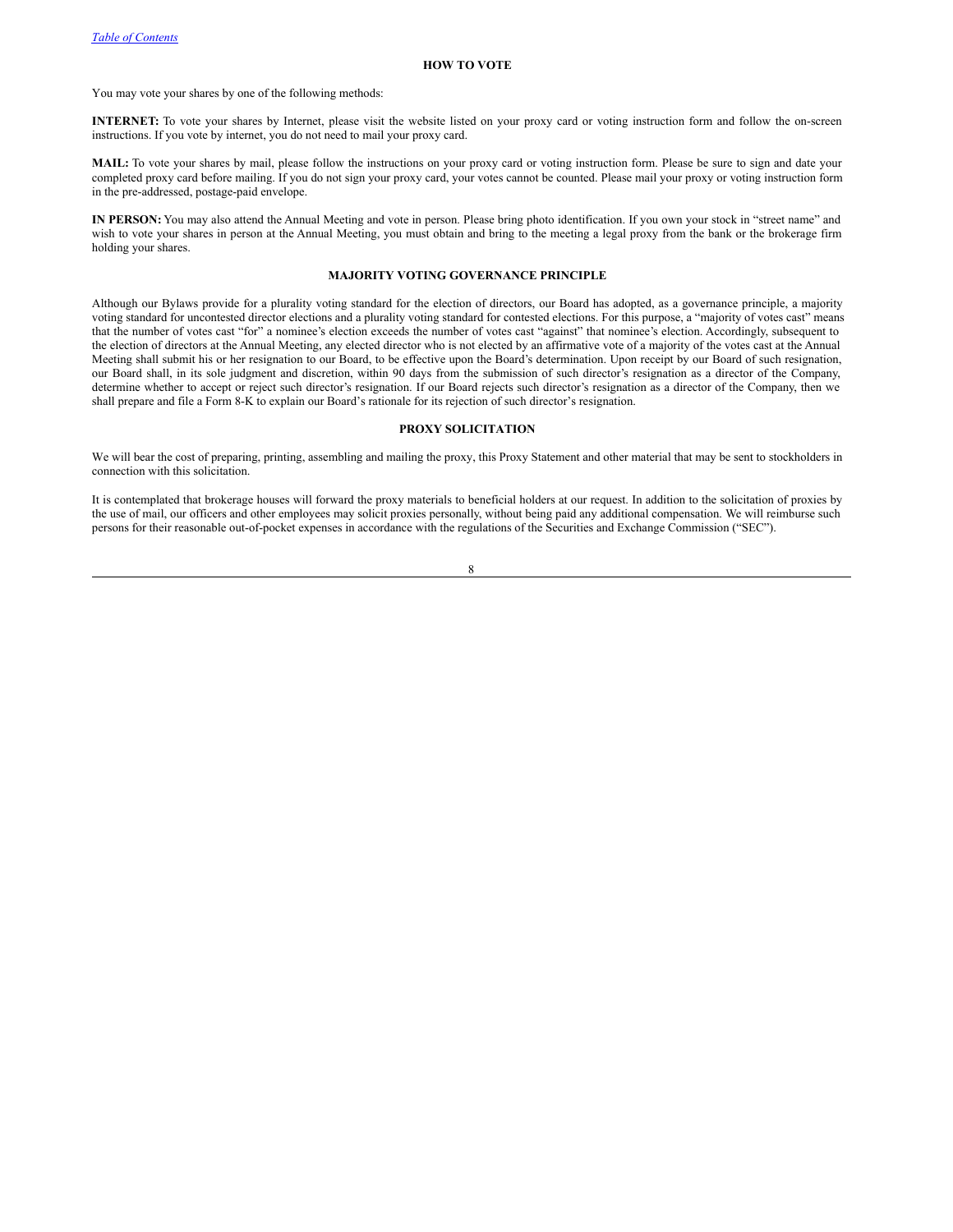## HOW TO VOTE

You may vote your shares by one of the following methods:

**INTERNET:** To vote your shares by Internet, please visit the website listed on your proxy card or voting instruction form and follow the on-screen instructions. If you vote by internet, you do not need to mail your proxy card.

**MAIL:** To vote your shares by mail, please follow the instructions on your proxy card or voting instruction form. Please be sure to sign and date your completed proxy card before mailing. If you do not sign your proxy card, your votes cannot be counted. Please mail your proxy or voting instruction form in the pre-addressed, postage-paid envelope.

**IN PERSON:** You may also attend the Annual Meeting and vote in person. Please bring photo identification. If you own your stock in "street name" and wish to vote your shares in person at the Annual Meeting, you must obtain and bring to the meeting a legal proxy from the bank or the brokerage firm holding your shares.

## MAJORITY VOTING GOVERNANCE PRINCIPLE

Although our Bylaws provide for a plurality voting standard for the election of directors, our Board has adopted, as a governance principle, a majority voting standard for uncontested director elections and a plurality voting standard for contested elections. For this purpose, a "majority of votes cast" means that the number of votes cast "for" a nominee's election exceeds the number of votes cast "against" that nominee's election. Accordingly, subsequent to the election of directors at the Annual Meeting, any elected director who is not elected by an affirmative vote of a majority of the votes cast at the Annual Meeting shall submit his or her resignation to our Board, to be effective upon the Board's determination. Upon receipt by our Board of such resignation, our Board shall, in its sole judgment and discretion, within 90 days from the submission of such director's resignation as a director of the Company, determine whether to accept or reject such director's resignation. If our Board rejects such director's resignation as a director of the Company, then we shall prepare and file a Form 8-K to explain our Board's rationale for its rejection of such director's resignation.

## PROXY SOLICITATION

We will bear the cost of preparing, printing, assembling and mailing the proxy, this Proxy Statement and other material that may be sent to stockholders in connection with this solicitation.

It is contemplated that brokerage houses will forward the proxy materials to beneficial holders at our request. In addition to the solicitation of proxies by the use of mail, our officers and other employees may solicit proxies personally, without being paid any additional compensation. We will reimburse such persons for their reasonable out-of-pocket expenses in accordance with the regulations of the Securities and Exchange Commission ("SEC").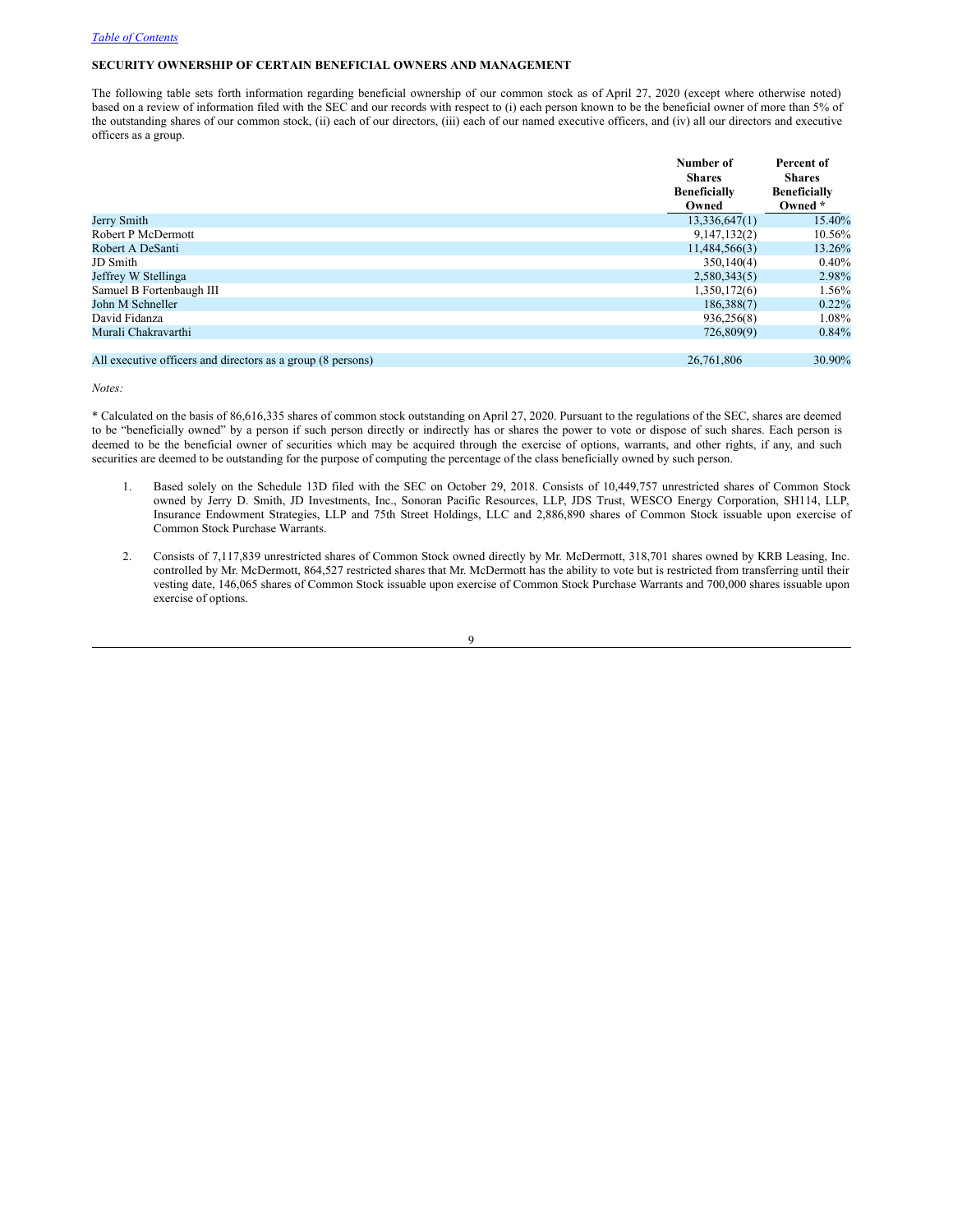*Table of Contents*

**SECURITY OWNERSHIP OF CERTAIN BENEFICIAL OWNERS AND MANAGEMENT**

The following table sets forth information regarding beneficial ownership of our common stock as of April 27, 2020 (except where otherwise noted) based on a review of information filed with the SEC and our records with respect to (i) each person known to be the beneficial owner of more than 5% of the outstanding shares of our common stock, (ii) each of our directors, (iii) each of our named executive officers, and (iv) all our directors and executive officers as a group.

| | Number of Shares Beneficially Owned | Percent of Shares Beneficially Owned * |
|---|---|---|
| Jerry Smith | 13,336,647(1) | 15.40% |
| Robert P McDermott | 9,147,132(2) | 10.56% |
| Robert A DeSanti | 11,484,566(3) | 13.26% |
| JD Smith | 350,140(4) | 0.40% |
| Jeffrey W Stellinga | 2,580,343(5) | 2.98% |
| Samuel B Fortenbaugh III | 1,350,172(6) | 1.56% |
| John M Schneller | 186,388(7) | 0.22% |
| David Fidanza | 936,256(8) | 1.08% |
| Murali Chakravarthi | 726,809(9) | 0.84% |
| | | |
| All executive officers and directors as a group (8 persons) | 26,761,806 | 30.90% |

*Notes:*

* Calculated on the basis of 86,616,335 shares of common stock outstanding on April 27, 2020. Pursuant to the regulations of the SEC, shares are deemed to be "beneficially owned" by a person if such person directly or indirectly has or shares the power to vote or dispose of such shares. Each person is deemed to be the beneficial owner of securities which may be acquired through the exercise of options, warrants, and other rights, if any, and such securities are deemed to be outstanding for the purpose of computing the percentage of the class beneficially owned by such person.

1. Based solely on the Schedule 13D filed with the SEC on October 29, 2018. Consists of 10,449,757 unrestricted shares of Common Stock owned by Jerry D. Smith, JD Investments, Inc., Sonoran Pacific Resources, LLP, JDS Trust, WESCO Energy Corporation, SH114, LLP, Insurance Endowment Strategies, LLP and 75th Street Holdings, LLC and 2,886,890 shares of Common Stock issuable upon exercise of Common Stock Purchase Warrants.

2. Consists of 7,117,839 unrestricted shares of Common Stock owned directly by Mr. McDermott, 318,701 shares owned by KRB Leasing, Inc. controlled by Mr. McDermott, 864,527 restricted shares that Mr. McDermott has the ability to vote but is restricted from transferring until their vesting date, 146,065 shares of Common Stock issuable upon exercise of Common Stock Purchase Warrants and 700,000 shares issuable upon exercise of options.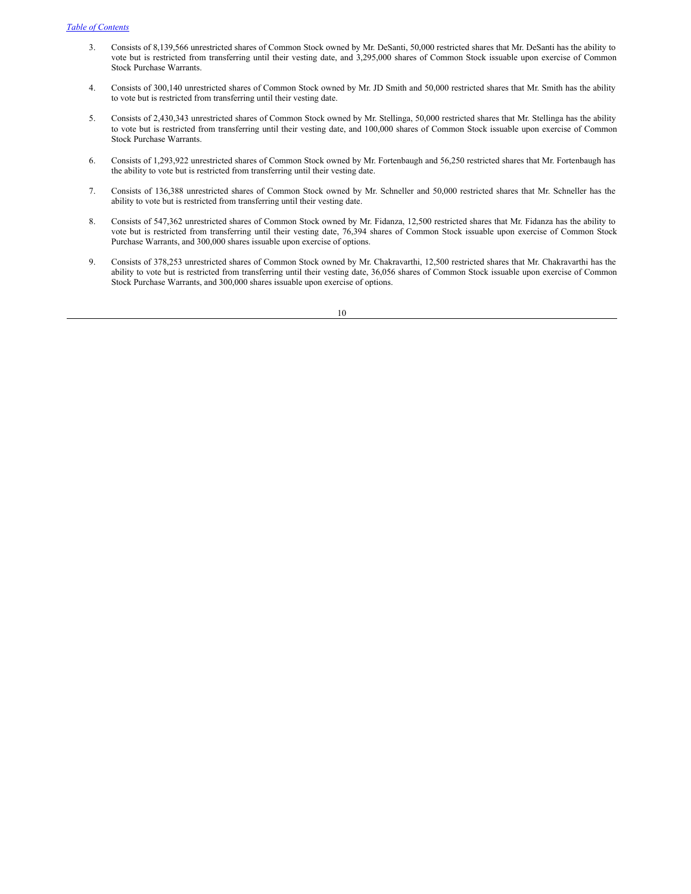3. Consists of 8,139,566 unrestricted shares of Common Stock owned by Mr. DeSanti, 50,000 restricted shares that Mr. DeSanti has the ability to vote but is restricted from transferring until their vesting date, and 3,295,000 shares of Common Stock issuable upon exercise of Common Stock Purchase Warrants.

4. Consists of 300,140 unrestricted shares of Common Stock owned by Mr. JD Smith and 50,000 restricted shares that Mr. Smith has the ability to vote but is restricted from transferring until their vesting date.

5. Consists of 2,430,343 unrestricted shares of Common Stock owned by Mr. Stellinga, 50,000 restricted shares that Mr. Stellinga has the ability to vote but is restricted from transferring until their vesting date, and 100,000 shares of Common Stock issuable upon exercise of Common Stock Purchase Warrants.

6. Consists of 1,293,922 unrestricted shares of Common Stock owned by Mr. Fortenbaugh and 56,250 restricted shares that Mr. Fortenbaugh has the ability to vote but is restricted from transferring until their vesting date.

7. Consists of 136,388 unrestricted shares of Common Stock owned by Mr. Schneller and 50,000 restricted shares that Mr. Schneller has the ability to vote but is restricted from transferring until their vesting date.

8. Consists of 547,362 unrestricted shares of Common Stock owned by Mr. Fidanza, 12,500 restricted shares that Mr. Fidanza has the ability to vote but is restricted from transferring until their vesting date, 76,394 shares of Common Stock issuable upon exercise of Common Stock Purchase Warrants, and 300,000 shares issuable upon exercise of options.

9. Consists of 378,253 unrestricted shares of Common Stock owned by Mr. Chakravarthi, 12,500 restricted shares that Mr. Chakravarthi has the ability to vote but is restricted from transferring until their vesting date, 36,056 shares of Common Stock issuable upon exercise of Common Stock Purchase Warrants, and 300,000 shares issuable upon exercise of options.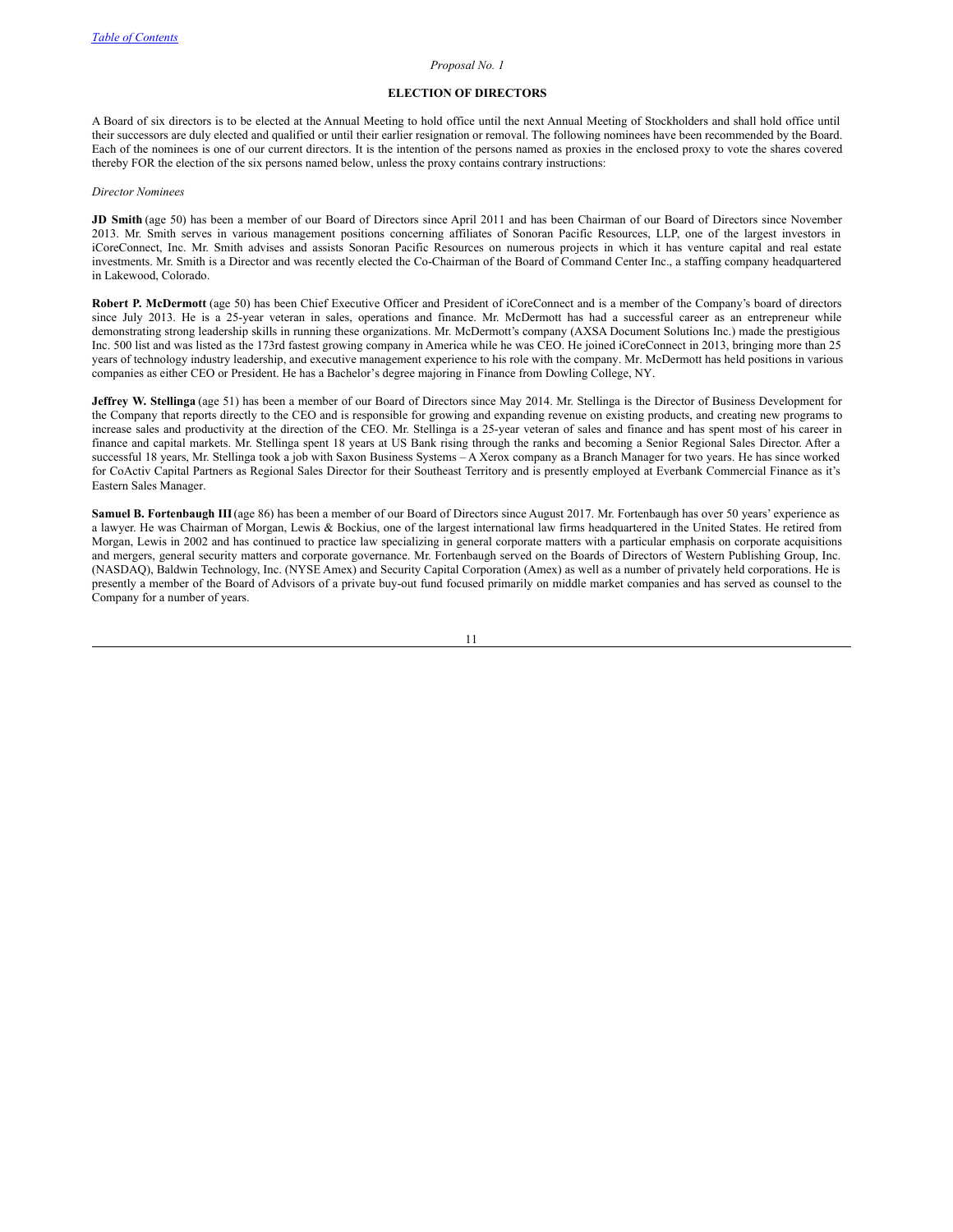*Proposal No. 1*

**ELECTION OF DIRECTORS**

A Board of six directors is to be elected at the Annual Meeting to hold office until the next Annual Meeting of Stockholders and shall hold office until their successors are duly elected and qualified or until their earlier resignation or removal. The following nominees have been recommended by the Board. Each of the nominees is one of our current directors. It is the intention of the persons named as proxies in the enclosed proxy to vote the shares covered thereby FOR the election of the six persons named below, unless the proxy contains contrary instructions:

*Director Nominees*

**JD Smith** (age 50) has been a member of our Board of Directors since April 2011 and has been Chairman of our Board of Directors since November 2013. Mr. Smith serves in various management positions concerning affiliates of Sonoran Pacific Resources, LLP, one of the largest investors in iCoreConnect, Inc. Mr. Smith advises and assists Sonoran Pacific Resources on numerous projects in which it has venture capital and real estate investments. Mr. Smith is a Director and was recently elected the Co-Chairman of the Board of Command Center Inc., a staffing company headquartered in Lakewood, Colorado.

**Robert P. McDermott** (age 50) has been Chief Executive Officer and President of iCoreConnect and is a member of the Company's board of directors since July 2013. He is a 25-year veteran in sales, operations and finance. Mr. McDermott has had a successful career as an entrepreneur while demonstrating strong leadership skills in running these organizations. Mr. McDermott's company (AXSA Document Solutions Inc.) made the prestigious Inc. 500 list and was listed as the 173rd fastest growing company in America while he was CEO. He joined iCoreConnect in 2013, bringing more than 25 years of technology industry leadership, and executive management experience to his role with the company. Mr. McDermott has held positions in various companies as either CEO or President. He has a Bachelor's degree majoring in Finance from Dowling College, NY.

**Jeffrey W. Stellinga** (age 51) has been a member of our Board of Directors since May 2014. Mr. Stellinga is the Director of Business Development for the Company that reports directly to the CEO and is responsible for growing and expanding revenue on existing products, and creating new programs to increase sales and productivity at the direction of the CEO. Mr. Stellinga is a 25-year veteran of sales and finance and has spent most of his career in finance and capital markets. Mr. Stellinga spent 18 years at US Bank rising through the ranks and becoming a Senior Regional Sales Director. After a successful 18 years, Mr. Stellinga took a job with Saxon Business Systems – A Xerox company as a Branch Manager for two years. He has since worked for CoActiv Capital Partners as Regional Sales Director for their Southeast Territory and is presently employed at Everbank Commercial Finance as it's Eastern Sales Manager.

**Samuel B. Fortenbaugh III** (age 86) has been a member of our Board of Directors since August 2017. Mr. Fortenbaugh has over 50 years' experience as a lawyer. He was Chairman of Morgan, Lewis & Bockius, one of the largest international law firms headquartered in the United States. He retired from Morgan, Lewis in 2002 and has continued to practice law specializing in general corporate matters with a particular emphasis on corporate acquisitions and mergers, general security matters and corporate governance. Mr. Fortenbaugh served on the Boards of Directors of Western Publishing Group, Inc. (NASDAQ), Baldwin Technology, Inc. (NYSE Amex) and Security Capital Corporation (Amex) as well as a number of privately held corporations. He is presently a member of the Board of Advisors of a private buy-out fund focused primarily on middle market companies and has served as counsel to the Company for a number of years.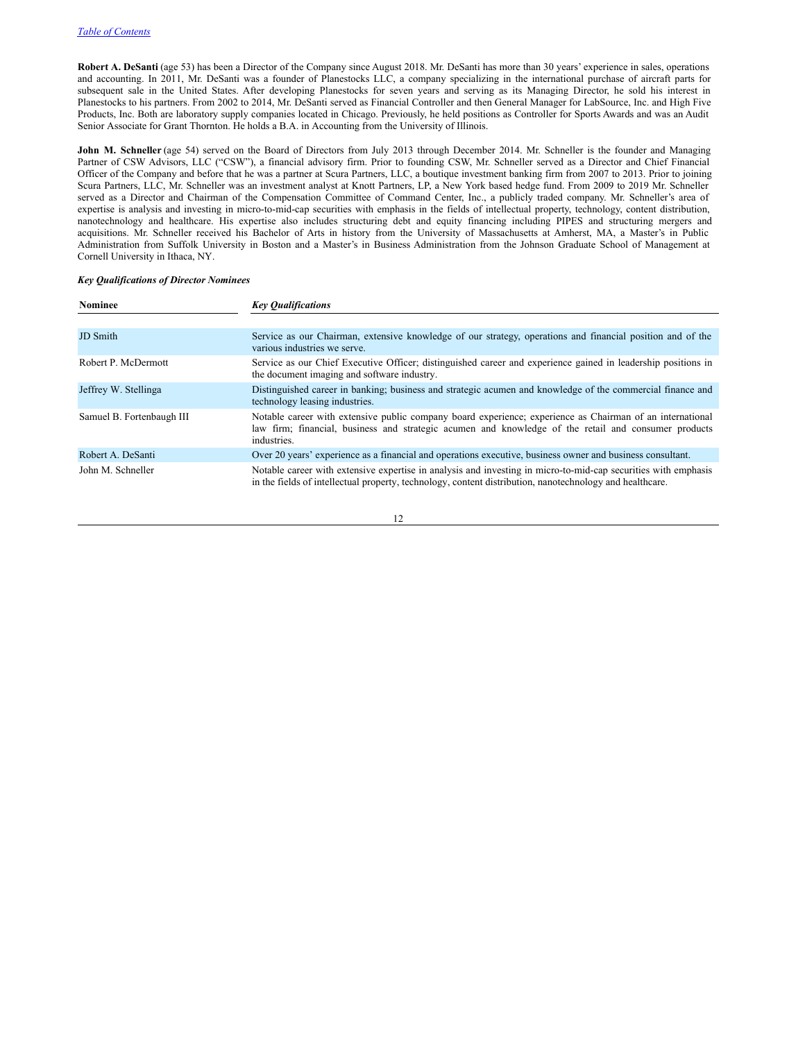**Robert A. DeSanti** (age 53) has been a Director of the Company since August 2018. Mr. DeSanti has more than 30 years' experience in sales, operations and accounting. In 2011, Mr. DeSanti was a founder of Planestocks LLC, a company specializing in the international purchase of aircraft parts for subsequent sale in the United States. After developing Planestocks for seven years and serving as its Managing Director, he sold his interest in Planestocks to his partners. From 2002 to 2014, Mr. DeSanti served as Financial Controller and then General Manager for LabSource, Inc. and High Five Products, Inc. Both are laboratory supply companies located in Chicago. Previously, he held positions as Controller for Sports Awards and was an Audit Senior Associate for Grant Thornton. He holds a B.A. in Accounting from the University of Illinois.

**John M. Schneller** (age 54) served on the Board of Directors from July 2013 through December 2014. Mr. Schneller is the founder and Managing Partner of CSW Advisors, LLC ("CSW"), a financial advisory firm. Prior to founding CSW, Mr. Schneller served as a Director and Chief Financial Officer of the Company and before that he was a partner at Scura Partners, LLC, a boutique investment banking firm from 2007 to 2013. Prior to joining Scura Partners, LLC, Mr. Schneller was an investment analyst at Knott Partners, LP, a New York based hedge fund. From 2009 to 2019 Mr. Schneller served as a Director and Chairman of the Compensation Committee of Command Center, Inc., a publicly traded company. Mr. Schneller's area of expertise is analysis and investing in micro-to-mid-cap securities with emphasis in the fields of intellectual property, technology, content distribution, nanotechnology and healthcare. His expertise also includes structuring debt and equity financing including PIPES and structuring mergers and acquisitions. Mr. Schneller received his Bachelor of Arts in history from the University of Massachusetts at Amherst, MA, a Master's in Public Administration from Suffolk University in Boston and a Master's in Business Administration from the Johnson Graduate School of Management at Cornell University in Ithaca, NY.

***Key Qualifications of Director Nominees***

| Nominee | *Key Qualifications* |
|---|---|
| JD Smith | Service as our Chairman, extensive knowledge of our strategy, operations and financial position and of the various industries we serve. |
| Robert P. McDermott | Service as our Chief Executive Officer; distinguished career and experience gained in leadership positions in the document imaging and software industry. |
| Jeffrey W. Stellinga | Distinguished career in banking; business and strategic acumen and knowledge of the commercial finance and technology leasing industries. |
| Samuel B. Fortenbaugh III | Notable career with extensive public company board experience; experience as Chairman of an international law firm; financial, business and strategic acumen and knowledge of the retail and consumer products industries. |
| Robert A. DeSanti | Over 20 years' experience as a financial and operations executive, business owner and business consultant. |
| John M. Schneller | Notable career with extensive expertise in analysis and investing in micro-to-mid-cap securities with emphasis in the fields of intellectual property, technology, content distribution, nanotechnology and healthcare. |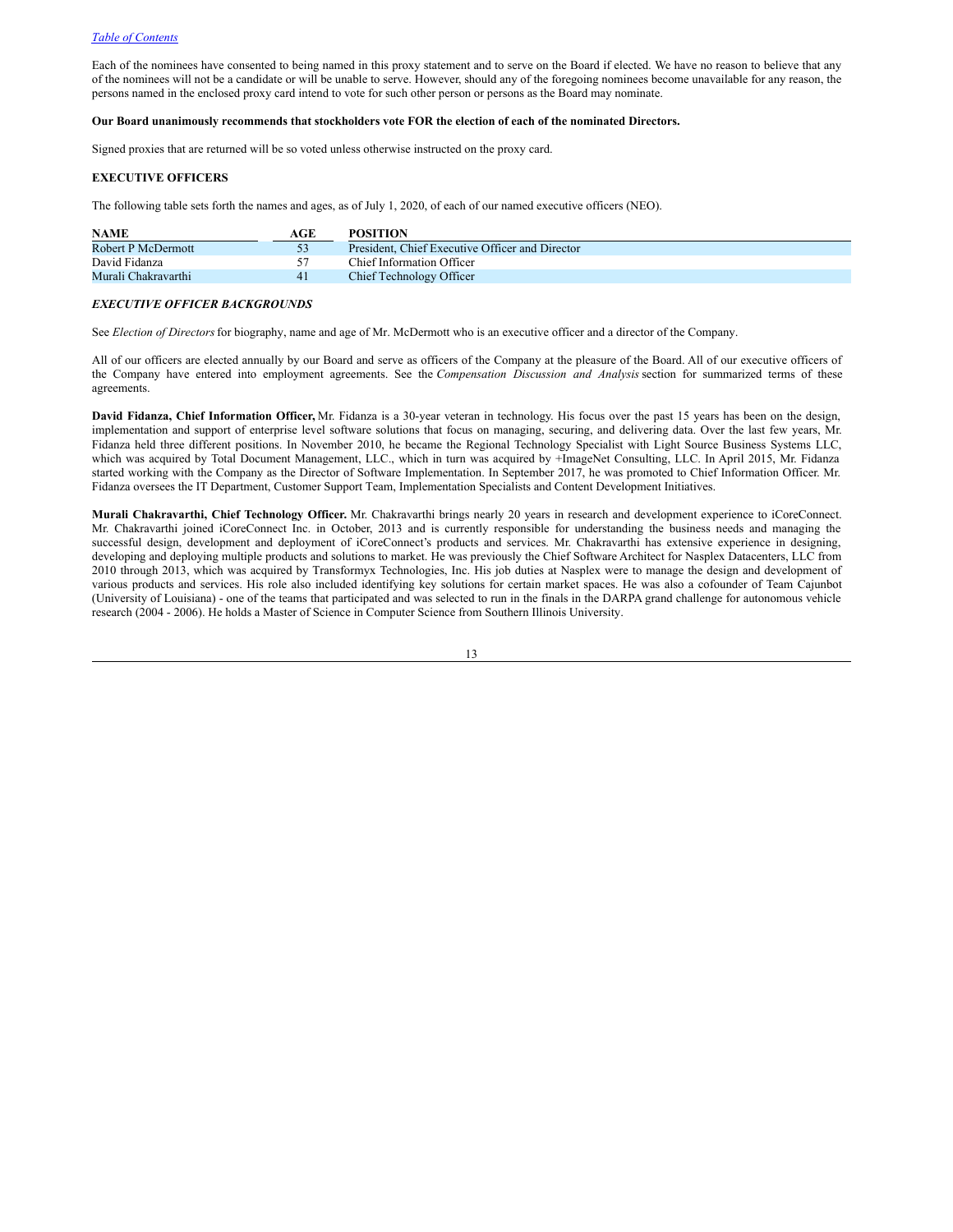Each of the nominees have consented to being named in this proxy statement and to serve on the Board if elected. We have no reason to believe that any of the nominees will not be a candidate or will be unable to serve. However, should any of the foregoing nominees become unavailable for any reason, the persons named in the enclosed proxy card intend to vote for such other person or persons as the Board may nominate.

**Our Board unanimously recommends that stockholders vote FOR the election of each of the nominated Directors.**

Signed proxies that are returned will be so voted unless otherwise instructed on the proxy card.

**EXECUTIVE OFFICERS**

The following table sets forth the names and ages, as of July 1, 2020, of each of our named executive officers (NEO).

| NAME | AGE | POSITION |
|---|---|---|
| Robert P McDermott | 53 | President, Chief Executive Officer and Director |
| David Fidanza | 57 | Chief Information Officer |
| Murali Chakravarthi | 41 | Chief Technology Officer |

***EXECUTIVE OFFICER BACKGROUNDS***

See *Election of Directors* for biography, name and age of Mr. McDermott who is an executive officer and a director of the Company.

All of our officers are elected annually by our Board and serve as officers of the Company at the pleasure of the Board. All of our executive officers of the Company have entered into employment agreements. See the *Compensation Discussion and Analysis* section for summarized terms of these agreements.

**David Fidanza, Chief Information Officer,** Mr. Fidanza is a 30-year veteran in technology. His focus over the past 15 years has been on the design, implementation and support of enterprise level software solutions that focus on managing, securing, and delivering data. Over the last few years, Mr. Fidanza held three different positions. In November 2010, he became the Regional Technology Specialist with Light Source Business Systems LLC, which was acquired by Total Document Management, LLC., which in turn was acquired by +ImageNet Consulting, LLC. In April 2015, Mr. Fidanza started working with the Company as the Director of Software Implementation. In September 2017, he was promoted to Chief Information Officer. Mr. Fidanza oversees the IT Department, Customer Support Team, Implementation Specialists and Content Development Initiatives.

**Murali Chakravarthi, Chief Technology Officer.** Mr. Chakravarthi brings nearly 20 years in research and development experience to iCoreConnect. Mr. Chakravarthi joined iCoreConnect Inc. in October, 2013 and is currently responsible for understanding the business needs and managing the successful design, development and deployment of iCoreConnect's products and services. Mr. Chakravarthi has extensive experience in designing, developing and deploying multiple products and solutions to market. He was previously the Chief Software Architect for Nasplex Datacenters, LLC from 2010 through 2013, which was acquired by Transformyx Technologies, Inc. His job duties at Nasplex were to manage the design and development of various products and services. His role also included identifying key solutions for certain market spaces. He was also a cofounder of Team Cajunbot (University of Louisiana) - one of the teams that participated and was selected to run in the finals in the DARPA grand challenge for autonomous vehicle research (2004 - 2006). He holds a Master of Science in Computer Science from Southern Illinois University.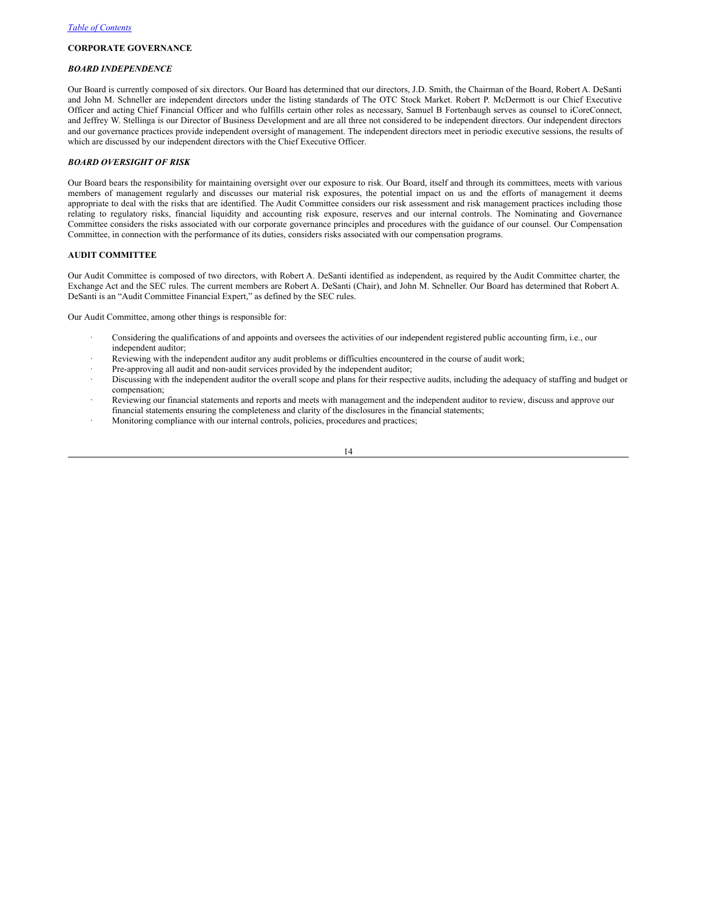## CORPORATE GOVERNANCE

### *BOARD INDEPENDENCE*

Our Board is currently composed of six directors. Our Board has determined that our directors, J.D. Smith, the Chairman of the Board, Robert A. DeSanti and John M. Schneller are independent directors under the listing standards of The OTC Stock Market. Robert P. McDermott is our Chief Executive Officer and acting Chief Financial Officer and who fulfills certain other roles as necessary, Samuel B Fortenbaugh serves as counsel to iCoreConnect, and Jeffrey W. Stellinga is our Director of Business Development and are all three not considered to be independent directors. Our independent directors and our governance practices provide independent oversight of management. The independent directors meet in periodic executive sessions, the results of which are discussed by our independent directors with the Chief Executive Officer.

### *BOARD OVERSIGHT OF RISK*

Our Board bears the responsibility for maintaining oversight over our exposure to risk. Our Board, itself and through its committees, meets with various members of management regularly and discusses our material risk exposures, the potential impact on us and the efforts of management it deems appropriate to deal with the risks that are identified. The Audit Committee considers our risk assessment and risk management practices including those relating to regulatory risks, financial liquidity and accounting risk exposure, reserves and our internal controls. The Nominating and Governance Committee considers the risks associated with our corporate governance principles and procedures with the guidance of our counsel. Our Compensation Committee, in connection with the performance of its duties, considers risks associated with our compensation programs.

### AUDIT COMMITTEE

Our Audit Committee is composed of two directors, with Robert A. DeSanti identified as independent, as required by the Audit Committee charter, the Exchange Act and the SEC rules. The current members are Robert A. DeSanti (Chair), and John M. Schneller. Our Board has determined that Robert A. DeSanti is an "Audit Committee Financial Expert," as defined by the SEC rules.

Our Audit Committee, among other things is responsible for:

- Considering the qualifications of and appoints and oversees the activities of our independent registered public accounting firm, i.e., our independent auditor;
- Reviewing with the independent auditor any audit problems or difficulties encountered in the course of audit work;
- Pre-approving all audit and non-audit services provided by the independent auditor;
- Discussing with the independent auditor the overall scope and plans for their respective audits, including the adequacy of staffing and budget or compensation;
- Reviewing our financial statements and reports and meets with management and the independent auditor to review, discuss and approve our financial statements ensuring the completeness and clarity of the disclosures in the financial statements;
- Monitoring compliance with our internal controls, policies, procedures and practices;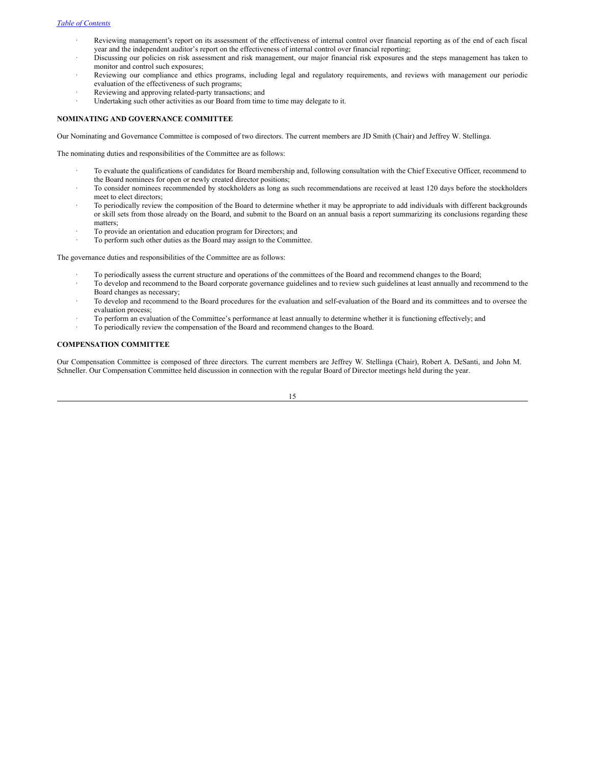- Reviewing management's report on its assessment of the effectiveness of internal control over financial reporting as of the end of each fiscal year and the independent auditor's report on the effectiveness of internal control over financial reporting;
- Discussing our policies on risk assessment and risk management, our major financial risk exposures and the steps management has taken to monitor and control such exposures;
- Reviewing our compliance and ethics programs, including legal and regulatory requirements, and reviews with management our periodic evaluation of the effectiveness of such programs;
- Reviewing and approving related-party transactions; and
- Undertaking such other activities as our Board from time to time may delegate to it.

**NOMINATING AND GOVERNANCE COMMITTEE**

Our Nominating and Governance Committee is composed of two directors. The current members are JD Smith (Chair) and Jeffrey W. Stellinga.

The nominating duties and responsibilities of the Committee are as follows:

- To evaluate the qualifications of candidates for Board membership and, following consultation with the Chief Executive Officer, recommend to the Board nominees for open or newly created director positions;
- To consider nominees recommended by stockholders as long as such recommendations are received at least 120 days before the stockholders meet to elect directors;
- To periodically review the composition of the Board to determine whether it may be appropriate to add individuals with different backgrounds or skill sets from those already on the Board, and submit to the Board on an annual basis a report summarizing its conclusions regarding these matters;
- To provide an orientation and education program for Directors; and
- To perform such other duties as the Board may assign to the Committee.

The governance duties and responsibilities of the Committee are as follows:

- To periodically assess the current structure and operations of the committees of the Board and recommend changes to the Board;
- To develop and recommend to the Board corporate governance guidelines and to review such guidelines at least annually and recommend to the Board changes as necessary;
- To develop and recommend to the Board procedures for the evaluation and self-evaluation of the Board and its committees and to oversee the evaluation process;
- To perform an evaluation of the Committee's performance at least annually to determine whether it is functioning effectively; and
- To periodically review the compensation of the Board and recommend changes to the Board.

**COMPENSATION COMMITTEE**

Our Compensation Committee is composed of three directors. The current members are Jeffrey W. Stellinga (Chair), Robert A. DeSanti, and John M. Schneller. Our Compensation Committee held discussion in connection with the regular Board of Director meetings held during the year.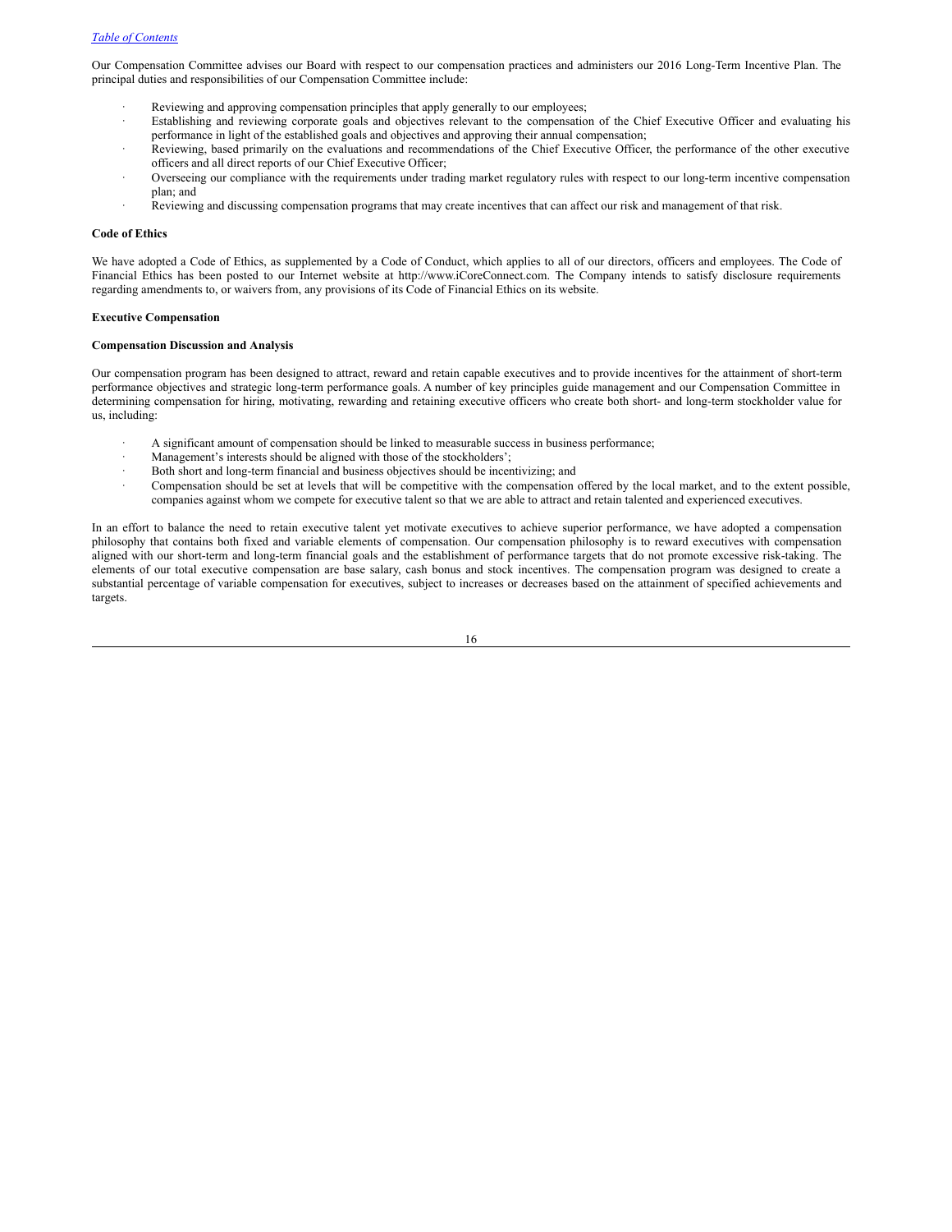Our Compensation Committee advises our Board with respect to our compensation practices and administers our 2016 Long-Term Incentive Plan. The principal duties and responsibilities of our Compensation Committee include:

- Reviewing and approving compensation principles that apply generally to our employees;
- Establishing and reviewing corporate goals and objectives relevant to the compensation of the Chief Executive Officer and evaluating his performance in light of the established goals and objectives and approving their annual compensation;
- Reviewing, based primarily on the evaluations and recommendations of the Chief Executive Officer, the performance of the other executive officers and all direct reports of our Chief Executive Officer;
- Overseeing our compliance with the requirements under trading market regulatory rules with respect to our long-term incentive compensation plan; and
- Reviewing and discussing compensation programs that may create incentives that can affect our risk and management of that risk.

**Code of Ethics**

We have adopted a Code of Ethics, as supplemented by a Code of Conduct, which applies to all of our directors, officers and employees. The Code of Financial Ethics has been posted to our Internet website at http://www.iCoreConnect.com. The Company intends to satisfy disclosure requirements regarding amendments to, or waivers from, any provisions of its Code of Financial Ethics on its website.

**Executive Compensation**

**Compensation Discussion and Analysis**

Our compensation program has been designed to attract, reward and retain capable executives and to provide incentives for the attainment of short-term performance objectives and strategic long-term performance goals. A number of key principles guide management and our Compensation Committee in determining compensation for hiring, motivating, rewarding and retaining executive officers who create both short- and long-term stockholder value for us, including:

- A significant amount of compensation should be linked to measurable success in business performance;
- Management's interests should be aligned with those of the stockholders';
- Both short and long-term financial and business objectives should be incentivizing; and
- Compensation should be set at levels that will be competitive with the compensation offered by the local market, and to the extent possible, companies against whom we compete for executive talent so that we are able to attract and retain talented and experienced executives.

In an effort to balance the need to retain executive talent yet motivate executives to achieve superior performance, we have adopted a compensation philosophy that contains both fixed and variable elements of compensation. Our compensation philosophy is to reward executives with compensation aligned with our short-term and long-term financial goals and the establishment of performance targets that do not promote excessive risk-taking. The elements of our total executive compensation are base salary, cash bonus and stock incentives. The compensation program was designed to create a substantial percentage of variable compensation for executives, subject to increases or decreases based on the attainment of specified achievements and targets.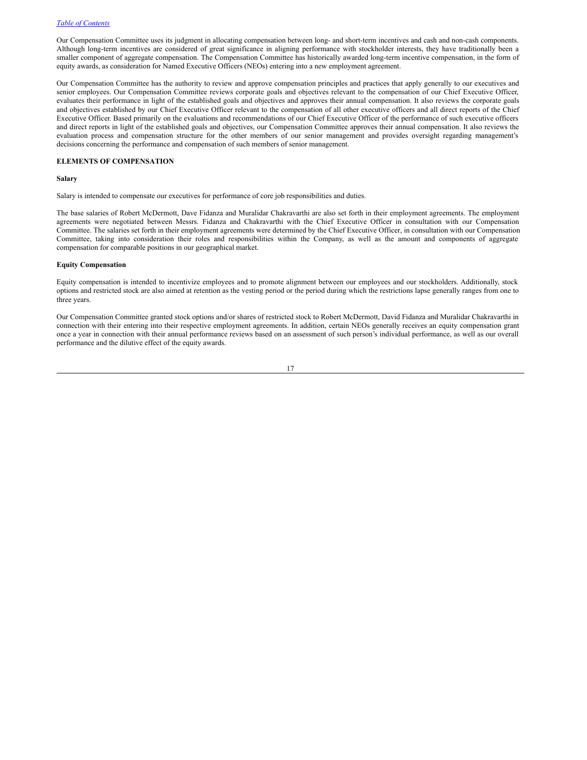Our Compensation Committee uses its judgment in allocating compensation between long- and short-term incentives and cash and non-cash components. Although long-term incentives are considered of great significance in aligning performance with stockholder interests, they have traditionally been a smaller component of aggregate compensation. The Compensation Committee has historically awarded long-term incentive compensation, in the form of equity awards, as consideration for Named Executive Officers (NEOs) entering into a new employment agreement.

Our Compensation Committee has the authority to review and approve compensation principles and practices that apply generally to our executives and senior employees. Our Compensation Committee reviews corporate goals and objectives relevant to the compensation of our Chief Executive Officer, evaluates their performance in light of the established goals and objectives and approves their annual compensation. It also reviews the corporate goals and objectives established by our Chief Executive Officer relevant to the compensation of all other executive officers and all direct reports of the Chief Executive Officer. Based primarily on the evaluations and recommendations of our Chief Executive Officer of the performance of such executive officers and direct reports in light of the established goals and objectives, our Compensation Committee approves their annual compensation. It also reviews the evaluation process and compensation structure for the other members of our senior management and provides oversight regarding management's decisions concerning the performance and compensation of such members of senior management.

**ELEMENTS OF COMPENSATION**

**Salary**

Salary is intended to compensate our executives for performance of core job responsibilities and duties.

The base salaries of Robert McDermott, Dave Fidanza and Muralidar Chakravarthi are also set forth in their employment agreements. The employment agreements were negotiated between Messrs. Fidanza and Chakravarthi with the Chief Executive Officer in consultation with our Compensation Committee. The salaries set forth in their employment agreements were determined by the Chief Executive Officer, in consultation with our Compensation Committee, taking into consideration their roles and responsibilities within the Company, as well as the amount and components of aggregate compensation for comparable positions in our geographical market.

**Equity Compensation**

Equity compensation is intended to incentivize employees and to promote alignment between our employees and our stockholders. Additionally, stock options and restricted stock are also aimed at retention as the vesting period or the period during which the restrictions lapse generally ranges from one to three years.

Our Compensation Committee granted stock options and/or shares of restricted stock to Robert McDermott, David Fidanza and Muralidar Chakravarthi in connection with their entering into their respective employment agreements. In addition, certain NEOs generally receives an equity compensation grant once a year in connection with their annual performance reviews based on an assessment of such person's individual performance, as well as our overall performance and the dilutive effect of the equity awards.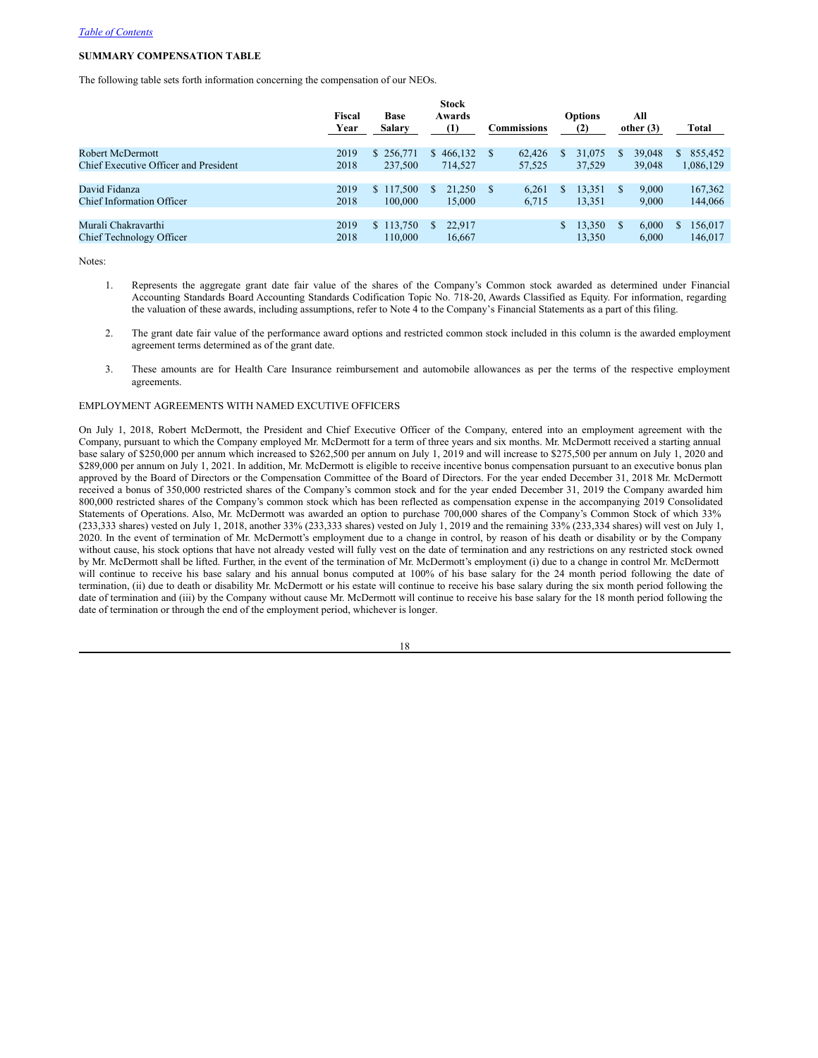[Table of Contents](#)

**SUMMARY COMPENSATION TABLE**

The following table sets forth information concerning the compensation of our NEOs.

| | Fiscal Year | Base Salary | Stock Awards (1) | Commissions | Options (2) | All other (3) | Total |
|---|---|---|---|---|---|---|---|
| Robert McDermott | 2019 | $ 256,771 | $ 466,132 | $ 62,426 | $ 31,075 | $ 39,048 | $ 855,452 |
| Chief Executive Officer and President | 2018 | 237,500 | 714,527 | 57,525 | 37,529 | 39,048 | 1,086,129 |
| David Fidanza | 2019 | $ 117,500 | $ 21,250 | $ 6,261 | $ 13,351 | $ 9,000 | 167,362 |
| Chief Information Officer | 2018 | 100,000 | 15,000 | 6,715 | 13,351 | 9,000 | 144,066 |
| Murali Chakravarthi | 2019 | $ 113,750 | $ 22,917 | | $ 13,350 | $ 6,000 | $ 156,017 |
| Chief Technology Officer | 2018 | 110,000 | 16,667 | | 13,350 | 6,000 | 146,017 |

Notes:

1. Represents the aggregate grant date fair value of the shares of the Company's Common stock awarded as determined under Financial Accounting Standards Board Accounting Standards Codification Topic No. 718-20, Awards Classified as Equity. For information, regarding the valuation of these awards, including assumptions, refer to Note 4 to the Company's Financial Statements as a part of this filing.

2. The grant date fair value of the performance award options and restricted common stock included in this column is the awarded employment agreement terms determined as of the grant date.

3. These amounts are for Health Care Insurance reimbursement and automobile allowances as per the terms of the respective employment agreements.

EMPLOYMENT AGREEMENTS WITH NAMED EXCUTIVE OFFICERS

On July 1, 2018, Robert McDermott, the President and Chief Executive Officer of the Company, entered into an employment agreement with the Company, pursuant to which the Company employed Mr. McDermott for a term of three years and six months. Mr. McDermott received a starting annual base salary of $250,000 per annum which increased to $262,500 per annum on July 1, 2019 and will increase to $275,500 per annum on July 1, 2020 and $289,000 per annum on July 1, 2021. In addition, Mr. McDermott is eligible to receive incentive bonus compensation pursuant to an executive bonus plan approved by the Board of Directors or the Compensation Committee of the Board of Directors. For the year ended December 31, 2018 Mr. McDermott received a bonus of 350,000 restricted shares of the Company's common stock and for the year ended December 31, 2019 the Company awarded him 800,000 restricted shares of the Company's common stock which has been reflected as compensation expense in the accompanying 2019 Consolidated Statements of Operations. Also, Mr. McDermott was awarded an option to purchase 700,000 shares of the Company's Common Stock of which 33% (233,333 shares) vested on July 1, 2018, another 33% (233,333 shares) vested on July 1, 2019 and the remaining 33% (233,334 shares) will vest on July 1, 2020. In the event of termination of Mr. McDermott's employment due to a change in control, by reason of his death or disability or by the Company without cause, his stock options that have not already vested will fully vest on the date of termination and any restrictions on any restricted stock owned by Mr. McDermott shall be lifted. Further, in the event of the termination of Mr. McDermott's employment (i) due to a change in control Mr. McDermott will continue to receive his base salary and his annual bonus computed at 100% of his base salary for the 24 month period following the date of termination, (ii) due to death or disability Mr. McDermott or his estate will continue to receive his base salary during the six month period following the date of termination and (iii) by the Company without cause Mr. McDermott will continue to receive his base salary for the 18 month period following the date of termination or through the end of the employment period, whichever is longer.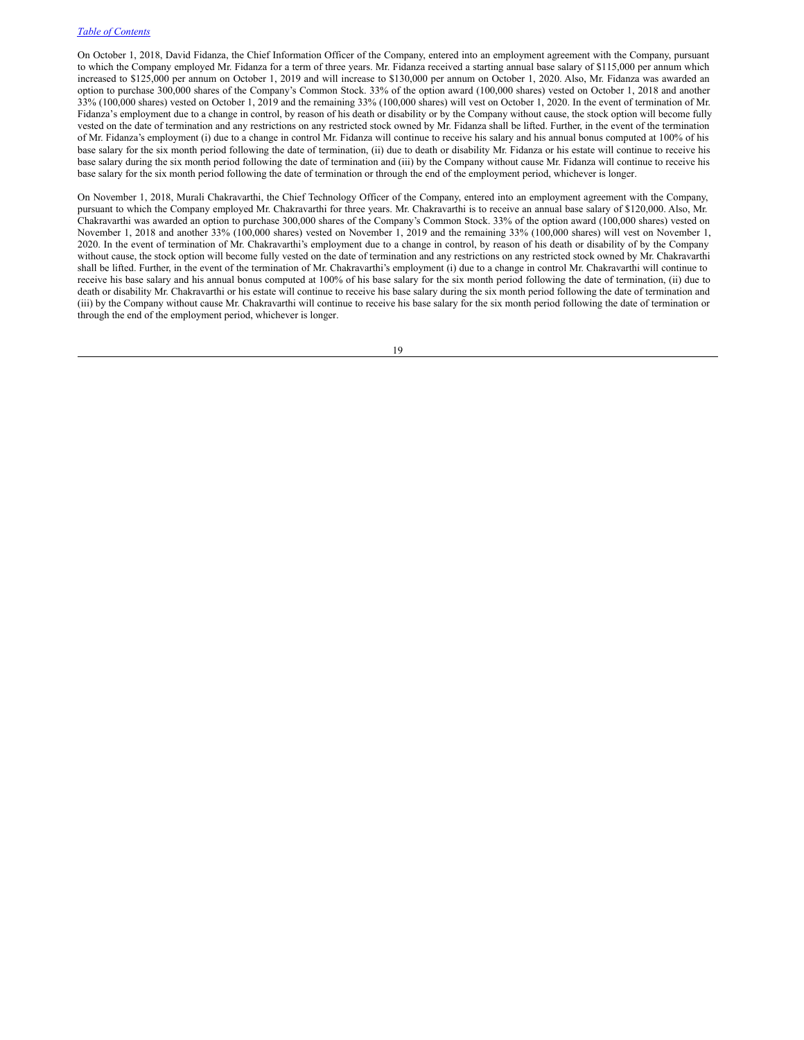On October 1, 2018, David Fidanza, the Chief Information Officer of the Company, entered into an employment agreement with the Company, pursuant to which the Company employed Mr. Fidanza for a term of three years. Mr. Fidanza received a starting annual base salary of $115,000 per annum which increased to $125,000 per annum on October 1, 2019 and will increase to $130,000 per annum on October 1, 2020. Also, Mr. Fidanza was awarded an option to purchase 300,000 shares of the Company's Common Stock. 33% of the option award (100,000 shares) vested on October 1, 2018 and another 33% (100,000 shares) vested on October 1, 2019 and the remaining 33% (100,000 shares) will vest on October 1, 2020. In the event of termination of Mr. Fidanza's employment due to a change in control, by reason of his death or disability or by the Company without cause, the stock option will become fully vested on the date of termination and any restrictions on any restricted stock owned by Mr. Fidanza shall be lifted. Further, in the event of the termination of Mr. Fidanza's employment (i) due to a change in control Mr. Fidanza will continue to receive his salary and his annual bonus computed at 100% of his base salary for the six month period following the date of termination, (ii) due to death or disability Mr. Fidanza or his estate will continue to receive his base salary during the six month period following the date of termination and (iii) by the Company without cause Mr. Fidanza will continue to receive his base salary for the six month period following the date of termination or through the end of the employment period, whichever is longer.

On November 1, 2018, Murali Chakravarthi, the Chief Technology Officer of the Company, entered into an employment agreement with the Company, pursuant to which the Company employed Mr. Chakravarthi for three years. Mr. Chakravarthi is to receive an annual base salary of $120,000. Also, Mr. Chakravarthi was awarded an option to purchase 300,000 shares of the Company's Common Stock. 33% of the option award (100,000 shares) vested on November 1, 2018 and another 33% (100,000 shares) vested on November 1, 2019 and the remaining 33% (100,000 shares) will vest on November 1, 2020. In the event of termination of Mr. Chakravarthi's employment due to a change in control, by reason of his death or disability of by the Company without cause, the stock option will become fully vested on the date of termination and any restrictions on any restricted stock owned by Mr. Chakravarthi shall be lifted. Further, in the event of the termination of Mr. Chakravarthi's employment (i) due to a change in control Mr. Chakravarthi will continue to receive his base salary and his annual bonus computed at 100% of his base salary for the six month period following the date of termination, (ii) due to death or disability Mr. Chakravarthi or his estate will continue to receive his base salary during the six month period following the date of termination and (iii) by the Company without cause Mr. Chakravarthi will continue to receive his base salary for the six month period following the date of termination or through the end of the employment period, whichever is longer.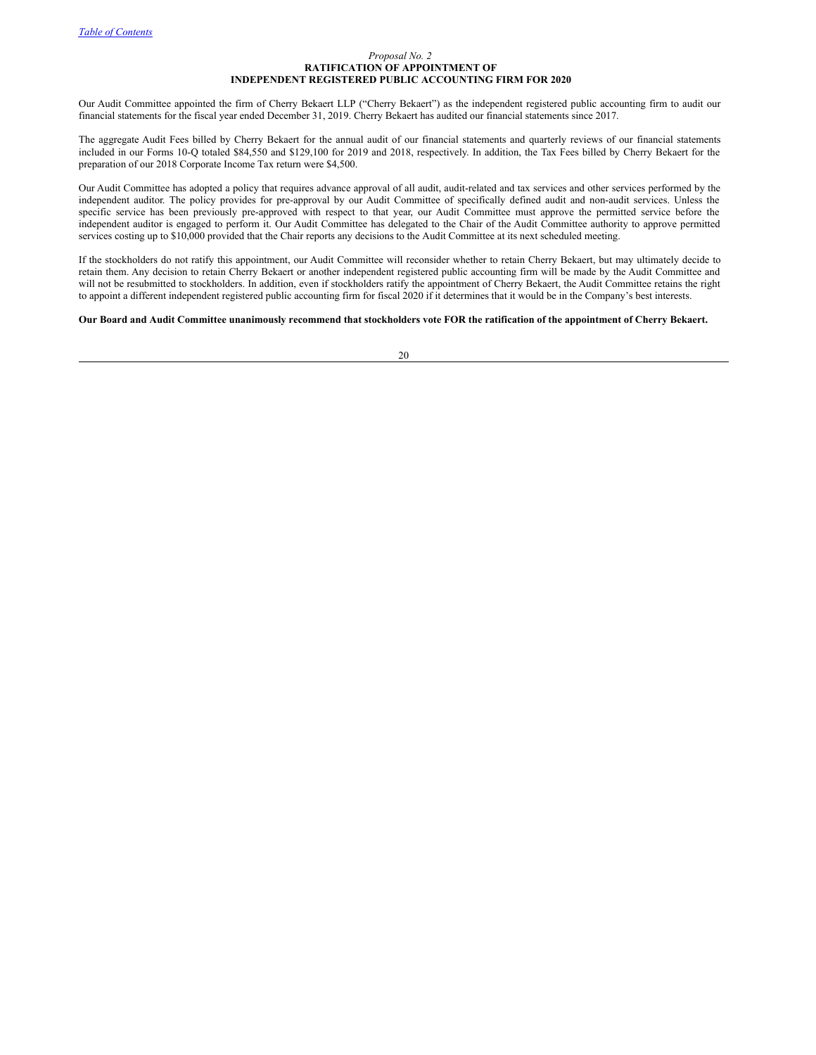*Proposal No. 2*

## RATIFICATION OF APPOINTMENT OF INDEPENDENT REGISTERED PUBLIC ACCOUNTING FIRM FOR 2020

Our Audit Committee appointed the firm of Cherry Bekaert LLP ("Cherry Bekaert") as the independent registered public accounting firm to audit our financial statements for the fiscal year ended December 31, 2019. Cherry Bekaert has audited our financial statements since 2017.

The aggregate Audit Fees billed by Cherry Bekaert for the annual audit of our financial statements and quarterly reviews of our financial statements included in our Forms 10-Q totaled $84,550 and $129,100 for 2019 and 2018, respectively. In addition, the Tax Fees billed by Cherry Bekaert for the preparation of our 2018 Corporate Income Tax return were $4,500.

Our Audit Committee has adopted a policy that requires advance approval of all audit, audit-related and tax services and other services performed by the independent auditor. The policy provides for pre-approval by our Audit Committee of specifically defined audit and non-audit services. Unless the specific service has been previously pre-approved with respect to that year, our Audit Committee must approve the permitted service before the independent auditor is engaged to perform it. Our Audit Committee has delegated to the Chair of the Audit Committee authority to approve permitted services costing up to $10,000 provided that the Chair reports any decisions to the Audit Committee at its next scheduled meeting.

If the stockholders do not ratify this appointment, our Audit Committee will reconsider whether to retain Cherry Bekaert, but may ultimately decide to retain them. Any decision to retain Cherry Bekaert or another independent registered public accounting firm will be made by the Audit Committee and will not be resubmitted to stockholders. In addition, even if stockholders ratify the appointment of Cherry Bekaert, the Audit Committee retains the right to appoint a different independent registered public accounting firm for fiscal 2020 if it determines that it would be in the Company's best interests.

**Our Board and Audit Committee unanimously recommend that stockholders vote FOR the ratification of the appointment of Cherry Bekaert.**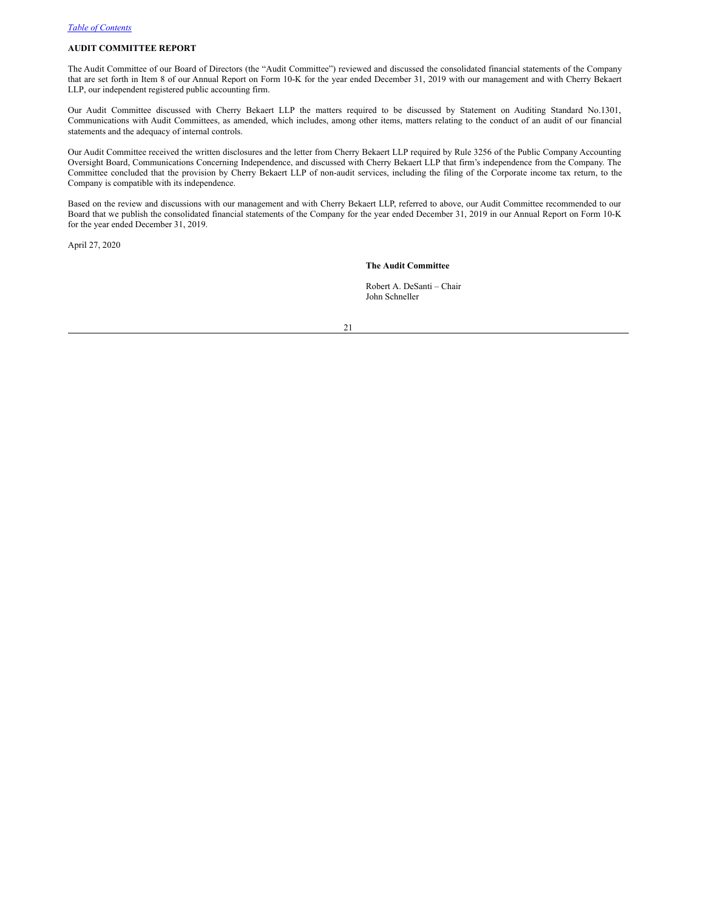## AUDIT COMMITTEE REPORT

The Audit Committee of our Board of Directors (the "Audit Committee") reviewed and discussed the consolidated financial statements of the Company that are set forth in Item 8 of our Annual Report on Form 10-K for the year ended December 31, 2019 with our management and with Cherry Bekaert LLP, our independent registered public accounting firm.

Our Audit Committee discussed with Cherry Bekaert LLP the matters required to be discussed by Statement on Auditing Standard No.1301, Communications with Audit Committees, as amended, which includes, among other items, matters relating to the conduct of an audit of our financial statements and the adequacy of internal controls.

Our Audit Committee received the written disclosures and the letter from Cherry Bekaert LLP required by Rule 3256 of the Public Company Accounting Oversight Board, Communications Concerning Independence, and discussed with Cherry Bekaert LLP that firm's independence from the Company. The Committee concluded that the provision by Cherry Bekaert LLP of non-audit services, including the filing of the Corporate income tax return, to the Company is compatible with its independence.

Based on the review and discussions with our management and with Cherry Bekaert LLP, referred to above, our Audit Committee recommended to our Board that we publish the consolidated financial statements of the Company for the year ended December 31, 2019 in our Annual Report on Form 10-K for the year ended December 31, 2019.

April 27, 2020

**The Audit Committee**

Robert A. DeSanti – Chair
John Schneller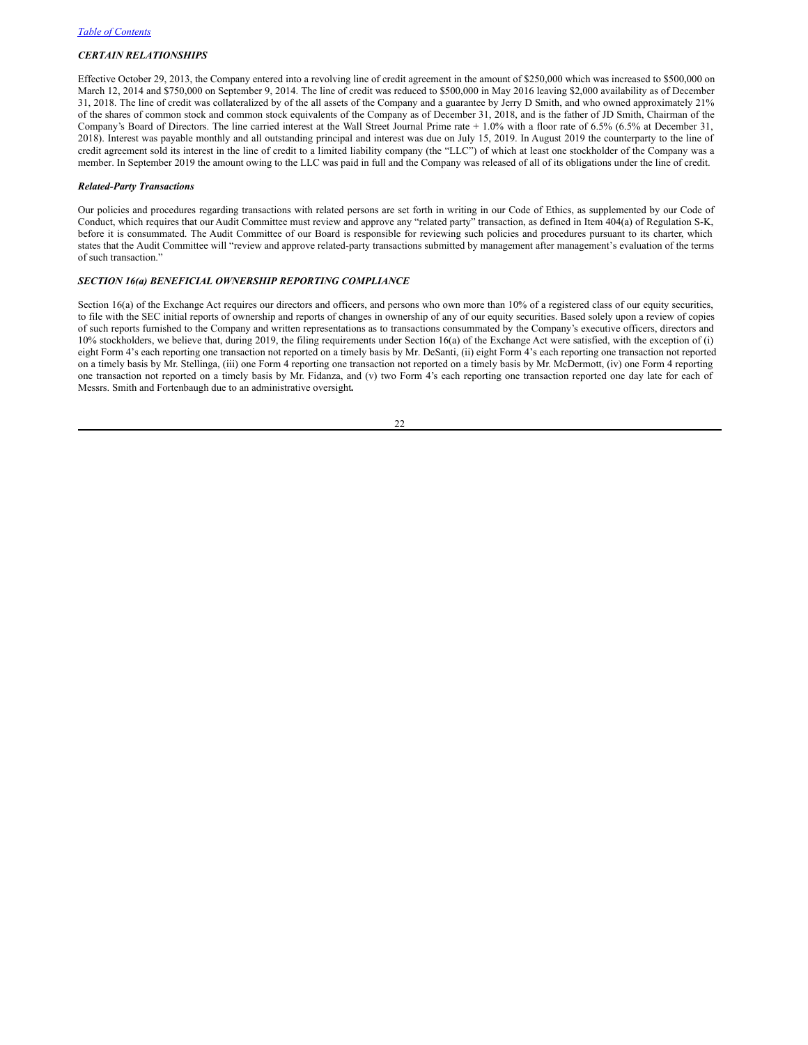[Table of Contents](#)

### *CERTAIN RELATIONSHIPS*

Effective October 29, 2013, the Company entered into a revolving line of credit agreement in the amount of $250,000 which was increased to $500,000 on March 12, 2014 and $750,000 on September 9, 2014. The line of credit was reduced to $500,000 in May 2016 leaving $2,000 availability as of December 31, 2018. The line of credit was collateralized by of the all assets of the Company and a guarantee by Jerry D Smith, and who owned approximately 21% of the shares of common stock and common stock equivalents of the Company as of December 31, 2018, and is the father of JD Smith, Chairman of the Company's Board of Directors. The line carried interest at the Wall Street Journal Prime rate + 1.0% with a floor rate of 6.5% (6.5% at December 31, 2018). Interest was payable monthly and all outstanding principal and interest was due on July 15, 2019. In August 2019 the counterparty to the line of credit agreement sold its interest in the line of credit to a limited liability company (the "LLC") of which at least one stockholder of the Company was a member. In September 2019 the amount owing to the LLC was paid in full and the Company was released of all of its obligations under the line of credit.

### *Related-Party Transactions*

Our policies and procedures regarding transactions with related persons are set forth in writing in our Code of Ethics, as supplemented by our Code of Conduct, which requires that our Audit Committee must review and approve any "related party" transaction, as defined in Item 404(a) of Regulation S-K, before it is consummated. The Audit Committee of our Board is responsible for reviewing such policies and procedures pursuant to its charter, which states that the Audit Committee will "review and approve related-party transactions submitted by management after management's evaluation of the terms of such transaction."

### *SECTION 16(a) BENEFICIAL OWNERSHIP REPORTING COMPLIANCE*

Section 16(a) of the Exchange Act requires our directors and officers, and persons who own more than 10% of a registered class of our equity securities, to file with the SEC initial reports of ownership and reports of changes in ownership of any of our equity securities. Based solely upon a review of copies of such reports furnished to the Company and written representations as to transactions consummated by the Company's executive officers, directors and 10% stockholders, we believe that, during 2019, the filing requirements under Section 16(a) of the Exchange Act were satisfied, with the exception of (i) eight Form 4's each reporting one transaction not reported on a timely basis by Mr. DeSanti, (ii) eight Form 4's each reporting one transaction not reported on a timely basis by Mr. Stellinga, (iii) one Form 4 reporting one transaction not reported on a timely basis by Mr. McDermott, (iv) one Form 4 reporting one transaction not reported on a timely basis by Mr. Fidanza, and (v) two Form 4's each reporting one transaction reported one day late for each of Messrs. Smith and Fortenbaugh due to an administrative oversight**.**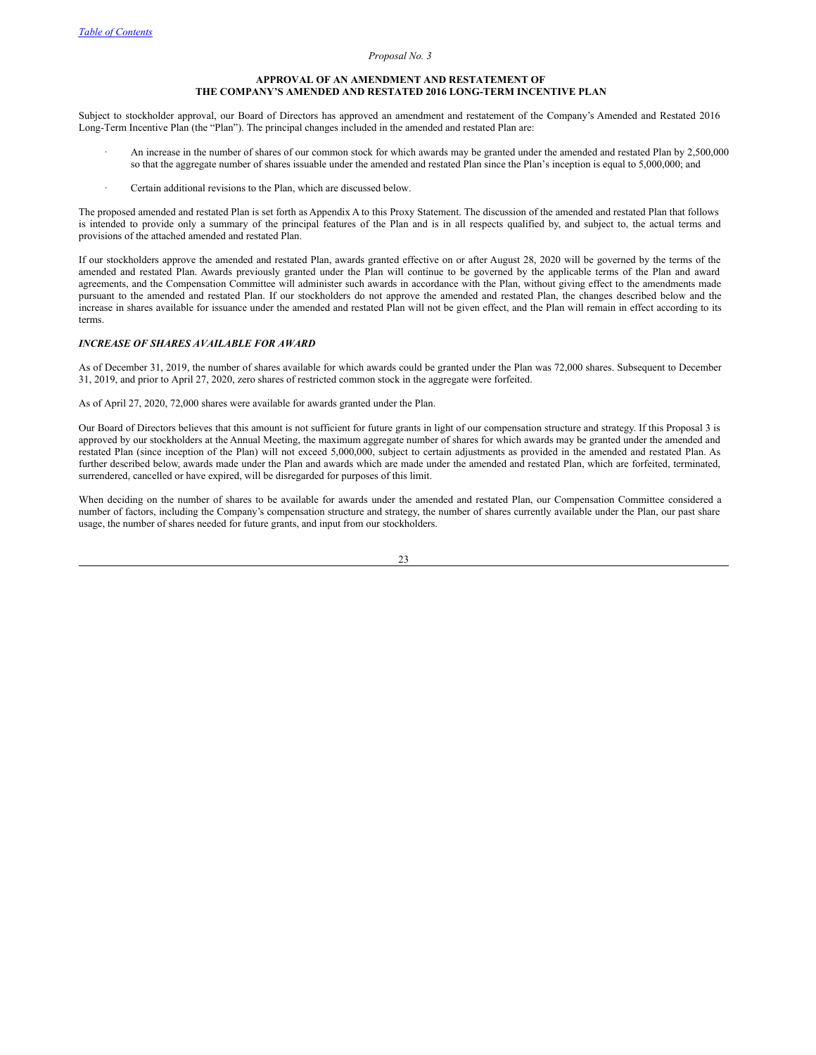*Proposal No. 3*

## APPROVAL OF AN AMENDMENT AND RESTATEMENT OF THE COMPANY'S AMENDED AND RESTATED 2016 LONG-TERM INCENTIVE PLAN

Subject to stockholder approval, our Board of Directors has approved an amendment and restatement of the Company's Amended and Restated 2016 Long-Term Incentive Plan (the "Plan"). The principal changes included in the amended and restated Plan are:

- An increase in the number of shares of our common stock for which awards may be granted under the amended and restated Plan by 2,500,000 so that the aggregate number of shares issuable under the amended and restated Plan since the Plan's inception is equal to 5,000,000; and
- Certain additional revisions to the Plan, which are discussed below.

The proposed amended and restated Plan is set forth as Appendix A to this Proxy Statement. The discussion of the amended and restated Plan that follows is intended to provide only a summary of the principal features of the Plan and is in all respects qualified by, and subject to, the actual terms and provisions of the attached amended and restated Plan.

If our stockholders approve the amended and restated Plan, awards granted effective on or after August 28, 2020 will be governed by the terms of the amended and restated Plan. Awards previously granted under the Plan will continue to be governed by the applicable terms of the Plan and award agreements, and the Compensation Committee will administer such awards in accordance with the Plan, without giving effect to the amendments made pursuant to the amended and restated Plan. If our stockholders do not approve the amended and restated Plan, the changes described below and the increase in shares available for issuance under the amended and restated Plan will not be given effect, and the Plan will remain in effect according to its terms.

### *INCREASE OF SHARES AVAILABLE FOR AWARD*

As of December 31, 2019, the number of shares available for which awards could be granted under the Plan was 72,000 shares. Subsequent to December 31, 2019, and prior to April 27, 2020, zero shares of restricted common stock in the aggregate were forfeited.

As of April 27, 2020, 72,000 shares were available for awards granted under the Plan.

Our Board of Directors believes that this amount is not sufficient for future grants in light of our compensation structure and strategy. If this Proposal 3 is approved by our stockholders at the Annual Meeting, the maximum aggregate number of shares for which awards may be granted under the amended and restated Plan (since inception of the Plan) will not exceed 5,000,000, subject to certain adjustments as provided in the amended and restated Plan. As further described below, awards made under the Plan and awards which are made under the amended and restated Plan, which are forfeited, terminated, surrendered, cancelled or have expired, will be disregarded for purposes of this limit.

When deciding on the number of shares to be available for awards under the amended and restated Plan, our Compensation Committee considered a number of factors, including the Company's compensation structure and strategy, the number of shares currently available under the Plan, our past share usage, the number of shares needed for future grants, and input from our stockholders.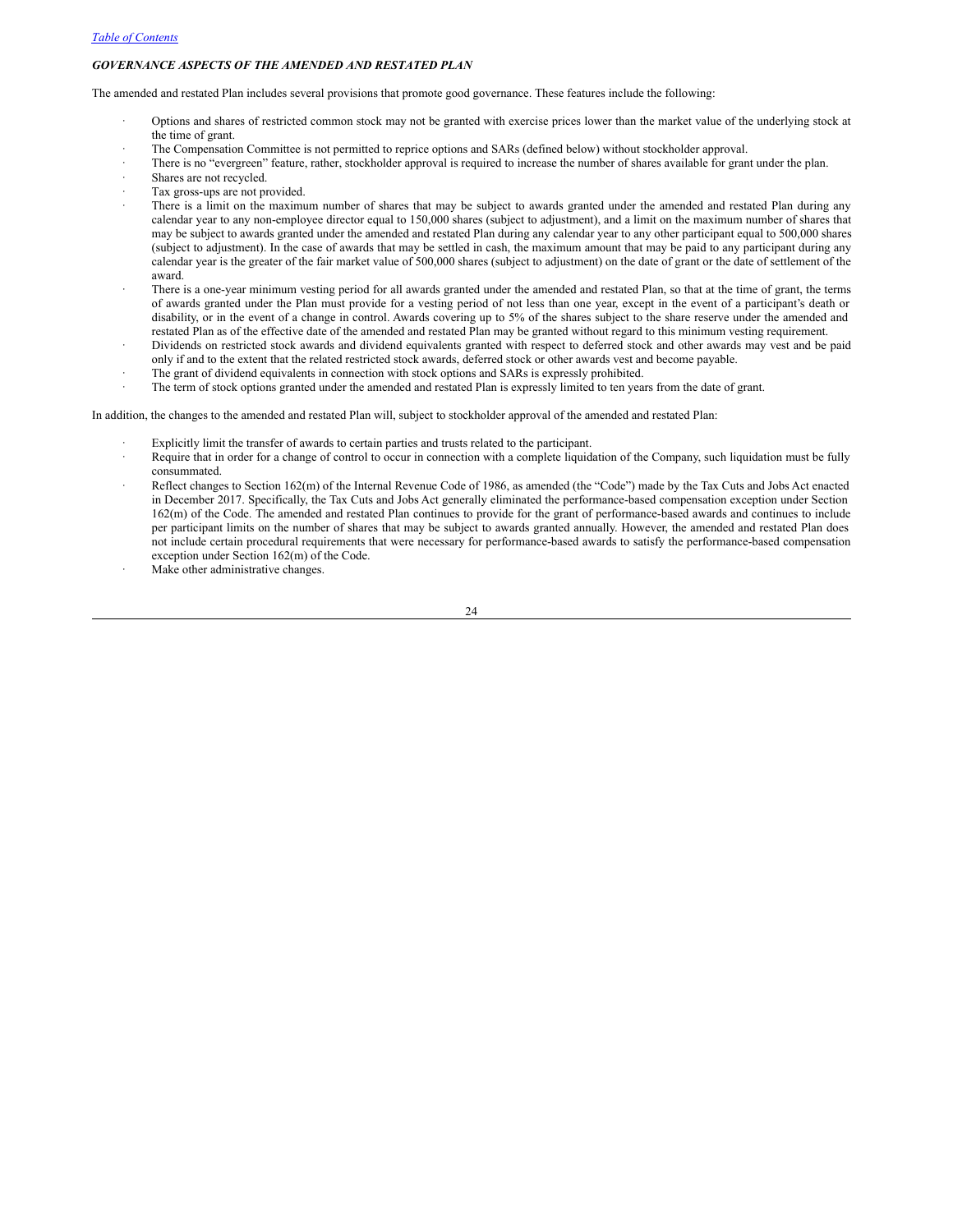*GOVERNANCE ASPECTS OF THE AMENDED AND RESTATED PLAN*

The amended and restated Plan includes several provisions that promote good governance. These features include the following:

- Options and shares of restricted common stock may not be granted with exercise prices lower than the market value of the underlying stock at the time of grant.
- The Compensation Committee is not permitted to reprice options and SARs (defined below) without stockholder approval.
- There is no "evergreen" feature, rather, stockholder approval is required to increase the number of shares available for grant under the plan.
- Shares are not recycled.
- Tax gross-ups are not provided.
- There is a limit on the maximum number of shares that may be subject to awards granted under the amended and restated Plan during any calendar year to any non-employee director equal to 150,000 shares (subject to adjustment), and a limit on the maximum number of shares that may be subject to awards granted under the amended and restated Plan during any calendar year to any other participant equal to 500,000 shares (subject to adjustment). In the case of awards that may be settled in cash, the maximum amount that may be paid to any participant during any calendar year is the greater of the fair market value of 500,000 shares (subject to adjustment) on the date of grant or the date of settlement of the award.
- There is a one-year minimum vesting period for all awards granted under the amended and restated Plan, so that at the time of grant, the terms of awards granted under the Plan must provide for a vesting period of not less than one year, except in the event of a participant's death or disability, or in the event of a change in control. Awards covering up to 5% of the shares subject to the share reserve under the amended and restated Plan as of the effective date of the amended and restated Plan may be granted without regard to this minimum vesting requirement.
- Dividends on restricted stock awards and dividend equivalents granted with respect to deferred stock and other awards may vest and be paid only if and to the extent that the related restricted stock awards, deferred stock or other awards vest and become payable.
- The grant of dividend equivalents in connection with stock options and SARs is expressly prohibited.
- The term of stock options granted under the amended and restated Plan is expressly limited to ten years from the date of grant.

In addition, the changes to the amended and restated Plan will, subject to stockholder approval of the amended and restated Plan:

- Explicitly limit the transfer of awards to certain parties and trusts related to the participant.
- Require that in order for a change of control to occur in connection with a complete liquidation of the Company, such liquidation must be fully consummated.
- Reflect changes to Section 162(m) of the Internal Revenue Code of 1986, as amended (the "Code") made by the Tax Cuts and Jobs Act enacted in December 2017. Specifically, the Tax Cuts and Jobs Act generally eliminated the performance-based compensation exception under Section 162(m) of the Code. The amended and restated Plan continues to provide for the grant of performance-based awards and continues to include per participant limits on the number of shares that may be subject to awards granted annually. However, the amended and restated Plan does not include certain procedural requirements that were necessary for performance-based awards to satisfy the performance-based compensation exception under Section 162(m) of the Code.
- Make other administrative changes.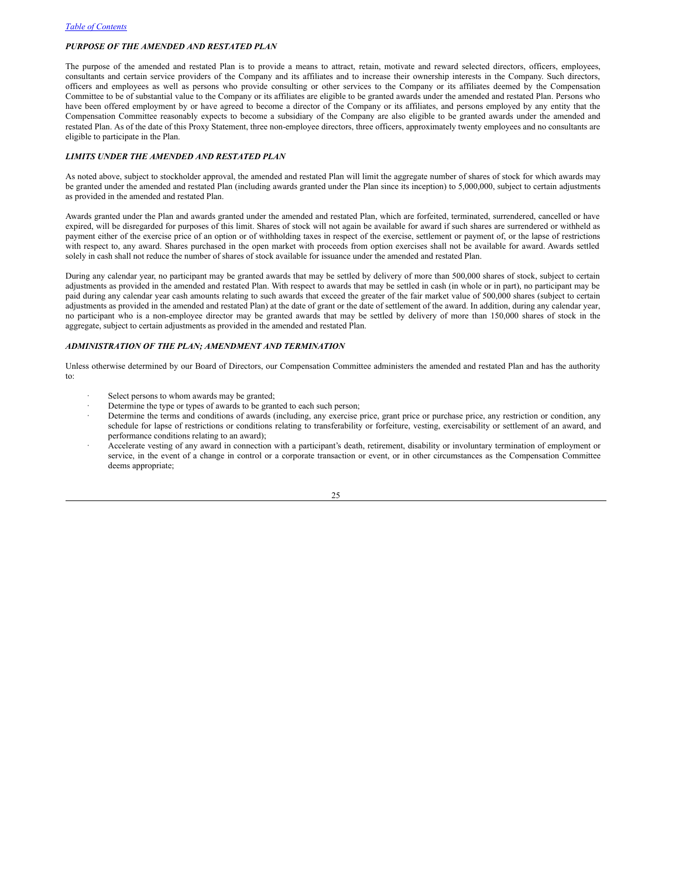### *PURPOSE OF THE AMENDED AND RESTATED PLAN*

The purpose of the amended and restated Plan is to provide a means to attract, retain, motivate and reward selected directors, officers, employees, consultants and certain service providers of the Company and its affiliates and to increase their ownership interests in the Company. Such directors, officers and employees as well as persons who provide consulting or other services to the Company or its affiliates deemed by the Compensation Committee to be of substantial value to the Company or its affiliates are eligible to be granted awards under the amended and restated Plan. Persons who have been offered employment by or have agreed to become a director of the Company or its affiliates, and persons employed by any entity that the Compensation Committee reasonably expects to become a subsidiary of the Company are also eligible to be granted awards under the amended and restated Plan. As of the date of this Proxy Statement, three non-employee directors, three officers, approximately twenty employees and no consultants are eligible to participate in the Plan.

### *LIMITS UNDER THE AMENDED AND RESTATED PLAN*

As noted above, subject to stockholder approval, the amended and restated Plan will limit the aggregate number of shares of stock for which awards may be granted under the amended and restated Plan (including awards granted under the Plan since its inception) to 5,000,000, subject to certain adjustments as provided in the amended and restated Plan.

Awards granted under the Plan and awards granted under the amended and restated Plan, which are forfeited, terminated, surrendered, cancelled or have expired, will be disregarded for purposes of this limit. Shares of stock will not again be available for award if such shares are surrendered or withheld as payment either of the exercise price of an option or of withholding taxes in respect of the exercise, settlement or payment of, or the lapse of restrictions with respect to, any award. Shares purchased in the open market with proceeds from option exercises shall not be available for award. Awards settled solely in cash shall not reduce the number of shares of stock available for issuance under the amended and restated Plan.

During any calendar year, no participant may be granted awards that may be settled by delivery of more than 500,000 shares of stock, subject to certain adjustments as provided in the amended and restated Plan. With respect to awards that may be settled in cash (in whole or in part), no participant may be paid during any calendar year cash amounts relating to such awards that exceed the greater of the fair market value of 500,000 shares (subject to certain adjustments as provided in the amended and restated Plan) at the date of grant or the date of settlement of the award. In addition, during any calendar year, no participant who is a non-employee director may be granted awards that may be settled by delivery of more than 150,000 shares of stock in the aggregate, subject to certain adjustments as provided in the amended and restated Plan.

### *ADMINISTRATION OF THE PLAN; AMENDMENT AND TERMINATION*

Unless otherwise determined by our Board of Directors, our Compensation Committee administers the amended and restated Plan and has the authority to:

- Select persons to whom awards may be granted;
- Determine the type or types of awards to be granted to each such person;
- Determine the terms and conditions of awards (including, any exercise price, grant price or purchase price, any restriction or condition, any schedule for lapse of restrictions or conditions relating to transferability or forfeiture, vesting, exercisability or settlement of an award, and performance conditions relating to an award);
- Accelerate vesting of any award in connection with a participant's death, retirement, disability or involuntary termination of employment or service, in the event of a change in control or a corporate transaction or event, or in other circumstances as the Compensation Committee deems appropriate;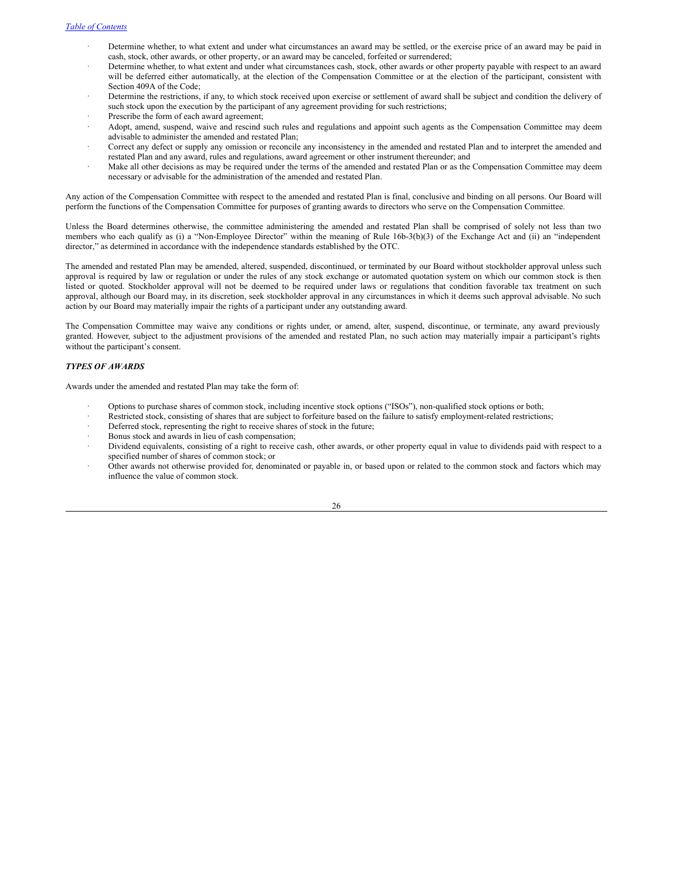- Determine whether, to what extent and under what circumstances an award may be settled, or the exercise price of an award may be paid in cash, stock, other awards, or other property, or an award may be canceled, forfeited or surrendered;
- Determine whether, to what extent and under what circumstances cash, stock, other awards or other property payable with respect to an award will be deferred either automatically, at the election of the Compensation Committee or at the election of the participant, consistent with Section 409A of the Code;
- Determine the restrictions, if any, to which stock received upon exercise or settlement of award shall be subject and condition the delivery of such stock upon the execution by the participant of any agreement providing for such restrictions;
- Prescribe the form of each award agreement;
- Adopt, amend, suspend, waive and rescind such rules and regulations and appoint such agents as the Compensation Committee may deem advisable to administer the amended and restated Plan;
- Correct any defect or supply any omission or reconcile any inconsistency in the amended and restated Plan and to interpret the amended and restated Plan and any award, rules and regulations, award agreement or other instrument thereunder; and
- Make all other decisions as may be required under the terms of the amended and restated Plan or as the Compensation Committee may deem necessary or advisable for the administration of the amended and restated Plan.

Any action of the Compensation Committee with respect to the amended and restated Plan is final, conclusive and binding on all persons. Our Board will perform the functions of the Compensation Committee for purposes of granting awards to directors who serve on the Compensation Committee.

Unless the Board determines otherwise, the committee administering the amended and restated Plan shall be comprised of solely not less than two members who each qualify as (i) a "Non-Employee Director" within the meaning of Rule 16b-3(b)(3) of the Exchange Act and (ii) an "independent director," as determined in accordance with the independence standards established by the OTC.

The amended and restated Plan may be amended, altered, suspended, discontinued, or terminated by our Board without stockholder approval unless such approval is required by law or regulation or under the rules of any stock exchange or automated quotation system on which our common stock is then listed or quoted. Stockholder approval will not be deemed to be required under laws or regulations that condition favorable tax treatment on such approval, although our Board may, in its discretion, seek stockholder approval in any circumstances in which it deems such approval advisable. No such action by our Board may materially impair the rights of a participant under any outstanding award.

The Compensation Committee may waive any conditions or rights under, or amend, alter, suspend, discontinue, or terminate, any award previously granted. However, subject to the adjustment provisions of the amended and restated Plan, no such action may materially impair a participant's rights without the participant's consent.

***TYPES OF AWARDS***

Awards under the amended and restated Plan may take the form of:

- Options to purchase shares of common stock, including incentive stock options ("ISOs"), non-qualified stock options or both;
- Restricted stock, consisting of shares that are subject to forfeiture based on the failure to satisfy employment-related restrictions;
- Deferred stock, representing the right to receive shares of stock in the future;
- Bonus stock and awards in lieu of cash compensation;
- Dividend equivalents, consisting of a right to receive cash, other awards, or other property equal in value to dividends paid with respect to a specified number of shares of common stock; or
- Other awards not otherwise provided for, denominated or payable in, or based upon or related to the common stock and factors which may influence the value of common stock.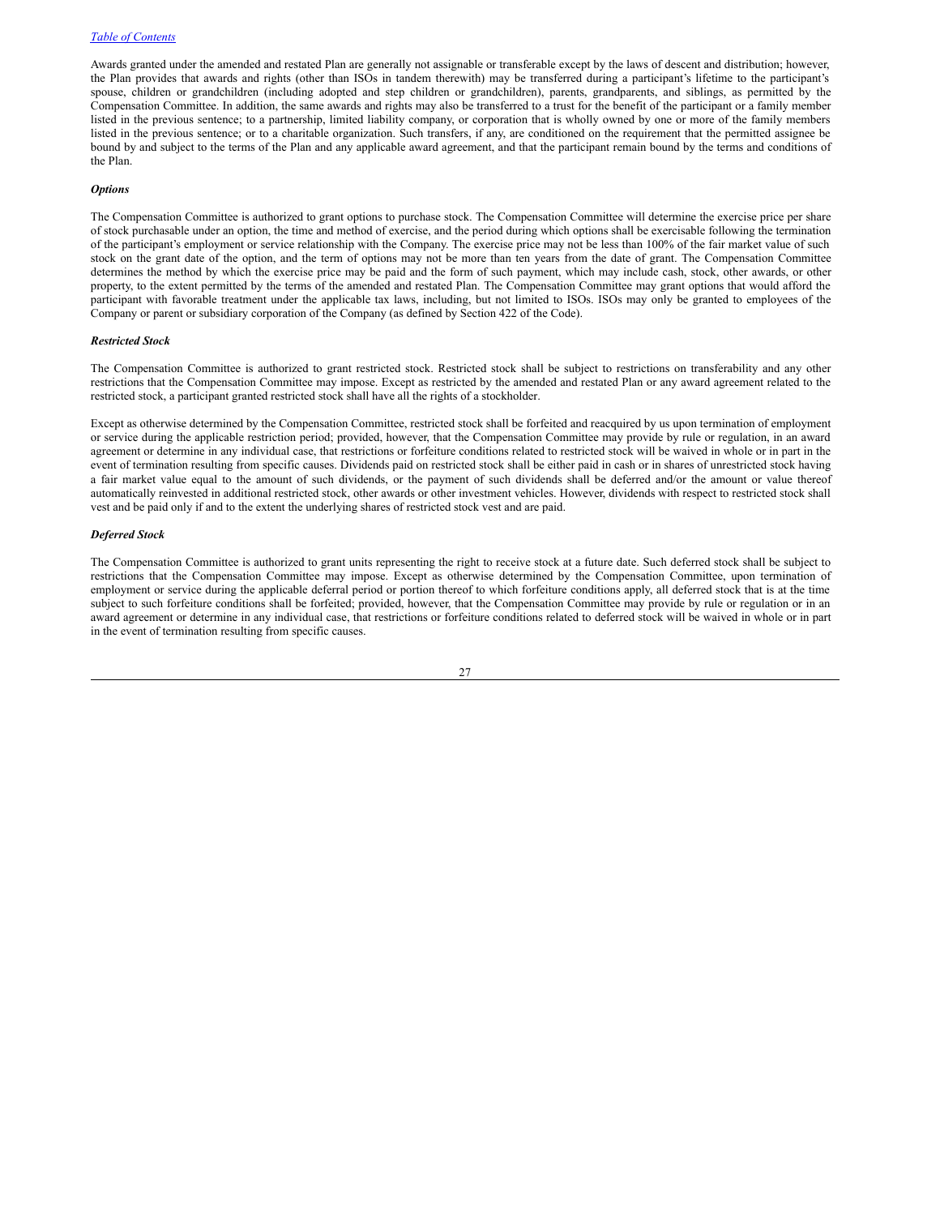Awards granted under the amended and restated Plan are generally not assignable or transferable except by the laws of descent and distribution; however, the Plan provides that awards and rights (other than ISOs in tandem therewith) may be transferred during a participant's lifetime to the participant's spouse, children or grandchildren (including adopted and step children or grandchildren), parents, grandparents, and siblings, as permitted by the Compensation Committee. In addition, the same awards and rights may also be transferred to a trust for the benefit of the participant or a family member listed in the previous sentence; to a partnership, limited liability company, or corporation that is wholly owned by one or more of the family members listed in the previous sentence; or to a charitable organization. Such transfers, if any, are conditioned on the requirement that the permitted assignee be bound by and subject to the terms of the Plan and any applicable award agreement, and that the participant remain bound by the terms and conditions of the Plan.

***Options***

The Compensation Committee is authorized to grant options to purchase stock. The Compensation Committee will determine the exercise price per share of stock purchasable under an option, the time and method of exercise, and the period during which options shall be exercisable following the termination of the participant's employment or service relationship with the Company. The exercise price may not be less than 100% of the fair market value of such stock on the grant date of the option, and the term of options may not be more than ten years from the date of grant. The Compensation Committee determines the method by which the exercise price may be paid and the form of such payment, which may include cash, stock, other awards, or other property, to the extent permitted by the terms of the amended and restated Plan. The Compensation Committee may grant options that would afford the participant with favorable treatment under the applicable tax laws, including, but not limited to, ISOs. ISOs may only be granted to employees of the Company or parent or subsidiary corporation of the Company (as defined by Section 422 of the Code).

***Restricted Stock***

The Compensation Committee is authorized to grant restricted stock. Restricted stock shall be subject to restrictions on transferability and any other restrictions that the Compensation Committee may impose. Except as restricted by the amended and restated Plan or any award agreement related to the restricted stock, a participant granted restricted stock shall have all the rights of a stockholder.

Except as otherwise determined by the Compensation Committee, restricted stock shall be forfeited and reacquired by us upon termination of employment or service during the applicable restriction period; provided, however, that the Compensation Committee may provide by rule or regulation, in an award agreement or determine in any individual case, that restrictions or forfeiture conditions related to restricted stock will be waived in whole or in part in the event of termination resulting from specific causes. Dividends paid on restricted stock shall be either paid in cash or in shares of unrestricted stock having a fair market value equal to the amount of such dividends, or the payment of such dividends shall be deferred and/or the amount or value thereof automatically reinvested in additional restricted stock, other awards or other investment vehicles. However, dividends with respect to restricted stock shall vest and be paid only if and to the extent the underlying shares of restricted stock vest and are paid.

***Deferred Stock***

The Compensation Committee is authorized to grant units representing the right to receive stock at a future date. Such deferred stock shall be subject to restrictions that the Compensation Committee may impose. Except as otherwise determined by the Compensation Committee, upon termination of employment or service during the applicable deferral period or portion thereof to which forfeiture conditions apply, all deferred stock that is at the time subject to such forfeiture conditions shall be forfeited; provided, however, that the Compensation Committee may provide by rule or regulation or in an award agreement or determine in any individual case, that restrictions or forfeiture conditions related to deferred stock will be waived in whole or in part in the event of termination resulting from specific causes.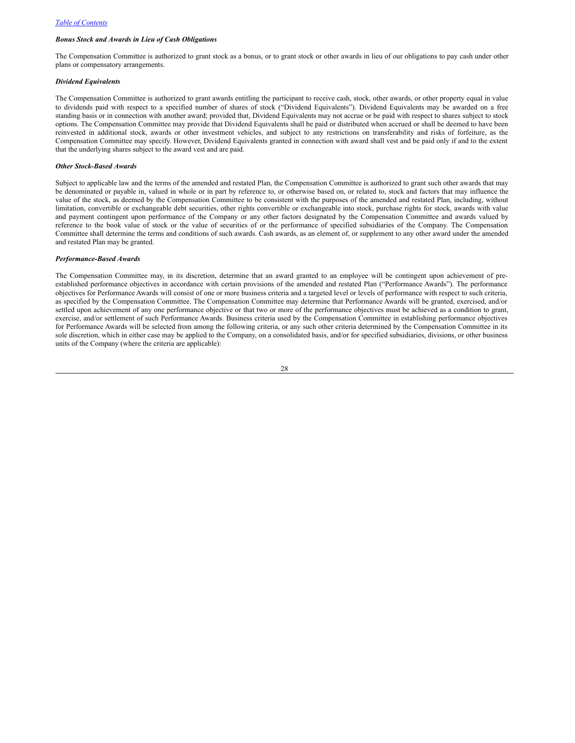### *Bonus Stock and Awards in Lieu of Cash Obligations*

The Compensation Committee is authorized to grant stock as a bonus, or to grant stock or other awards in lieu of our obligations to pay cash under other plans or compensatory arrangements.

### *Dividend Equivalents*

The Compensation Committee is authorized to grant awards entitling the participant to receive cash, stock, other awards, or other property equal in value to dividends paid with respect to a specified number of shares of stock ("Dividend Equivalents"). Dividend Equivalents may be awarded on a free standing basis or in connection with another award; provided that, Dividend Equivalents may not accrue or be paid with respect to shares subject to stock options. The Compensation Committee may provide that Dividend Equivalents shall be paid or distributed when accrued or shall be deemed to have been reinvested in additional stock, awards or other investment vehicles, and subject to any restrictions on transferability and risks of forfeiture, as the Compensation Committee may specify. However, Dividend Equivalents granted in connection with award shall vest and be paid only if and to the extent that the underlying shares subject to the award vest and are paid.

### *Other Stock-Based Awards*

Subject to applicable law and the terms of the amended and restated Plan, the Compensation Committee is authorized to grant such other awards that may be denominated or payable in, valued in whole or in part by reference to, or otherwise based on, or related to, stock and factors that may influence the value of the stock, as deemed by the Compensation Committee to be consistent with the purposes of the amended and restated Plan, including, without limitation, convertible or exchangeable debt securities, other rights convertible or exchangeable into stock, purchase rights for stock, awards with value and payment contingent upon performance of the Company or any other factors designated by the Compensation Committee and awards valued by reference to the book value of stock or the value of securities of or the performance of specified subsidiaries of the Company. The Compensation Committee shall determine the terms and conditions of such awards. Cash awards, as an element of, or supplement to any other award under the amended and restated Plan may be granted.

### *Performance-Based Awards*

The Compensation Committee may, in its discretion, determine that an award granted to an employee will be contingent upon achievement of pre-established performance objectives in accordance with certain provisions of the amended and restated Plan ("Performance Awards"). The performance objectives for Performance Awards will consist of one or more business criteria and a targeted level or levels of performance with respect to such criteria, as specified by the Compensation Committee. The Compensation Committee may determine that Performance Awards will be granted, exercised, and/or settled upon achievement of any one performance objective or that two or more of the performance objectives must be achieved as a condition to grant, exercise, and/or settlement of such Performance Awards. Business criteria used by the Compensation Committee in establishing performance objectives for Performance Awards will be selected from among the following criteria, or any such other criteria determined by the Compensation Committee in its sole discretion, which in either case may be applied to the Company, on a consolidated basis, and/or for specified subsidiaries, divisions, or other business units of the Company (where the criteria are applicable):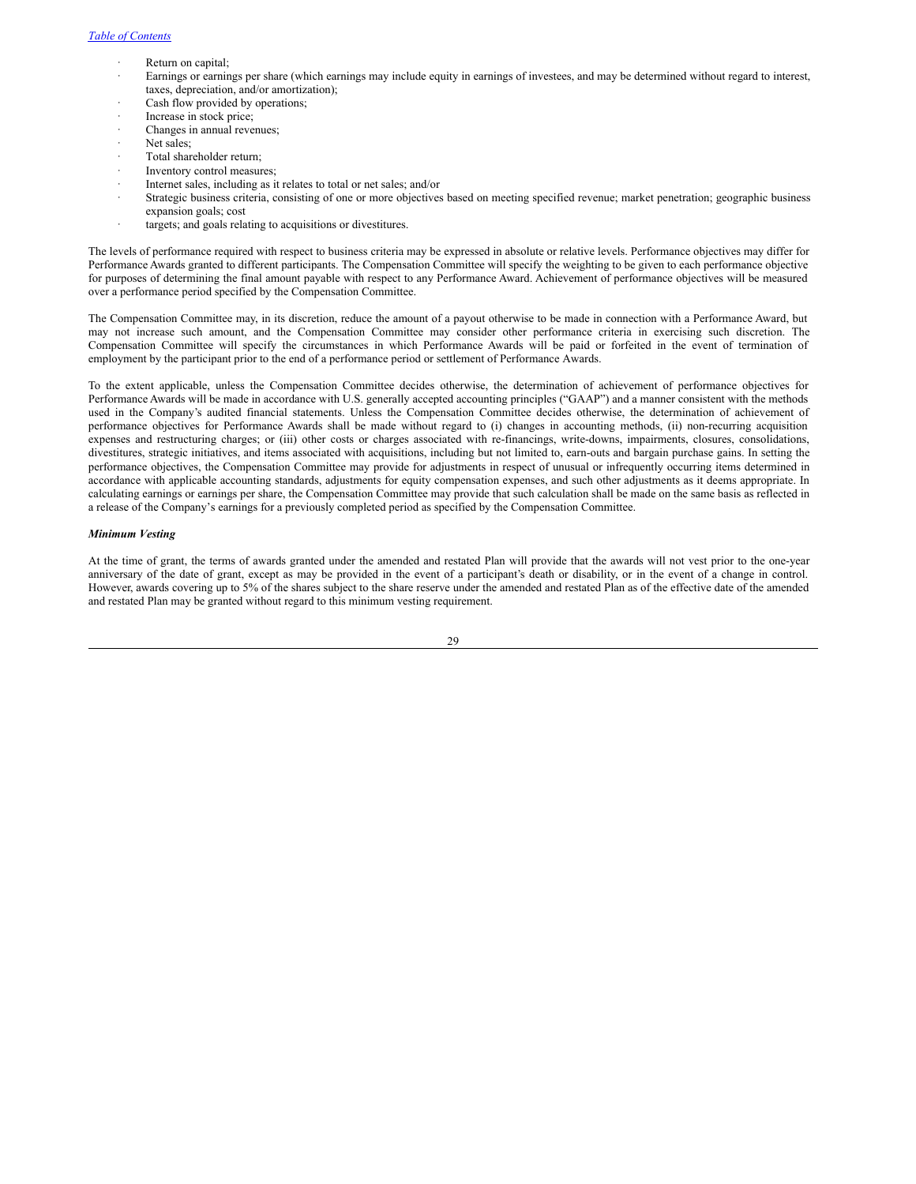- Return on capital;
- Earnings or earnings per share (which earnings may include equity in earnings of investees, and may be determined without regard to interest, taxes, depreciation, and/or amortization);
- Cash flow provided by operations;
- Increase in stock price;
- Changes in annual revenues;
- Net sales;
- Total shareholder return;
- Inventory control measures;
- Internet sales, including as it relates to total or net sales; and/or
- Strategic business criteria, consisting of one or more objectives based on meeting specified revenue; market penetration; geographic business expansion goals; cost
- targets; and goals relating to acquisitions or divestitures.

The levels of performance required with respect to business criteria may be expressed in absolute or relative levels. Performance objectives may differ for Performance Awards granted to different participants. The Compensation Committee will specify the weighting to be given to each performance objective for purposes of determining the final amount payable with respect to any Performance Award. Achievement of performance objectives will be measured over a performance period specified by the Compensation Committee.

The Compensation Committee may, in its discretion, reduce the amount of a payout otherwise to be made in connection with a Performance Award, but may not increase such amount, and the Compensation Committee may consider other performance criteria in exercising such discretion. The Compensation Committee will specify the circumstances in which Performance Awards will be paid or forfeited in the event of termination of employment by the participant prior to the end of a performance period or settlement of Performance Awards.

To the extent applicable, unless the Compensation Committee decides otherwise, the determination of achievement of performance objectives for Performance Awards will be made in accordance with U.S. generally accepted accounting principles ("GAAP") and a manner consistent with the methods used in the Company's audited financial statements. Unless the Compensation Committee decides otherwise, the determination of achievement of performance objectives for Performance Awards shall be made without regard to (i) changes in accounting methods, (ii) non-recurring acquisition expenses and restructuring charges; or (iii) other costs or charges associated with re-financings, write-downs, impairments, closures, consolidations, divestitures, strategic initiatives, and items associated with acquisitions, including but not limited to, earn-outs and bargain purchase gains. In setting the performance objectives, the Compensation Committee may provide for adjustments in respect of unusual or infrequently occurring items determined in accordance with applicable accounting standards, adjustments for equity compensation expenses, and such other adjustments as it deems appropriate. In calculating earnings or earnings per share, the Compensation Committee may provide that such calculation shall be made on the same basis as reflected in a release of the Company's earnings for a previously completed period as specified by the Compensation Committee.

***Minimum Vesting***

At the time of grant, the terms of awards granted under the amended and restated Plan will provide that the awards will not vest prior to the one-year anniversary of the date of grant, except as may be provided in the event of a participant's death or disability, or in the event of a change in control. However, awards covering up to 5% of the shares subject to the share reserve under the amended and restated Plan as of the effective date of the amended and restated Plan may be granted without regard to this minimum vesting requirement.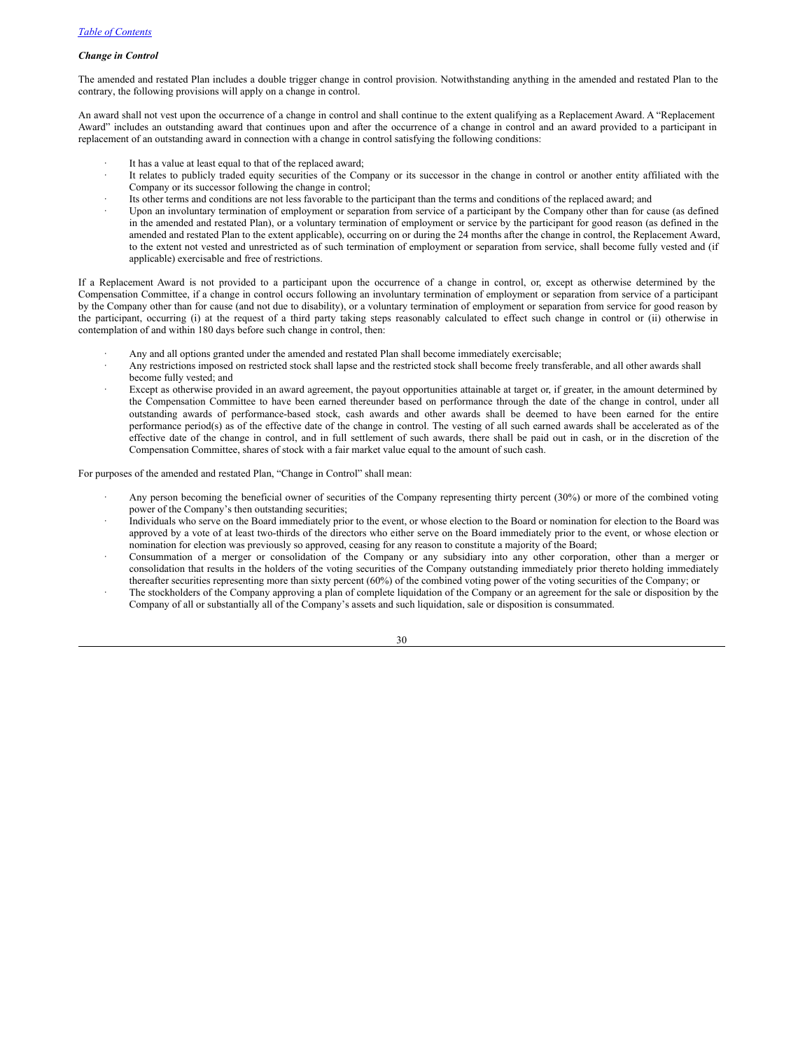***Change in Control***

The amended and restated Plan includes a double trigger change in control provision. Notwithstanding anything in the amended and restated Plan to the contrary, the following provisions will apply on a change in control.

An award shall not vest upon the occurrence of a change in control and shall continue to the extent qualifying as a Replacement Award. A "Replacement Award" includes an outstanding award that continues upon and after the occurrence of a change in control and an award provided to a participant in replacement of an outstanding award in connection with a change in control satisfying the following conditions:

- It has a value at least equal to that of the replaced award;
- It relates to publicly traded equity securities of the Company or its successor in the change in control or another entity affiliated with the Company or its successor following the change in control;
- Its other terms and conditions are not less favorable to the participant than the terms and conditions of the replaced award; and
- Upon an involuntary termination of employment or separation from service of a participant by the Company other than for cause (as defined in the amended and restated Plan), or a voluntary termination of employment or service by the participant for good reason (as defined in the amended and restated Plan to the extent applicable), occurring on or during the 24 months after the change in control, the Replacement Award, to the extent not vested and unrestricted as of such termination of employment or separation from service, shall become fully vested and (if applicable) exercisable and free of restrictions.

If a Replacement Award is not provided to a participant upon the occurrence of a change in control, or, except as otherwise determined by the Compensation Committee, if a change in control occurs following an involuntary termination of employment or separation from service of a participant by the Company other than for cause (and not due to disability), or a voluntary termination of employment or separation from service for good reason by the participant, occurring (i) at the request of a third party taking steps reasonably calculated to effect such change in control or (ii) otherwise in contemplation of and within 180 days before such change in control, then:

- Any and all options granted under the amended and restated Plan shall become immediately exercisable;
- Any restrictions imposed on restricted stock shall lapse and the restricted stock shall become freely transferable, and all other awards shall become fully vested; and
- Except as otherwise provided in an award agreement, the payout opportunities attainable at target or, if greater, in the amount determined by the Compensation Committee to have been earned thereunder based on performance through the date of the change in control, under all outstanding awards of performance-based stock, cash awards and other awards shall be deemed to have been earned for the entire performance period(s) as of the effective date of the change in control. The vesting of all such earned awards shall be accelerated as of the effective date of the change in control, and in full settlement of such awards, there shall be paid out in cash, or in the discretion of the Compensation Committee, shares of stock with a fair market value equal to the amount of such cash.

For purposes of the amended and restated Plan, "Change in Control" shall mean:

- Any person becoming the beneficial owner of securities of the Company representing thirty percent (30%) or more of the combined voting power of the Company's then outstanding securities;
- Individuals who serve on the Board immediately prior to the event, or whose election to the Board or nomination for election to the Board was approved by a vote of at least two-thirds of the directors who either serve on the Board immediately prior to the event, or whose election or nomination for election was previously so approved, ceasing for any reason to constitute a majority of the Board;
- Consummation of a merger or consolidation of the Company or any subsidiary into any other corporation, other than a merger or consolidation that results in the holders of the voting securities of the Company outstanding immediately prior thereto holding immediately thereafter securities representing more than sixty percent (60%) of the combined voting power of the voting securities of the Company; or
- The stockholders of the Company approving a plan of complete liquidation of the Company or an agreement for the sale or disposition by the Company of all or substantially all of the Company's assets and such liquidation, sale or disposition is consummated.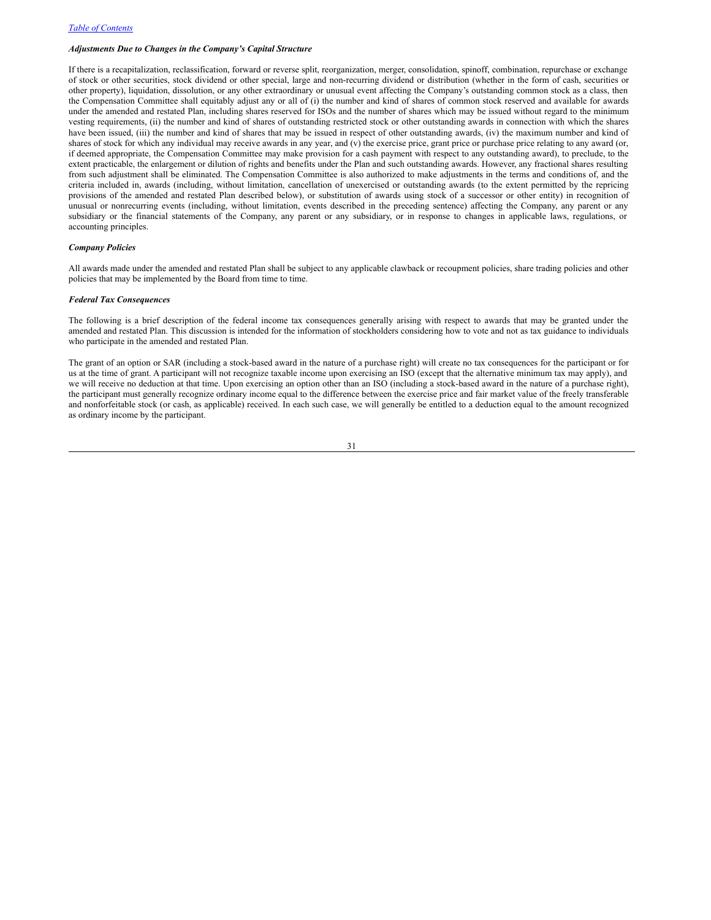### *Adjustments Due to Changes in the Company's Capital Structure*

If there is a recapitalization, reclassification, forward or reverse split, reorganization, merger, consolidation, spinoff, combination, repurchase or exchange of stock or other securities, stock dividend or other special, large and non-recurring dividend or distribution (whether in the form of cash, securities or other property), liquidation, dissolution, or any other extraordinary or unusual event affecting the Company's outstanding common stock as a class, then the Compensation Committee shall equitably adjust any or all of (i) the number and kind of shares of common stock reserved and available for awards under the amended and restated Plan, including shares reserved for ISOs and the number of shares which may be issued without regard to the minimum vesting requirements, (ii) the number and kind of shares of outstanding restricted stock or other outstanding awards in connection with which the shares have been issued, (iii) the number and kind of shares that may be issued in respect of other outstanding awards, (iv) the maximum number and kind of shares of stock for which any individual may receive awards in any year, and (v) the exercise price, grant price or purchase price relating to any award (or, if deemed appropriate, the Compensation Committee may make provision for a cash payment with respect to any outstanding award), to preclude, to the extent practicable, the enlargement or dilution of rights and benefits under the Plan and such outstanding awards. However, any fractional shares resulting from such adjustment shall be eliminated. The Compensation Committee is also authorized to make adjustments in the terms and conditions of, and the criteria included in, awards (including, without limitation, cancellation of unexercised or outstanding awards (to the extent permitted by the repricing provisions of the amended and restated Plan described below), or substitution of awards using stock of a successor or other entity) in recognition of unusual or nonrecurring events (including, without limitation, events described in the preceding sentence) affecting the Company, any parent or any subsidiary or the financial statements of the Company, any parent or any subsidiary, or in response to changes in applicable laws, regulations, or accounting principles.

### *Company Policies*

All awards made under the amended and restated Plan shall be subject to any applicable clawback or recoupment policies, share trading policies and other policies that may be implemented by the Board from time to time.

### *Federal Tax Consequences*

The following is a brief description of the federal income tax consequences generally arising with respect to awards that may be granted under the amended and restated Plan. This discussion is intended for the information of stockholders considering how to vote and not as tax guidance to individuals who participate in the amended and restated Plan.

The grant of an option or SAR (including a stock-based award in the nature of a purchase right) will create no tax consequences for the participant or for us at the time of grant. A participant will not recognize taxable income upon exercising an ISO (except that the alternative minimum tax may apply), and we will receive no deduction at that time. Upon exercising an option other than an ISO (including a stock-based award in the nature of a purchase right), the participant must generally recognize ordinary income equal to the difference between the exercise price and fair market value of the freely transferable and nonforfeitable stock (or cash, as applicable) received. In each such case, we will generally be entitled to a deduction equal to the amount recognized as ordinary income by the participant.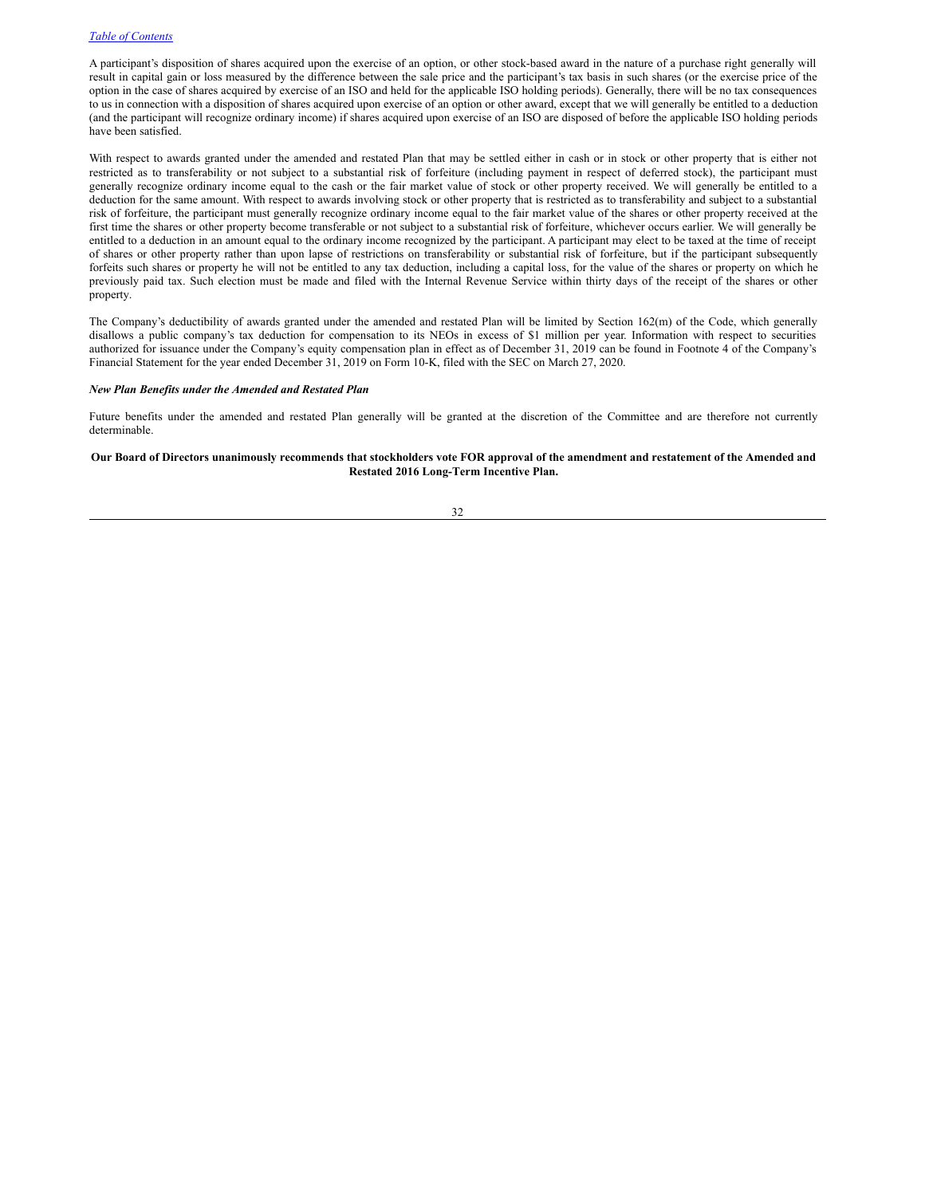A participant's disposition of shares acquired upon the exercise of an option, or other stock-based award in the nature of a purchase right generally will result in capital gain or loss measured by the difference between the sale price and the participant's tax basis in such shares (or the exercise price of the option in the case of shares acquired by exercise of an ISO and held for the applicable ISO holding periods). Generally, there will be no tax consequences to us in connection with a disposition of shares acquired upon exercise of an option or other award, except that we will generally be entitled to a deduction (and the participant will recognize ordinary income) if shares acquired upon exercise of an ISO are disposed of before the applicable ISO holding periods have been satisfied.

With respect to awards granted under the amended and restated Plan that may be settled either in cash or in stock or other property that is either not restricted as to transferability or not subject to a substantial risk of forfeiture (including payment in respect of deferred stock), the participant must generally recognize ordinary income equal to the cash or the fair market value of stock or other property received. We will generally be entitled to a deduction for the same amount. With respect to awards involving stock or other property that is restricted as to transferability and subject to a substantial risk of forfeiture, the participant must generally recognize ordinary income equal to the fair market value of the shares or other property received at the first time the shares or other property become transferable or not subject to a substantial risk of forfeiture, whichever occurs earlier. We will generally be entitled to a deduction in an amount equal to the ordinary income recognized by the participant. A participant may elect to be taxed at the time of receipt of shares or other property rather than upon lapse of restrictions on transferability or substantial risk of forfeiture, but if the participant subsequently forfeits such shares or property he will not be entitled to any tax deduction, including a capital loss, for the value of the shares or property on which he previously paid tax. Such election must be made and filed with the Internal Revenue Service within thirty days of the receipt of the shares or other property.

The Company's deductibility of awards granted under the amended and restated Plan will be limited by Section 162(m) of the Code, which generally disallows a public company's tax deduction for compensation to its NEOs in excess of $1 million per year. Information with respect to securities authorized for issuance under the Company's equity compensation plan in effect as of December 31, 2019 can be found in Footnote 4 of the Company's Financial Statement for the year ended December 31, 2019 on Form 10-K, filed with the SEC on March 27, 2020.

***New Plan Benefits under the Amended and Restated Plan***

Future benefits under the amended and restated Plan generally will be granted at the discretion of the Committee and are therefore not currently determinable.

**Our Board of Directors unanimously recommends that stockholders vote FOR approval of the amendment and restatement of the Amended and Restated 2016 Long-Term Incentive Plan.**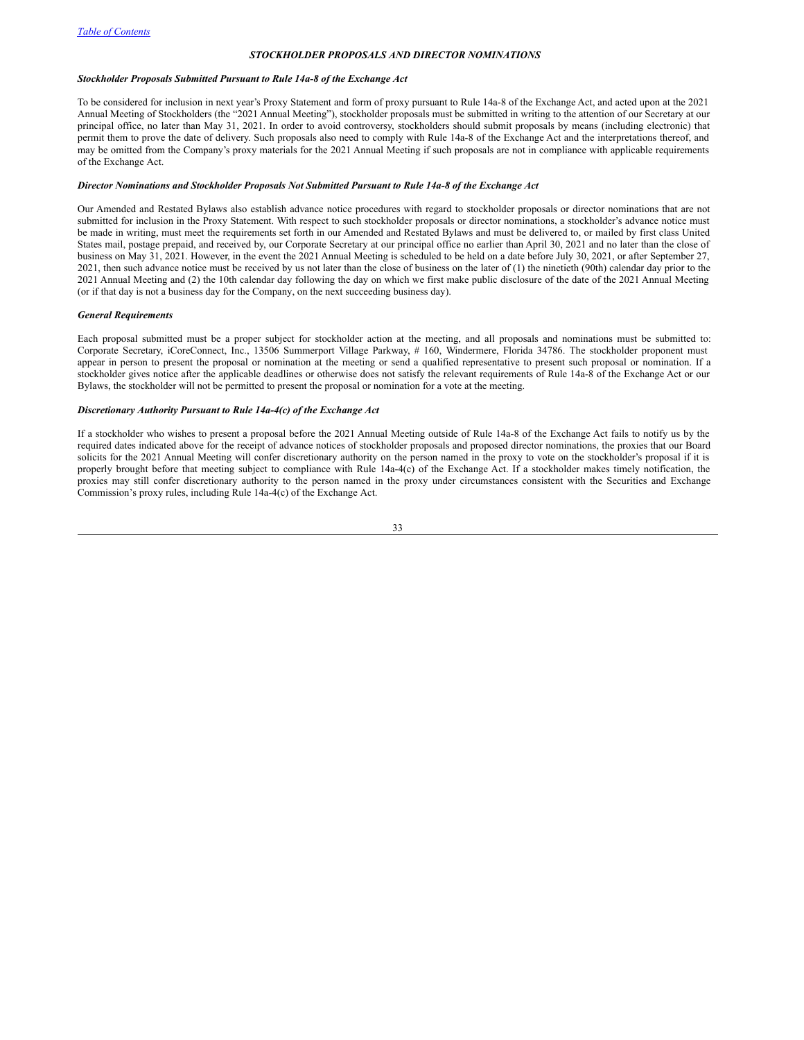### *STOCKHOLDER PROPOSALS AND DIRECTOR NOMINATIONS*

***Stockholder Proposals Submitted Pursuant to Rule 14a-8 of the Exchange Act***

To be considered for inclusion in next year's Proxy Statement and form of proxy pursuant to Rule 14a-8 of the Exchange Act, and acted upon at the 2021 Annual Meeting of Stockholders (the "2021 Annual Meeting"), stockholder proposals must be submitted in writing to the attention of our Secretary at our principal office, no later than May 31, 2021. In order to avoid controversy, stockholders should submit proposals by means (including electronic) that permit them to prove the date of delivery. Such proposals also need to comply with Rule 14a-8 of the Exchange Act and the interpretations thereof, and may be omitted from the Company's proxy materials for the 2021 Annual Meeting if such proposals are not in compliance with applicable requirements of the Exchange Act.

***Director Nominations and Stockholder Proposals Not Submitted Pursuant to Rule 14a-8 of the Exchange Act***

Our Amended and Restated Bylaws also establish advance notice procedures with regard to stockholder proposals or director nominations that are not submitted for inclusion in the Proxy Statement. With respect to such stockholder proposals or director nominations, a stockholder's advance notice must be made in writing, must meet the requirements set forth in our Amended and Restated Bylaws and must be delivered to, or mailed by first class United States mail, postage prepaid, and received by, our Corporate Secretary at our principal office no earlier than April 30, 2021 and no later than the close of business on May 31, 2021. However, in the event the 2021 Annual Meeting is scheduled to be held on a date before July 30, 2021, or after September 27, 2021, then such advance notice must be received by us not later than the close of business on the later of (1) the ninetieth (90th) calendar day prior to the 2021 Annual Meeting and (2) the 10th calendar day following the day on which we first make public disclosure of the date of the 2021 Annual Meeting (or if that day is not a business day for the Company, on the next succeeding business day).

***General Requirements***

Each proposal submitted must be a proper subject for stockholder action at the meeting, and all proposals and nominations must be submitted to: Corporate Secretary, iCoreConnect, Inc., 13506 Summerport Village Parkway, # 160, Windermere, Florida 34786. The stockholder proponent must appear in person to present the proposal or nomination at the meeting or send a qualified representative to present such proposal or nomination. If a stockholder gives notice after the applicable deadlines or otherwise does not satisfy the relevant requirements of Rule 14a-8 of the Exchange Act or our Bylaws, the stockholder will not be permitted to present the proposal or nomination for a vote at the meeting.

***Discretionary Authority Pursuant to Rule 14a-4(c) of the Exchange Act***

If a stockholder who wishes to present a proposal before the 2021 Annual Meeting outside of Rule 14a-8 of the Exchange Act fails to notify us by the required dates indicated above for the receipt of advance notices of stockholder proposals and proposed director nominations, the proxies that our Board solicits for the 2021 Annual Meeting will confer discretionary authority on the person named in the proxy to vote on the stockholder's proposal if it is properly brought before that meeting subject to compliance with Rule 14a-4(c) of the Exchange Act. If a stockholder makes timely notification, the proxies may still confer discretionary authority to the person named in the proxy under circumstances consistent with the Securities and Exchange Commission's proxy rules, including Rule 14a-4(c) of the Exchange Act.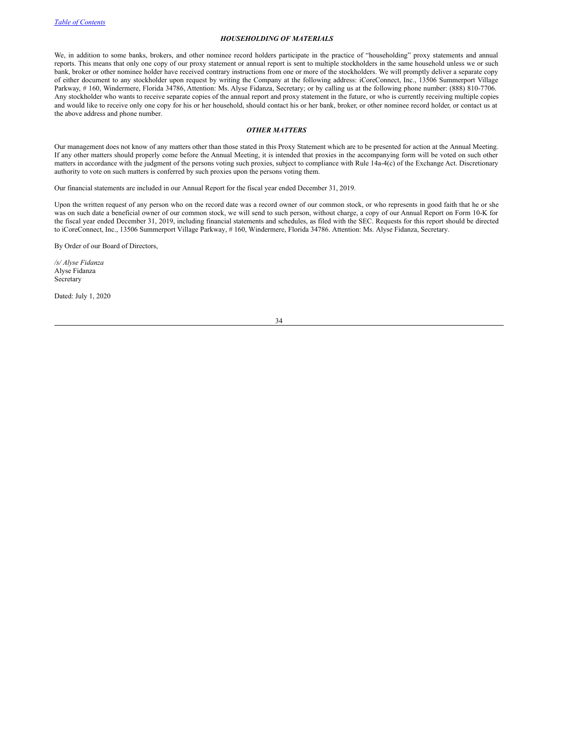### *HOUSEHOLDING OF MATERIALS*

We, in addition to some banks, brokers, and other nominee record holders participate in the practice of "householding" proxy statements and annual reports. This means that only one copy of our proxy statement or annual report is sent to multiple stockholders in the same household unless we or such bank, broker or other nominee holder have received contrary instructions from one or more of the stockholders. We will promptly deliver a separate copy of either document to any stockholder upon request by writing the Company at the following address: iCoreConnect, Inc., 13506 Summerport Village Parkway, # 160, Windermere, Florida 34786, Attention: Ms. Alyse Fidanza, Secretary; or by calling us at the following phone number: (888) 810-7706. Any stockholder who wants to receive separate copies of the annual report and proxy statement in the future, or who is currently receiving multiple copies and would like to receive only one copy for his or her household, should contact his or her bank, broker, or other nominee record holder, or contact us at the above address and phone number.

### *OTHER MATTERS*

Our management does not know of any matters other than those stated in this Proxy Statement which are to be presented for action at the Annual Meeting. If any other matters should properly come before the Annual Meeting, it is intended that proxies in the accompanying form will be voted on such other matters in accordance with the judgment of the persons voting such proxies, subject to compliance with Rule 14a-4(c) of the Exchange Act. Discretionary authority to vote on such matters is conferred by such proxies upon the persons voting them.

Our financial statements are included in our Annual Report for the fiscal year ended December 31, 2019.

Upon the written request of any person who on the record date was a record owner of our common stock, or who represents in good faith that he or she was on such date a beneficial owner of our common stock, we will send to such person, without charge, a copy of our Annual Report on Form 10-K for the fiscal year ended December 31, 2019, including financial statements and schedules, as filed with the SEC. Requests for this report should be directed to iCoreConnect, Inc., 13506 Summerport Village Parkway, # 160, Windermere, Florida 34786. Attention: Ms. Alyse Fidanza, Secretary.

By Order of our Board of Directors,

*/s/ Alyse Fidanza*
Alyse Fidanza
Secretary

Dated: July 1, 2020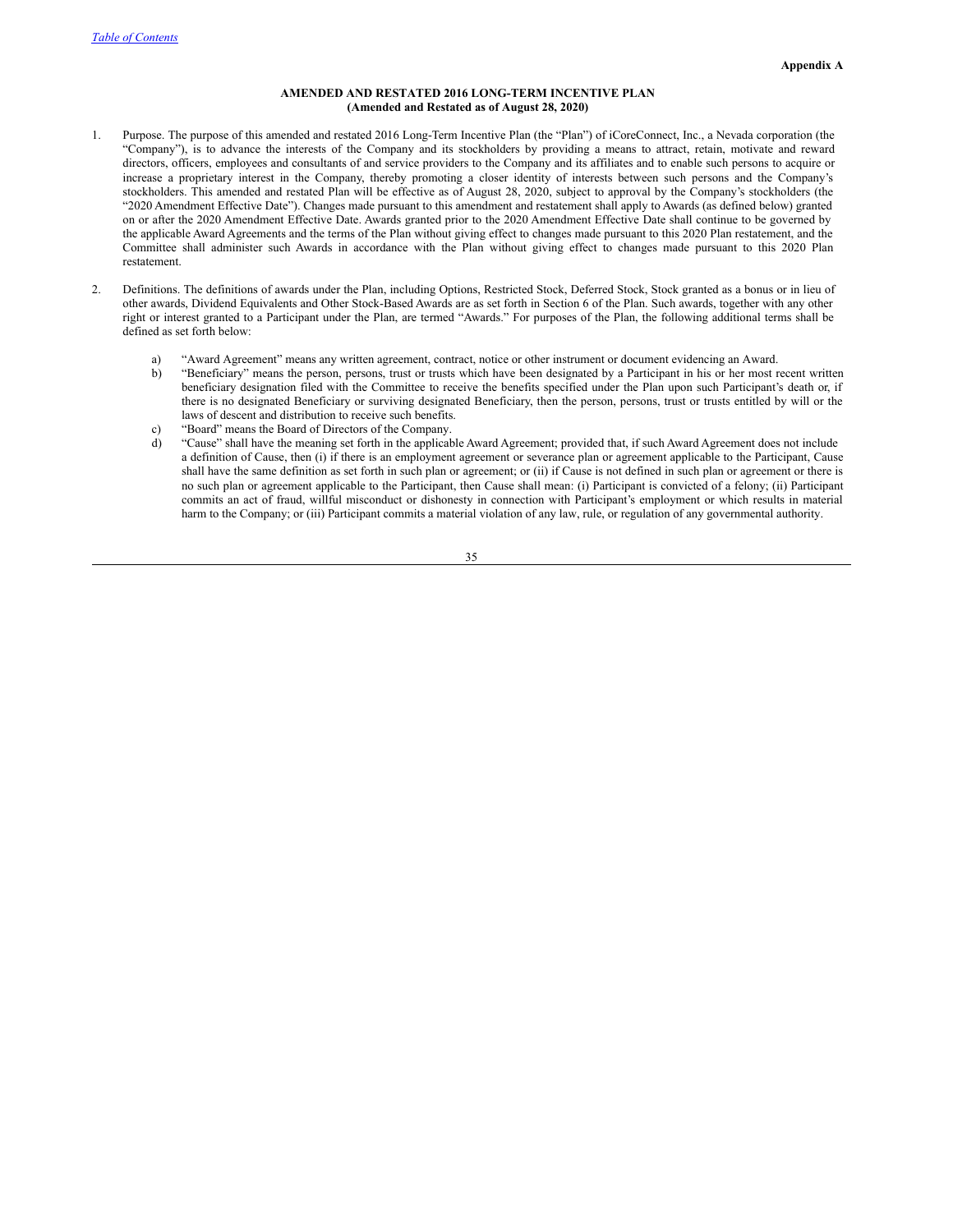Appendix A

**AMENDED AND RESTATED 2016 LONG-TERM INCENTIVE PLAN**
**(Amended and Restated as of August 28, 2020)**

1. Purpose. The purpose of this amended and restated 2016 Long-Term Incentive Plan (the "Plan") of iCoreConnect, Inc., a Nevada corporation (the "Company"), is to advance the interests of the Company and its stockholders by providing a means to attract, retain, motivate and reward directors, officers, employees and consultants of and service providers to the Company and its affiliates and to enable such persons to acquire or increase a proprietary interest in the Company, thereby promoting a closer identity of interests between such persons and the Company's stockholders. This amended and restated Plan will be effective as of August 28, 2020, subject to approval by the Company's stockholders (the "2020 Amendment Effective Date"). Changes made pursuant to this amendment and restatement shall apply to Awards (as defined below) granted on or after the 2020 Amendment Effective Date. Awards granted prior to the 2020 Amendment Effective Date shall continue to be governed by the applicable Award Agreements and the terms of the Plan without giving effect to changes made pursuant to this 2020 Plan restatement, and the Committee shall administer such Awards in accordance with the Plan without giving effect to changes made pursuant to this 2020 Plan restatement.

2. Definitions. The definitions of awards under the Plan, including Options, Restricted Stock, Deferred Stock, Stock granted as a bonus or in lieu of other awards, Dividend Equivalents and Other Stock-Based Awards are as set forth in Section 6 of the Plan. Such awards, together with any other right or interest granted to a Participant under the Plan, are termed "Awards." For purposes of the Plan, the following additional terms shall be defined as set forth below:

   a) "Award Agreement" means any written agreement, contract, notice or other instrument or document evidencing an Award.
   b) "Beneficiary" means the person, persons, trust or trusts which have been designated by a Participant in his or her most recent written beneficiary designation filed with the Committee to receive the benefits specified under the Plan upon such Participant's death or, if there is no designated Beneficiary or surviving designated Beneficiary, then the person, persons, trust or trusts entitled by will or the laws of descent and distribution to receive such benefits.
   c) "Board" means the Board of Directors of the Company.
   d) "Cause" shall have the meaning set forth in the applicable Award Agreement; provided that, if such Award Agreement does not include a definition of Cause, then (i) if there is an employment agreement or severance plan or agreement applicable to the Participant, Cause shall have the same definition as set forth in such plan or agreement; or (ii) if Cause is not defined in such plan or agreement or there is no such plan or agreement applicable to the Participant, then Cause shall mean: (i) Participant is convicted of a felony; (ii) Participant commits an act of fraud, willful misconduct or dishonesty in connection with Participant's employment or which results in material harm to the Company; or (iii) Participant commits a material violation of any law, rule, or regulation of any governmental authority.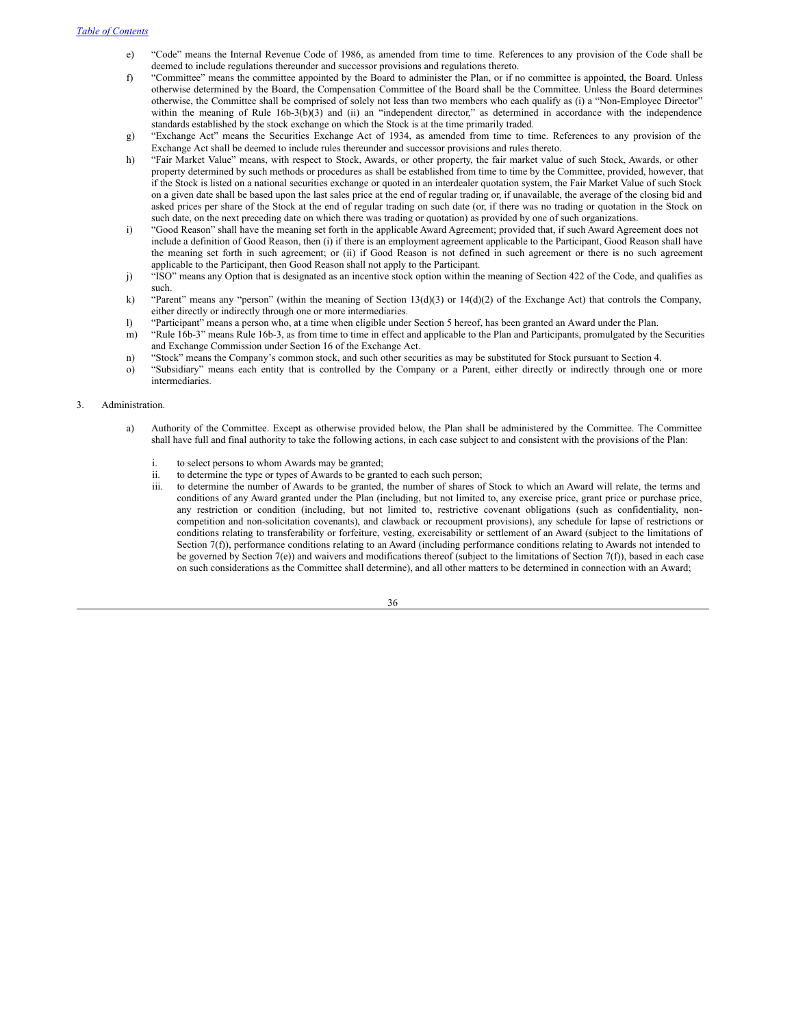e) "Code" means the Internal Revenue Code of 1986, as amended from time to time. References to any provision of the Code shall be deemed to include regulations thereunder and successor provisions and regulations thereto.

f) "Committee" means the committee appointed by the Board to administer the Plan, or if no committee is appointed, the Board. Unless otherwise determined by the Board, the Compensation Committee of the Board shall be the Committee. Unless the Board determines otherwise, the Committee shall be comprised of solely not less than two members who each qualify as (i) a "Non-Employee Director" within the meaning of Rule 16b-3(b)(3) and (ii) an "independent director," as determined in accordance with the independence standards established by the stock exchange on which the Stock is at the time primarily traded.

g) "Exchange Act" means the Securities Exchange Act of 1934, as amended from time to time. References to any provision of the Exchange Act shall be deemed to include rules thereunder and successor provisions and rules thereto.

h) "Fair Market Value" means, with respect to Stock, Awards, or other property, the fair market value of such Stock, Awards, or other property determined by such methods or procedures as shall be established from time to time by the Committee, provided, however, that if the Stock is listed on a national securities exchange or quoted in an interdealer quotation system, the Fair Market Value of such Stock on a given date shall be based upon the last sales price at the end of regular trading or, if unavailable, the average of the closing bid and asked prices per share of the Stock at the end of regular trading on such date (or, if there was no trading or quotation in the Stock on such date, on the next preceding date on which there was trading or quotation) as provided by one of such organizations.

i) "Good Reason" shall have the meaning set forth in the applicable Award Agreement; provided that, if such Award Agreement does not include a definition of Good Reason, then (i) if there is an employment agreement applicable to the Participant, Good Reason shall have the meaning set forth in such agreement; or (ii) if Good Reason is not defined in such agreement or there is no such agreement applicable to the Participant, then Good Reason shall not apply to the Participant.

j) "ISO" means any Option that is designated as an incentive stock option within the meaning of Section 422 of the Code, and qualifies as such.

k) "Parent" means any "person" (within the meaning of Section 13(d)(3) or 14(d)(2) of the Exchange Act) that controls the Company, either directly or indirectly through one or more intermediaries.

l) "Participant" means a person who, at a time when eligible under Section 5 hereof, has been granted an Award under the Plan.

m) "Rule 16b-3" means Rule 16b-3, as from time to time in effect and applicable to the Plan and Participants, promulgated by the Securities and Exchange Commission under Section 16 of the Exchange Act.

n) "Stock" means the Company's common stock, and such other securities as may be substituted for Stock pursuant to Section 4.

o) "Subsidiary" means each entity that is controlled by the Company or a Parent, either directly or indirectly through one or more intermediaries.

3. Administration.

a) Authority of the Committee. Except as otherwise provided below, the Plan shall be administered by the Committee. The Committee shall have full and final authority to take the following actions, in each case subject to and consistent with the provisions of the Plan:

i. to select persons to whom Awards may be granted;

ii. to determine the type or types of Awards to be granted to each such person;

iii. to determine the number of Awards to be granted, the number of shares of Stock to which an Award will relate, the terms and conditions of any Award granted under the Plan (including, but not limited to, any exercise price, grant price or purchase price, any restriction or condition (including, but not limited to, restrictive covenant obligations (such as confidentiality, non-competition and non-solicitation covenants), and clawback or recoupment provisions), any schedule for lapse of restrictions or conditions relating to transferability or forfeiture, vesting, exercisability or settlement of an Award (subject to the limitations of Section 7(f)), performance conditions relating to an Award (including performance conditions relating to Awards not intended to be governed by Section 7(e)) and waivers and modifications thereof (subject to the limitations of Section 7(f)), based in each case on such considerations as the Committee shall determine), and all other matters to be determined in connection with an Award;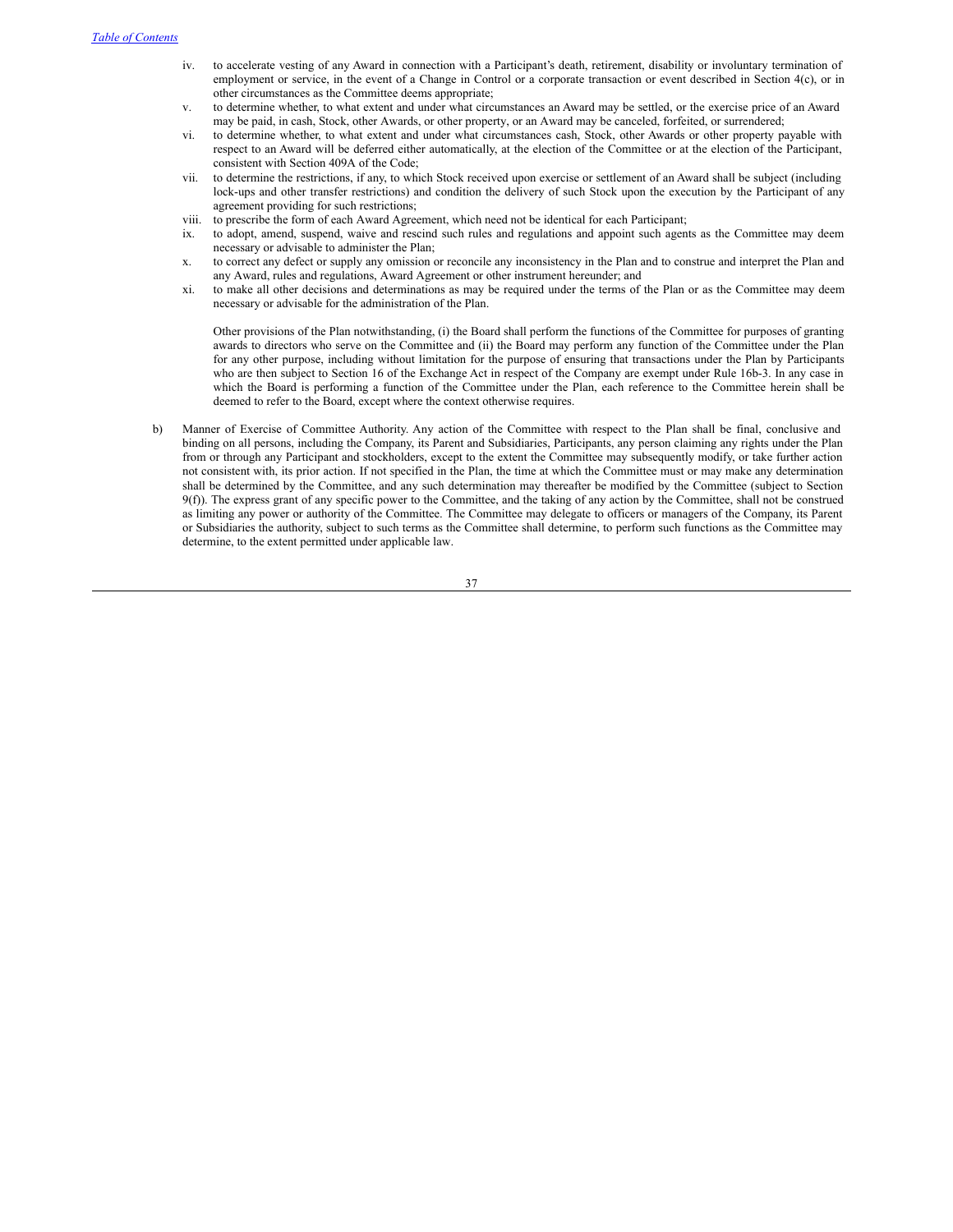iv. to accelerate vesting of any Award in connection with a Participant's death, retirement, disability or involuntary termination of employment or service, in the event of a Change in Control or a corporate transaction or event described in Section 4(c), or in other circumstances as the Committee deems appropriate;

v. to determine whether, to what extent and under what circumstances an Award may be settled, or the exercise price of an Award may be paid, in cash, Stock, other Awards, or other property, or an Award may be canceled, forfeited, or surrendered;

vi. to determine whether, to what extent and under what circumstances cash, Stock, other Awards or other property payable with respect to an Award will be deferred either automatically, at the election of the Committee or at the election of the Participant, consistent with Section 409A of the Code;

vii. to determine the restrictions, if any, to which Stock received upon exercise or settlement of an Award shall be subject (including lock-ups and other transfer restrictions) and condition the delivery of such Stock upon the execution by the Participant of any agreement providing for such restrictions;

viii. to prescribe the form of each Award Agreement, which need not be identical for each Participant;

ix. to adopt, amend, suspend, waive and rescind such rules and regulations and appoint such agents as the Committee may deem necessary or advisable to administer the Plan;

x. to correct any defect or supply any omission or reconcile any inconsistency in the Plan and to construe and interpret the Plan and any Award, rules and regulations, Award Agreement or other instrument hereunder; and

xi. to make all other decisions and determinations as may be required under the terms of the Plan or as the Committee may deem necessary or advisable for the administration of the Plan.

Other provisions of the Plan notwithstanding, (i) the Board shall perform the functions of the Committee for purposes of granting awards to directors who serve on the Committee and (ii) the Board may perform any function of the Committee under the Plan for any other purpose, including without limitation for the purpose of ensuring that transactions under the Plan by Participants who are then subject to Section 16 of the Exchange Act in respect of the Company are exempt under Rule 16b-3. In any case in which the Board is performing a function of the Committee under the Plan, each reference to the Committee herein shall be deemed to refer to the Board, except where the context otherwise requires.

b) Manner of Exercise of Committee Authority. Any action of the Committee with respect to the Plan shall be final, conclusive and binding on all persons, including the Company, its Parent and Subsidiaries, Participants, any person claiming any rights under the Plan from or through any Participant and stockholders, except to the extent the Committee may subsequently modify, or take further action not consistent with, its prior action. If not specified in the Plan, the time at which the Committee must or may make any determination shall be determined by the Committee, and any such determination may thereafter be modified by the Committee (subject to Section 9(f)). The express grant of any specific power to the Committee, and the taking of any action by the Committee, shall not be construed as limiting any power or authority of the Committee. The Committee may delegate to officers or managers of the Company, its Parent or Subsidiaries the authority, subject to such terms as the Committee shall determine, to perform such functions as the Committee may determine, to the extent permitted under applicable law.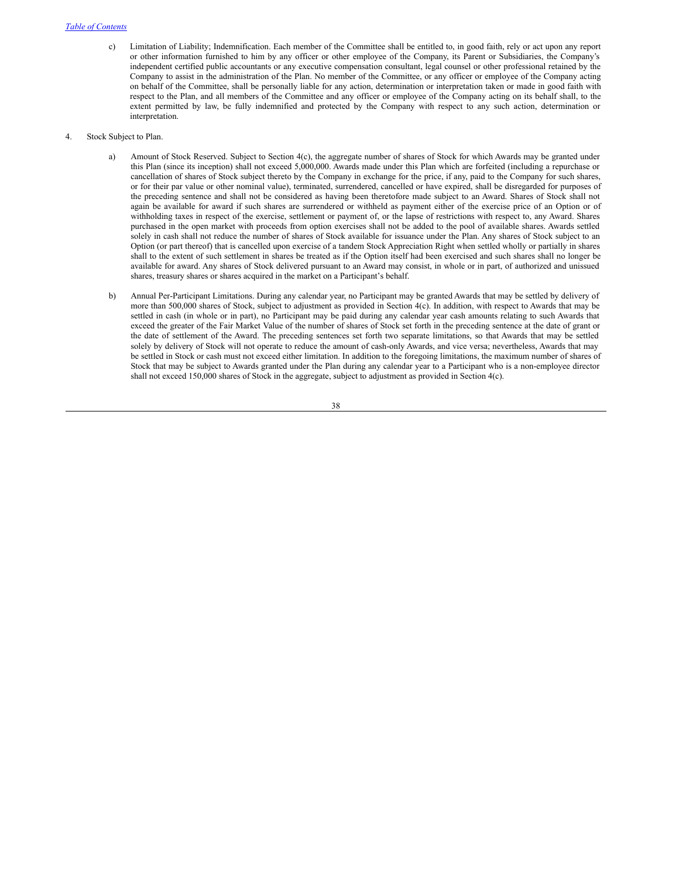c) Limitation of Liability; Indemnification. Each member of the Committee shall be entitled to, in good faith, rely or act upon any report or other information furnished to him by any officer or other employee of the Company, its Parent or Subsidiaries, the Company's independent certified public accountants or any executive compensation consultant, legal counsel or other professional retained by the Company to assist in the administration of the Plan. No member of the Committee, or any officer or employee of the Company acting on behalf of the Committee, shall be personally liable for any action, determination or interpretation taken or made in good faith with respect to the Plan, and all members of the Committee and any officer or employee of the Company acting on its behalf shall, to the extent permitted by law, be fully indemnified and protected by the Company with respect to any such action, determination or interpretation.

4. Stock Subject to Plan.

a) Amount of Stock Reserved. Subject to Section 4(c), the aggregate number of shares of Stock for which Awards may be granted under this Plan (since its inception) shall not exceed 5,000,000. Awards made under this Plan which are forfeited (including a repurchase or cancellation of shares of Stock subject thereto by the Company in exchange for the price, if any, paid to the Company for such shares, or for their par value or other nominal value), terminated, surrendered, cancelled or have expired, shall be disregarded for purposes of the preceding sentence and shall not be considered as having been theretofore made subject to an Award. Shares of Stock shall not again be available for award if such shares are surrendered or withheld as payment either of the exercise price of an Option or of withholding taxes in respect of the exercise, settlement or payment of, or the lapse of restrictions with respect to, any Award. Shares purchased in the open market with proceeds from option exercises shall not be added to the pool of available shares. Awards settled solely in cash shall not reduce the number of shares of Stock available for issuance under the Plan. Any shares of Stock subject to an Option (or part thereof) that is cancelled upon exercise of a tandem Stock Appreciation Right when settled wholly or partially in shares shall to the extent of such settlement in shares be treated as if the Option itself had been exercised and such shares shall no longer be available for award. Any shares of Stock delivered pursuant to an Award may consist, in whole or in part, of authorized and unissued shares, treasury shares or shares acquired in the market on a Participant's behalf.

b) Annual Per-Participant Limitations. During any calendar year, no Participant may be granted Awards that may be settled by delivery of more than 500,000 shares of Stock, subject to adjustment as provided in Section 4(c). In addition, with respect to Awards that may be settled in cash (in whole or in part), no Participant may be paid during any calendar year cash amounts relating to such Awards that exceed the greater of the Fair Market Value of the number of shares of Stock set forth in the preceding sentence at the date of grant or the date of settlement of the Award. The preceding sentences set forth two separate limitations, so that Awards that may be settled solely by delivery of Stock will not operate to reduce the amount of cash-only Awards, and vice versa; nevertheless, Awards that may be settled in Stock or cash must not exceed either limitation. In addition to the foregoing limitations, the maximum number of shares of Stock that may be subject to Awards granted under the Plan during any calendar year to a Participant who is a non-employee director shall not exceed 150,000 shares of Stock in the aggregate, subject to adjustment as provided in Section 4(c).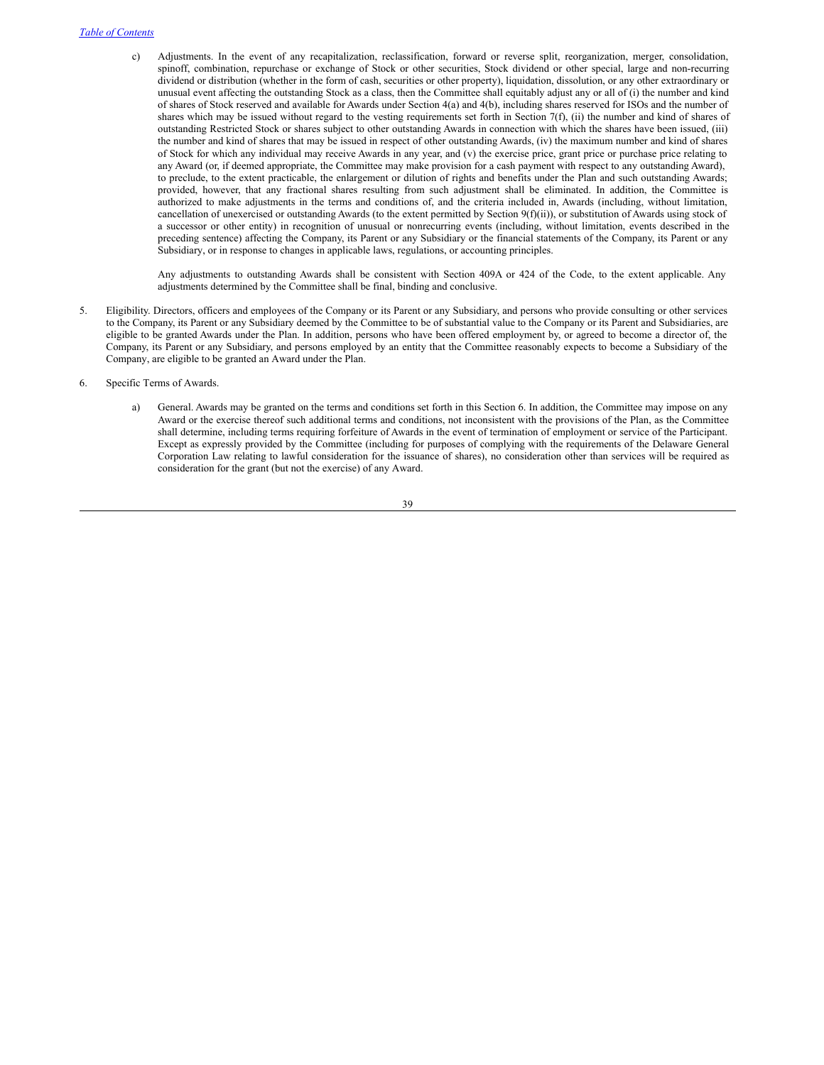c) Adjustments. In the event of any recapitalization, reclassification, forward or reverse split, reorganization, merger, consolidation, spinoff, combination, repurchase or exchange of Stock or other securities, Stock dividend or other special, large and non-recurring dividend or distribution (whether in the form of cash, securities or other property), liquidation, dissolution, or any other extraordinary or unusual event affecting the outstanding Stock as a class, then the Committee shall equitably adjust any or all of (i) the number and kind of shares of Stock reserved and available for Awards under Section 4(a) and 4(b), including shares reserved for ISOs and the number of shares which may be issued without regard to the vesting requirements set forth in Section 7(f), (ii) the number and kind of shares of outstanding Restricted Stock or shares subject to other outstanding Awards in connection with which the shares have been issued, (iii) the number and kind of shares that may be issued in respect of other outstanding Awards, (iv) the maximum number and kind of shares of Stock for which any individual may receive Awards in any year, and (v) the exercise price, grant price or purchase price relating to any Award (or, if deemed appropriate, the Committee may make provision for a cash payment with respect to any outstanding Award), to preclude, to the extent practicable, the enlargement or dilution of rights and benefits under the Plan and such outstanding Awards; provided, however, that any fractional shares resulting from such adjustment shall be eliminated. In addition, the Committee is authorized to make adjustments in the terms and conditions of, and the criteria included in, Awards (including, without limitation, cancellation of unexercised or outstanding Awards (to the extent permitted by Section 9(f)(ii)), or substitution of Awards using stock of a successor or other entity) in recognition of unusual or nonrecurring events (including, without limitation, events described in the preceding sentence) affecting the Company, its Parent or any Subsidiary or the financial statements of the Company, its Parent or any Subsidiary, or in response to changes in applicable laws, regulations, or accounting principles.

   Any adjustments to outstanding Awards shall be consistent with Section 409A or 424 of the Code, to the extent applicable. Any adjustments determined by the Committee shall be final, binding and conclusive.

5. Eligibility. Directors, officers and employees of the Company or its Parent or any Subsidiary, and persons who provide consulting or other services to the Company, its Parent or any Subsidiary deemed by the Committee to be of substantial value to the Company or its Parent and Subsidiaries, are eligible to be granted Awards under the Plan. In addition, persons who have been offered employment by, or agreed to become a director of, the Company, its Parent or any Subsidiary, and persons employed by an entity that the Committee reasonably expects to become a Subsidiary of the Company, are eligible to be granted an Award under the Plan.

6. Specific Terms of Awards.

   a) General. Awards may be granted on the terms and conditions set forth in this Section 6. In addition, the Committee may impose on any Award or the exercise thereof such additional terms and conditions, not inconsistent with the provisions of the Plan, as the Committee shall determine, including terms requiring forfeiture of Awards in the event of termination of employment or service of the Participant. Except as expressly provided by the Committee (including for purposes of complying with the requirements of the Delaware General Corporation Law relating to lawful consideration for the issuance of shares), no consideration other than services will be required as consideration for the grant (but not the exercise) of any Award.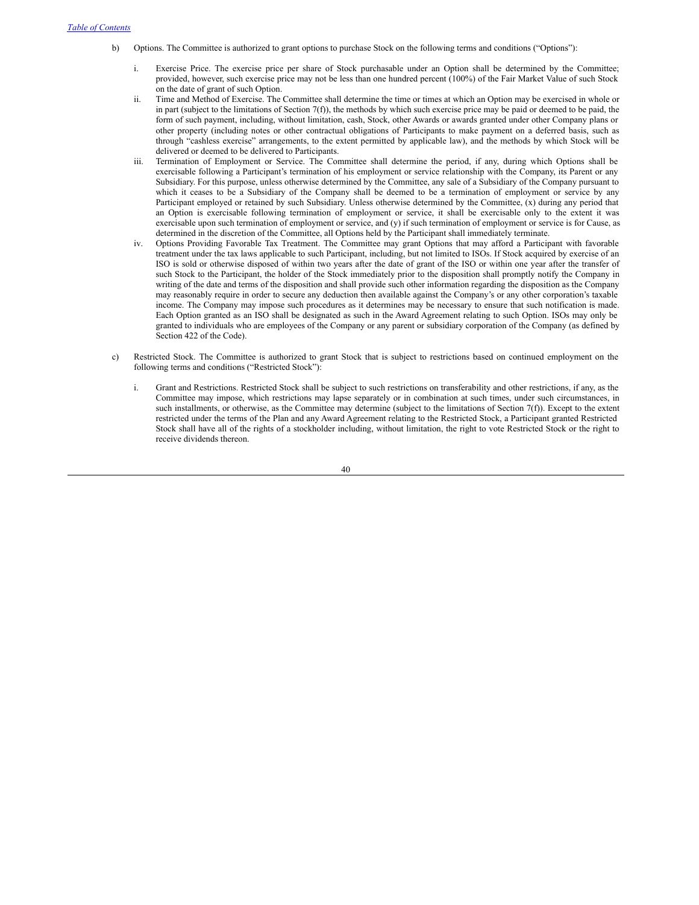b) Options. The Committee is authorized to grant options to purchase Stock on the following terms and conditions ("Options"):

   i. Exercise Price. The exercise price per share of Stock purchasable under an Option shall be determined by the Committee; provided, however, such exercise price may not be less than one hundred percent (100%) of the Fair Market Value of such Stock on the date of grant of such Option.

   ii. Time and Method of Exercise. The Committee shall determine the time or times at which an Option may be exercised in whole or in part (subject to the limitations of Section 7(f)), the methods by which such exercise price may be paid or deemed to be paid, the form of such payment, including, without limitation, cash, Stock, other Awards or awards granted under other Company plans or other property (including notes or other contractual obligations of Participants to make payment on a deferred basis, such as through "cashless exercise" arrangements, to the extent permitted by applicable law), and the methods by which Stock will be delivered or deemed to be delivered to Participants.

   iii. Termination of Employment or Service. The Committee shall determine the period, if any, during which Options shall be exercisable following a Participant's termination of his employment or service relationship with the Company, its Parent or any Subsidiary. For this purpose, unless otherwise determined by the Committee, any sale of a Subsidiary of the Company pursuant to which it ceases to be a Subsidiary of the Company shall be deemed to be a termination of employment or service by any Participant employed or retained by such Subsidiary. Unless otherwise determined by the Committee, (x) during any period that an Option is exercisable following termination of employment or service, it shall be exercisable only to the extent it was exercisable upon such termination of employment or service, and (y) if such termination of employment or service is for Cause, as determined in the discretion of the Committee, all Options held by the Participant shall immediately terminate.

   iv. Options Providing Favorable Tax Treatment. The Committee may grant Options that may afford a Participant with favorable treatment under the tax laws applicable to such Participant, including, but not limited to ISOs. If Stock acquired by exercise of an ISO is sold or otherwise disposed of within two years after the date of grant of the ISO or within one year after the transfer of such Stock to the Participant, the holder of the Stock immediately prior to the disposition shall promptly notify the Company in writing of the date and terms of the disposition and shall provide such other information regarding the disposition as the Company may reasonably require in order to secure any deduction then available against the Company's or any other corporation's taxable income. The Company may impose such procedures as it determines may be necessary to ensure that such notification is made. Each Option granted as an ISO shall be designated as such in the Award Agreement relating to such Option. ISOs may only be granted to individuals who are employees of the Company or any parent or subsidiary corporation of the Company (as defined by Section 422 of the Code).

c) Restricted Stock. The Committee is authorized to grant Stock that is subject to restrictions based on continued employment on the following terms and conditions ("Restricted Stock"):

   i. Grant and Restrictions. Restricted Stock shall be subject to such restrictions on transferability and other restrictions, if any, as the Committee may impose, which restrictions may lapse separately or in combination at such times, under such circumstances, in such installments, or otherwise, as the Committee may determine (subject to the limitations of Section 7(f)). Except to the extent restricted under the terms of the Plan and any Award Agreement relating to the Restricted Stock, a Participant granted Restricted Stock shall have all of the rights of a stockholder including, without limitation, the right to vote Restricted Stock or the right to receive dividends thereon.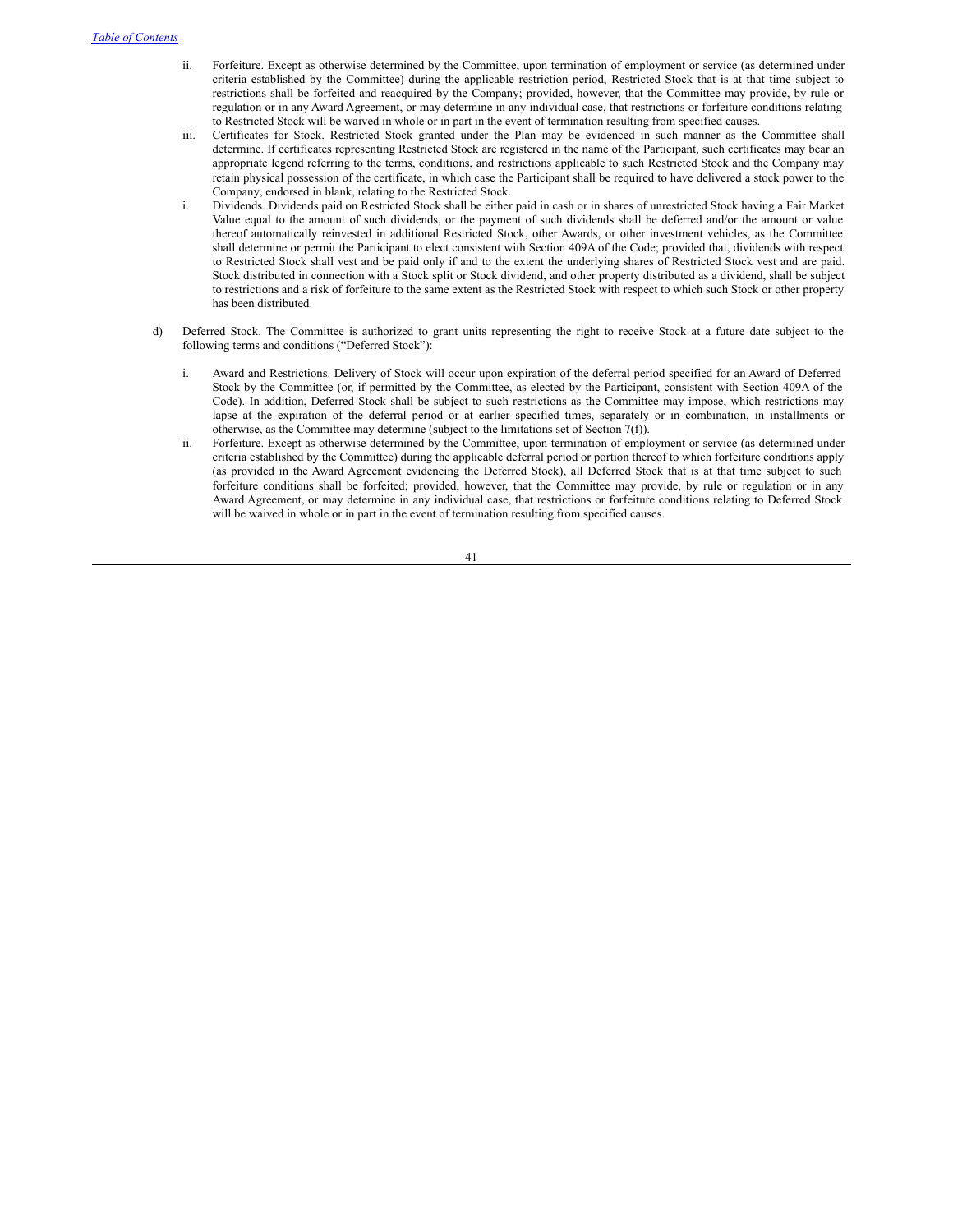ii. Forfeiture. Except as otherwise determined by the Committee, upon termination of employment or service (as determined under criteria established by the Committee) during the applicable restriction period, Restricted Stock that is at that time subject to restrictions shall be forfeited and reacquired by the Company; provided, however, that the Committee may provide, by rule or regulation or in any Award Agreement, or may determine in any individual case, that restrictions or forfeiture conditions relating to Restricted Stock will be waived in whole or in part in the event of termination resulting from specified causes.

iii. Certificates for Stock. Restricted Stock granted under the Plan may be evidenced in such manner as the Committee shall determine. If certificates representing Restricted Stock are registered in the name of the Participant, such certificates may bear an appropriate legend referring to the terms, conditions, and restrictions applicable to such Restricted Stock and the Company may retain physical possession of the certificate, in which case the Participant shall be required to have delivered a stock power to the Company, endorsed in blank, relating to the Restricted Stock.

i. Dividends. Dividends paid on Restricted Stock shall be either paid in cash or in shares of unrestricted Stock having a Fair Market Value equal to the amount of such dividends, or the payment of such dividends shall be deferred and/or the amount or value thereof automatically reinvested in additional Restricted Stock, other Awards, or other investment vehicles, as the Committee shall determine or permit the Participant to elect consistent with Section 409A of the Code; provided that, dividends with respect to Restricted Stock shall vest and be paid only if and to the extent the underlying shares of Restricted Stock vest and are paid. Stock distributed in connection with a Stock split or Stock dividend, and other property distributed as a dividend, shall be subject to restrictions and a risk of forfeiture to the same extent as the Restricted Stock with respect to which such Stock or other property has been distributed.

d) Deferred Stock. The Committee is authorized to grant units representing the right to receive Stock at a future date subject to the following terms and conditions ("Deferred Stock"):

i. Award and Restrictions. Delivery of Stock will occur upon expiration of the deferral period specified for an Award of Deferred Stock by the Committee (or, if permitted by the Committee, as elected by the Participant, consistent with Section 409A of the Code). In addition, Deferred Stock shall be subject to such restrictions as the Committee may impose, which restrictions may lapse at the expiration of the deferral period or at earlier specified times, separately or in combination, in installments or otherwise, as the Committee may determine (subject to the limitations set of Section 7(f)).

ii. Forfeiture. Except as otherwise determined by the Committee, upon termination of employment or service (as determined under criteria established by the Committee) during the applicable deferral period or portion thereof to which forfeiture conditions apply (as provided in the Award Agreement evidencing the Deferred Stock), all Deferred Stock that is at that time subject to such forfeiture conditions shall be forfeited; provided, however, that the Committee may provide, by rule or regulation or in any Award Agreement, or may determine in any individual case, that restrictions or forfeiture conditions relating to Deferred Stock will be waived in whole or in part in the event of termination resulting from specified causes.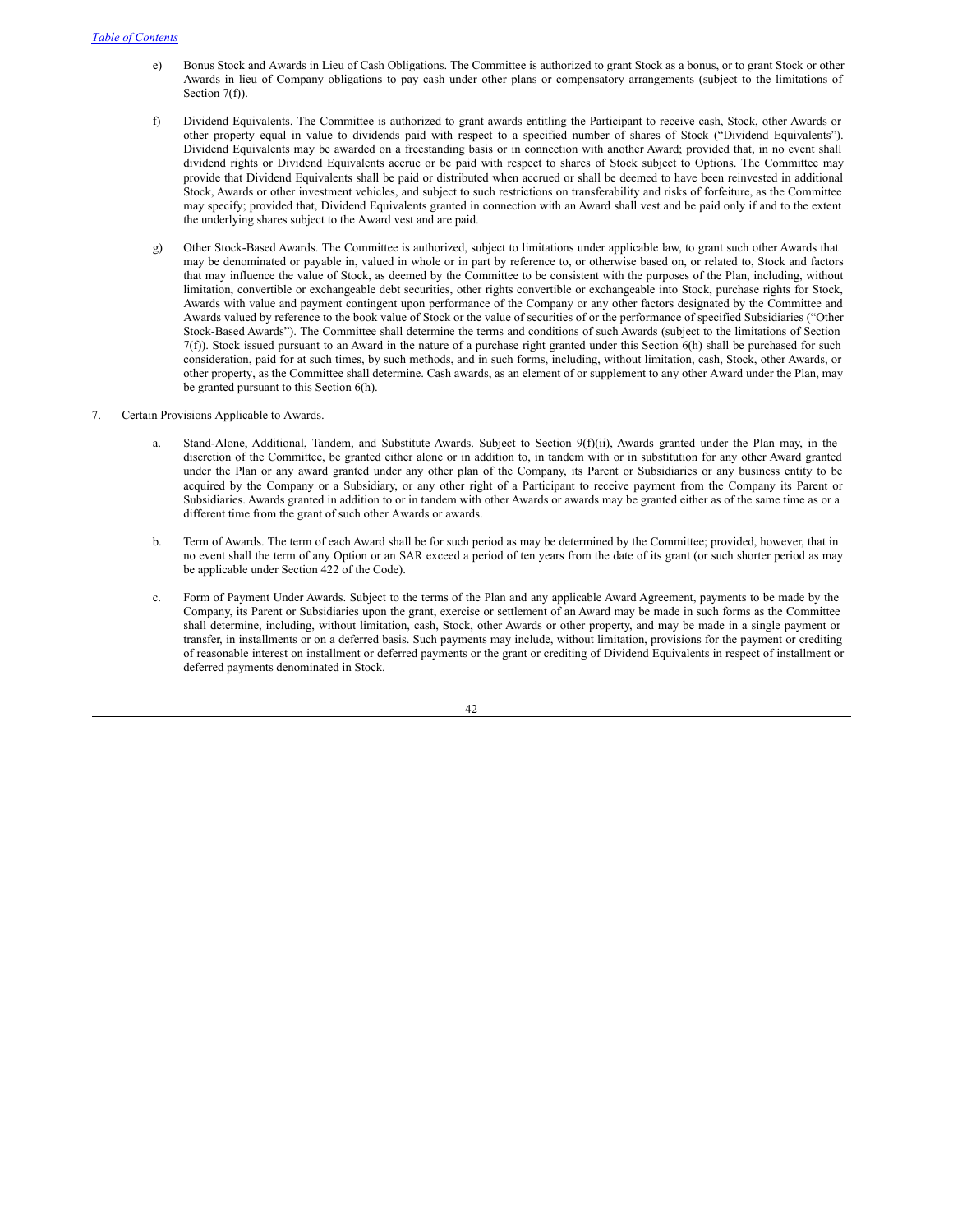e) Bonus Stock and Awards in Lieu of Cash Obligations. The Committee is authorized to grant Stock as a bonus, or to grant Stock or other Awards in lieu of Company obligations to pay cash under other plans or compensatory arrangements (subject to the limitations of Section 7(f)).

f) Dividend Equivalents. The Committee is authorized to grant awards entitling the Participant to receive cash, Stock, other Awards or other property equal in value to dividends paid with respect to a specified number of shares of Stock ("Dividend Equivalents"). Dividend Equivalents may be awarded on a freestanding basis or in connection with another Award; provided that, in no event shall dividend rights or Dividend Equivalents accrue or be paid with respect to shares of Stock subject to Options. The Committee may provide that Dividend Equivalents shall be paid or distributed when accrued or shall be deemed to have been reinvested in additional Stock, Awards or other investment vehicles, and subject to such restrictions on transferability and risks of forfeiture, as the Committee may specify; provided that, Dividend Equivalents granted in connection with an Award shall vest and be paid only if and to the extent the underlying shares subject to the Award vest and are paid.

g) Other Stock-Based Awards. The Committee is authorized, subject to limitations under applicable law, to grant such other Awards that may be denominated or payable in, valued in whole or in part by reference to, or otherwise based on, or related to, Stock and factors that may influence the value of Stock, as deemed by the Committee to be consistent with the purposes of the Plan, including, without limitation, convertible or exchangeable debt securities, other rights convertible or exchangeable into Stock, purchase rights for Stock, Awards with value and payment contingent upon performance of the Company or any other factors designated by the Committee and Awards valued by reference to the book value of Stock or the value of securities of or the performance of specified Subsidiaries ("Other Stock-Based Awards"). The Committee shall determine the terms and conditions of such Awards (subject to the limitations of Section 7(f)). Stock issued pursuant to an Award in the nature of a purchase right granted under this Section 6(h) shall be purchased for such consideration, paid for at such times, by such methods, and in such forms, including, without limitation, cash, Stock, other Awards, or other property, as the Committee shall determine. Cash awards, as an element of or supplement to any other Award under the Plan, may be granted pursuant to this Section 6(h).

7. Certain Provisions Applicable to Awards.

a. Stand-Alone, Additional, Tandem, and Substitute Awards. Subject to Section 9(f)(ii), Awards granted under the Plan may, in the discretion of the Committee, be granted either alone or in addition to, in tandem with or in substitution for any other Award granted under the Plan or any award granted under any other plan of the Company, its Parent or Subsidiaries or any business entity to be acquired by the Company or a Subsidiary, or any other right of a Participant to receive payment from the Company its Parent or Subsidiaries. Awards granted in addition to or in tandem with other Awards or awards may be granted either as of the same time as or a different time from the grant of such other Awards or awards.

b. Term of Awards. The term of each Award shall be for such period as may be determined by the Committee; provided, however, that in no event shall the term of any Option or an SAR exceed a period of ten years from the date of its grant (or such shorter period as may be applicable under Section 422 of the Code).

c. Form of Payment Under Awards. Subject to the terms of the Plan and any applicable Award Agreement, payments to be made by the Company, its Parent or Subsidiaries upon the grant, exercise or settlement of an Award may be made in such forms as the Committee shall determine, including, without limitation, cash, Stock, other Awards or other property, and may be made in a single payment or transfer, in installments or on a deferred basis. Such payments may include, without limitation, provisions for the payment or crediting of reasonable interest on installment or deferred payments or the grant or crediting of Dividend Equivalents in respect of installment or deferred payments denominated in Stock.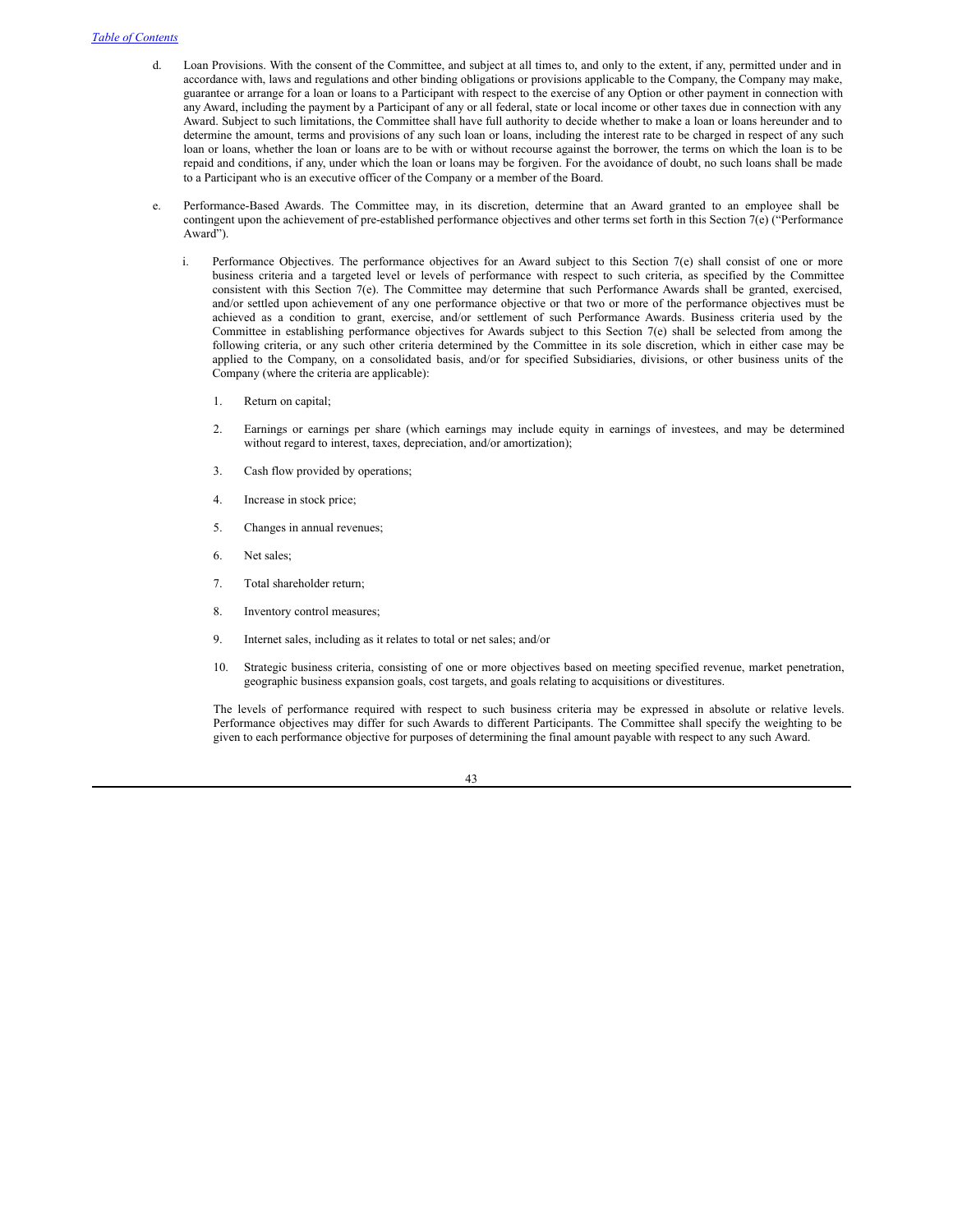d. Loan Provisions. With the consent of the Committee, and subject at all times to, and only to the extent, if any, permitted under and in accordance with, laws and regulations and other binding obligations or provisions applicable to the Company, the Company may make, guarantee or arrange for a loan or loans to a Participant with respect to the exercise of any Option or other payment in connection with any Award, including the payment by a Participant of any or all federal, state or local income or other taxes due in connection with any Award. Subject to such limitations, the Committee shall have full authority to decide whether to make a loan or loans hereunder and to determine the amount, terms and provisions of any such loan or loans, including the interest rate to be charged in respect of any such loan or loans, whether the loan or loans are to be with or without recourse against the borrower, the terms on which the loan is to be repaid and conditions, if any, under which the loan or loans may be forgiven. For the avoidance of doubt, no such loans shall be made to a Participant who is an executive officer of the Company or a member of the Board.

e. Performance-Based Awards. The Committee may, in its discretion, determine that an Award granted to an employee shall be contingent upon the achievement of pre-established performance objectives and other terms set forth in this Section 7(e) ("Performance Award").

   i. Performance Objectives. The performance objectives for an Award subject to this Section 7(e) shall consist of one or more business criteria and a targeted level or levels of performance with respect to such criteria, as specified by the Committee consistent with this Section 7(e). The Committee may determine that such Performance Awards shall be granted, exercised, and/or settled upon achievement of any one performance objective or that two or more of the performance objectives must be achieved as a condition to grant, exercise, and/or settlement of such Performance Awards. Business criteria used by the Committee in establishing performance objectives for Awards subject to this Section 7(e) shall be selected from among the following criteria, or any such other criteria determined by the Committee in its sole discretion, which in either case may be applied to the Company, on a consolidated basis, and/or for specified Subsidiaries, divisions, or other business units of the Company (where the criteria are applicable):

      1. Return on capital;

      2. Earnings or earnings per share (which earnings may include equity in earnings of investees, and may be determined without regard to interest, taxes, depreciation, and/or amortization);

      3. Cash flow provided by operations;

      4. Increase in stock price;

      5. Changes in annual revenues;

      6. Net sales;

      7. Total shareholder return;

      8. Inventory control measures;

      9. Internet sales, including as it relates to total or net sales; and/or

      10. Strategic business criteria, consisting of one or more objectives based on meeting specified revenue, market penetration, geographic business expansion goals, cost targets, and goals relating to acquisitions or divestitures.

   The levels of performance required with respect to such business criteria may be expressed in absolute or relative levels. Performance objectives may differ for such Awards to different Participants. The Committee shall specify the weighting to be given to each performance objective for purposes of determining the final amount payable with respect to any such Award.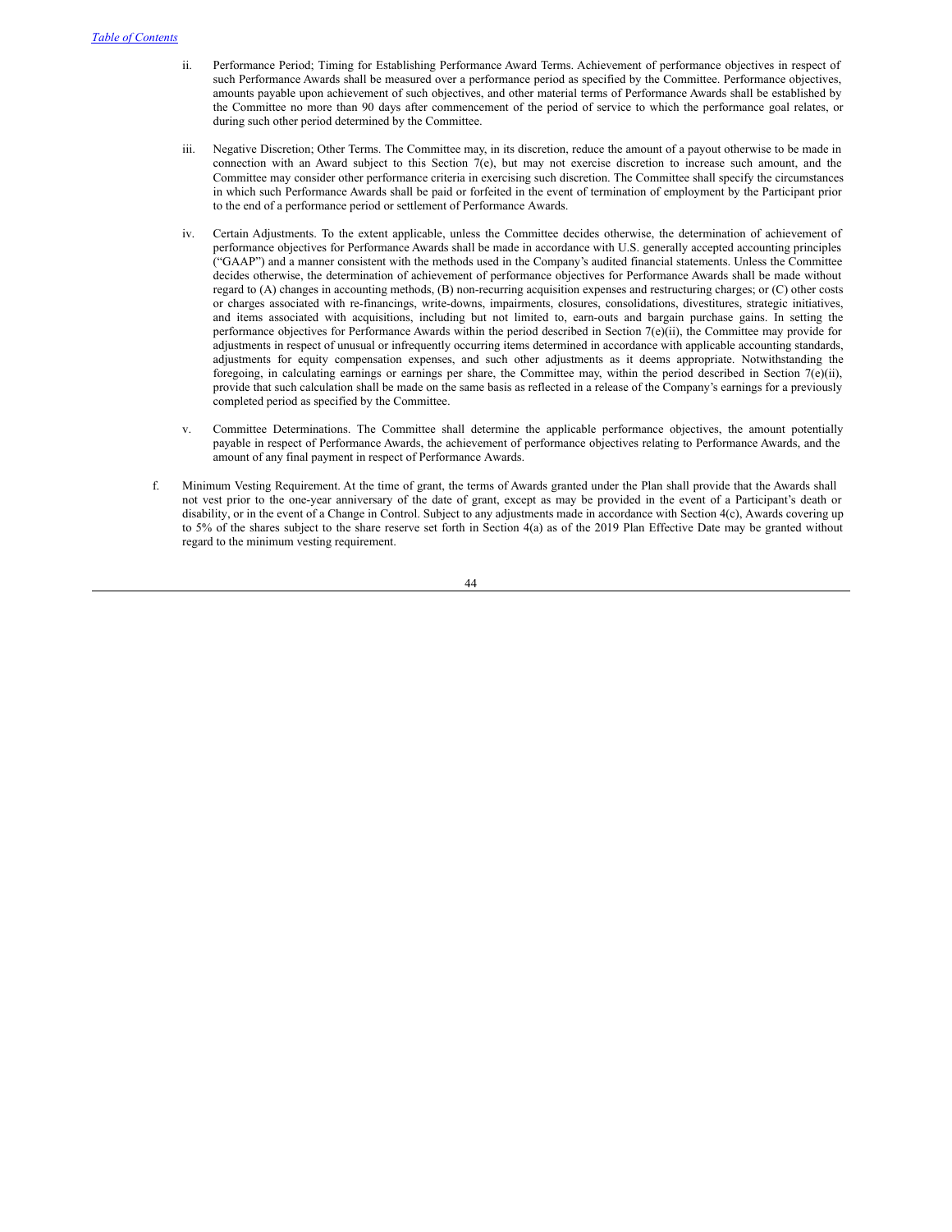ii. Performance Period; Timing for Establishing Performance Award Terms. Achievement of performance objectives in respect of such Performance Awards shall be measured over a performance period as specified by the Committee. Performance objectives, amounts payable upon achievement of such objectives, and other material terms of Performance Awards shall be established by the Committee no more than 90 days after commencement of the period of service to which the performance goal relates, or during such other period determined by the Committee.

iii. Negative Discretion; Other Terms. The Committee may, in its discretion, reduce the amount of a payout otherwise to be made in connection with an Award subject to this Section 7(e), but may not exercise discretion to increase such amount, and the Committee may consider other performance criteria in exercising such discretion. The Committee shall specify the circumstances in which such Performance Awards shall be paid or forfeited in the event of termination of employment by the Participant prior to the end of a performance period or settlement of Performance Awards.

iv. Certain Adjustments. To the extent applicable, unless the Committee decides otherwise, the determination of achievement of performance objectives for Performance Awards shall be made in accordance with U.S. generally accepted accounting principles ("GAAP") and a manner consistent with the methods used in the Company's audited financial statements. Unless the Committee decides otherwise, the determination of achievement of performance objectives for Performance Awards shall be made without regard to (A) changes in accounting methods, (B) non-recurring acquisition expenses and restructuring charges; or (C) other costs or charges associated with re-financings, write-downs, impairments, closures, consolidations, divestitures, strategic initiatives, and items associated with acquisitions, including but not limited to, earn-outs and bargain purchase gains. In setting the performance objectives for Performance Awards within the period described in Section 7(e)(ii), the Committee may provide for adjustments in respect of unusual or infrequently occurring items determined in accordance with applicable accounting standards, adjustments for equity compensation expenses, and such other adjustments as it deems appropriate. Notwithstanding the foregoing, in calculating earnings or earnings per share, the Committee may, within the period described in Section 7(e)(ii), provide that such calculation shall be made on the same basis as reflected in a release of the Company's earnings for a previously completed period as specified by the Committee.

v. Committee Determinations. The Committee shall determine the applicable performance objectives, the amount potentially payable in respect of Performance Awards, the achievement of performance objectives relating to Performance Awards, and the amount of any final payment in respect of Performance Awards.

f. Minimum Vesting Requirement. At the time of grant, the terms of Awards granted under the Plan shall provide that the Awards shall not vest prior to the one-year anniversary of the date of grant, except as may be provided in the event of a Participant's death or disability, or in the event of a Change in Control. Subject to any adjustments made in accordance with Section 4(c), Awards covering up to 5% of the shares subject to the share reserve set forth in Section 4(a) as of the 2019 Plan Effective Date may be granted without regard to the minimum vesting requirement.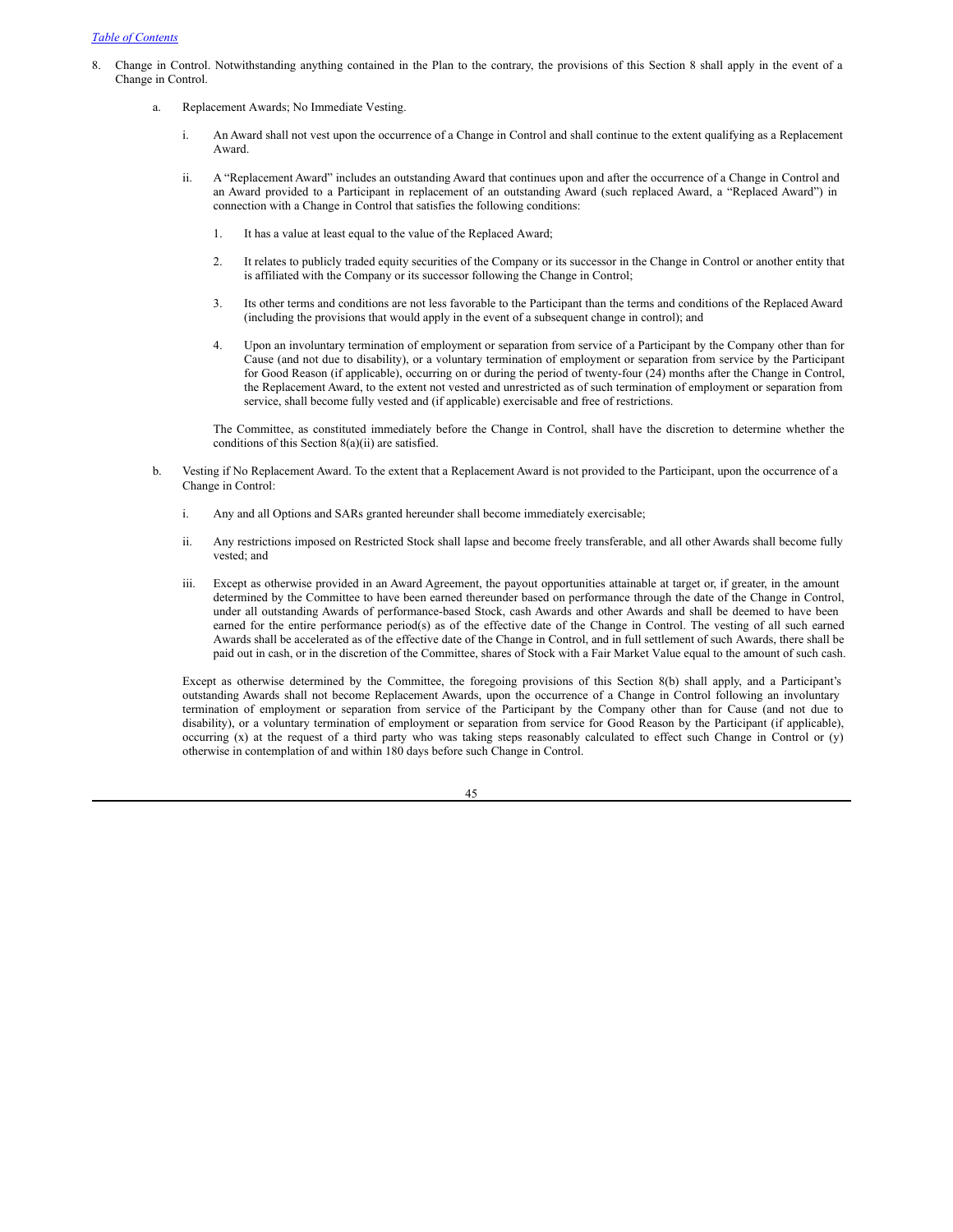8. Change in Control. Notwithstanding anything contained in the Plan to the contrary, the provisions of this Section 8 shall apply in the event of a Change in Control.

   a. Replacement Awards; No Immediate Vesting.

      i. An Award shall not vest upon the occurrence of a Change in Control and shall continue to the extent qualifying as a Replacement Award.

      ii. A "Replacement Award" includes an outstanding Award that continues upon and after the occurrence of a Change in Control and an Award provided to a Participant in replacement of an outstanding Award (such replaced Award, a "Replaced Award") in connection with a Change in Control that satisfies the following conditions:

         1. It has a value at least equal to the value of the Replaced Award;

         2. It relates to publicly traded equity securities of the Company or its successor in the Change in Control or another entity that is affiliated with the Company or its successor following the Change in Control;

         3. Its other terms and conditions are not less favorable to the Participant than the terms and conditions of the Replaced Award (including the provisions that would apply in the event of a subsequent change in control); and

         4. Upon an involuntary termination of employment or separation from service of a Participant by the Company other than for Cause (and not due to disability), or a voluntary termination of employment or separation from service by the Participant for Good Reason (if applicable), occurring on or during the period of twenty-four (24) months after the Change in Control, the Replacement Award, to the extent not vested and unrestricted as of such termination of employment or separation from service, shall become fully vested and (if applicable) exercisable and free of restrictions.

      The Committee, as constituted immediately before the Change in Control, shall have the discretion to determine whether the conditions of this Section 8(a)(ii) are satisfied.

   b. Vesting if No Replacement Award. To the extent that a Replacement Award is not provided to the Participant, upon the occurrence of a Change in Control:

      i. Any and all Options and SARs granted hereunder shall become immediately exercisable;

      ii. Any restrictions imposed on Restricted Stock shall lapse and become freely transferable, and all other Awards shall become fully vested; and

      iii. Except as otherwise provided in an Award Agreement, the payout opportunities attainable at target or, if greater, in the amount determined by the Committee to have been earned thereunder based on performance through the date of the Change in Control, under all outstanding Awards of performance-based Stock, cash Awards and other Awards and shall be deemed to have been earned for the entire performance period(s) as of the effective date of the Change in Control. The vesting of all such earned Awards shall be accelerated as of the effective date of the Change in Control, and in full settlement of such Awards, there shall be paid out in cash, or in the discretion of the Committee, shares of Stock with a Fair Market Value equal to the amount of such cash.

   Except as otherwise determined by the Committee, the foregoing provisions of this Section 8(b) shall apply, and a Participant's outstanding Awards shall not become Replacement Awards, upon the occurrence of a Change in Control following an involuntary termination of employment or separation from service of the Participant by the Company other than for Cause (and not due to disability), or a voluntary termination of employment or separation from service for Good Reason by the Participant (if applicable), occurring (x) at the request of a third party who was taking steps reasonably calculated to effect such Change in Control or (y) otherwise in contemplation of and within 180 days before such Change in Control.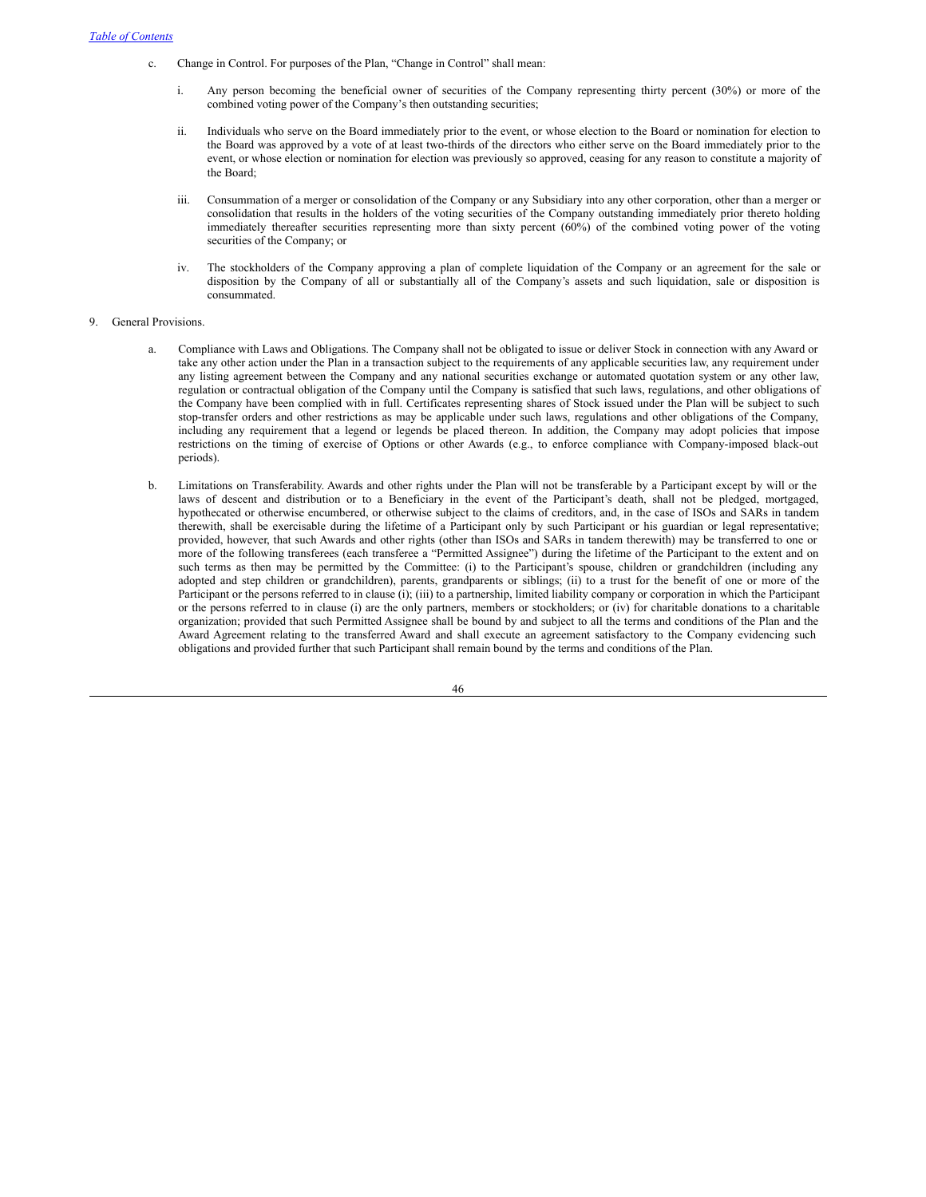c. Change in Control. For purposes of the Plan, "Change in Control" shall mean:

   i. Any person becoming the beneficial owner of securities of the Company representing thirty percent (30%) or more of the combined voting power of the Company's then outstanding securities;

   ii. Individuals who serve on the Board immediately prior to the event, or whose election to the Board or nomination for election to the Board was approved by a vote of at least two-thirds of the directors who either serve on the Board immediately prior to the event, or whose election or nomination for election was previously so approved, ceasing for any reason to constitute a majority of the Board;

   iii. Consummation of a merger or consolidation of the Company or any Subsidiary into any other corporation, other than a merger or consolidation that results in the holders of the voting securities of the Company outstanding immediately prior thereto holding immediately thereafter securities representing more than sixty percent (60%) of the combined voting power of the voting securities of the Company; or

   iv. The stockholders of the Company approving a plan of complete liquidation of the Company or an agreement for the sale or disposition by the Company of all or substantially all of the Company's assets and such liquidation, sale or disposition is consummated.

9. General Provisions.

   a. Compliance with Laws and Obligations. The Company shall not be obligated to issue or deliver Stock in connection with any Award or take any other action under the Plan in a transaction subject to the requirements of any applicable securities law, any requirement under any listing agreement between the Company and any national securities exchange or automated quotation system or any other law, regulation or contractual obligation of the Company until the Company is satisfied that such laws, regulations, and other obligations of the Company have been complied with in full. Certificates representing shares of Stock issued under the Plan will be subject to such stop-transfer orders and other restrictions as may be applicable under such laws, regulations and other obligations of the Company, including any requirement that a legend or legends be placed thereon. In addition, the Company may adopt policies that impose restrictions on the timing of exercise of Options or other Awards (e.g., to enforce compliance with Company-imposed black-out periods).

   b. Limitations on Transferability. Awards and other rights under the Plan will not be transferable by a Participant except by will or the laws of descent and distribution or to a Beneficiary in the event of the Participant's death, shall not be pledged, mortgaged, hypothecated or otherwise encumbered, or otherwise subject to the claims of creditors, and, in the case of ISOs and SARs in tandem therewith, shall be exercisable during the lifetime of a Participant only by such Participant or his guardian or legal representative; provided, however, that such Awards and other rights (other than ISOs and SARs in tandem therewith) may be transferred to one or more of the following transferees (each transferee a "Permitted Assignee") during the lifetime of the Participant to the extent and on such terms as then may be permitted by the Committee: (i) to the Participant's spouse, children or grandchildren (including any adopted and step children or grandchildren), parents, grandparents or siblings; (ii) to a trust for the benefit of one or more of the Participant or the persons referred to in clause (i); (iii) to a partnership, limited liability company or corporation in which the Participant or the persons referred to in clause (i) are the only partners, members or stockholders; or (iv) for charitable donations to a charitable organization; provided that such Permitted Assignee shall be bound by and subject to all the terms and conditions of the Plan and the Award Agreement relating to the transferred Award and shall execute an agreement satisfactory to the Company evidencing such obligations and provided further that such Participant shall remain bound by the terms and conditions of the Plan.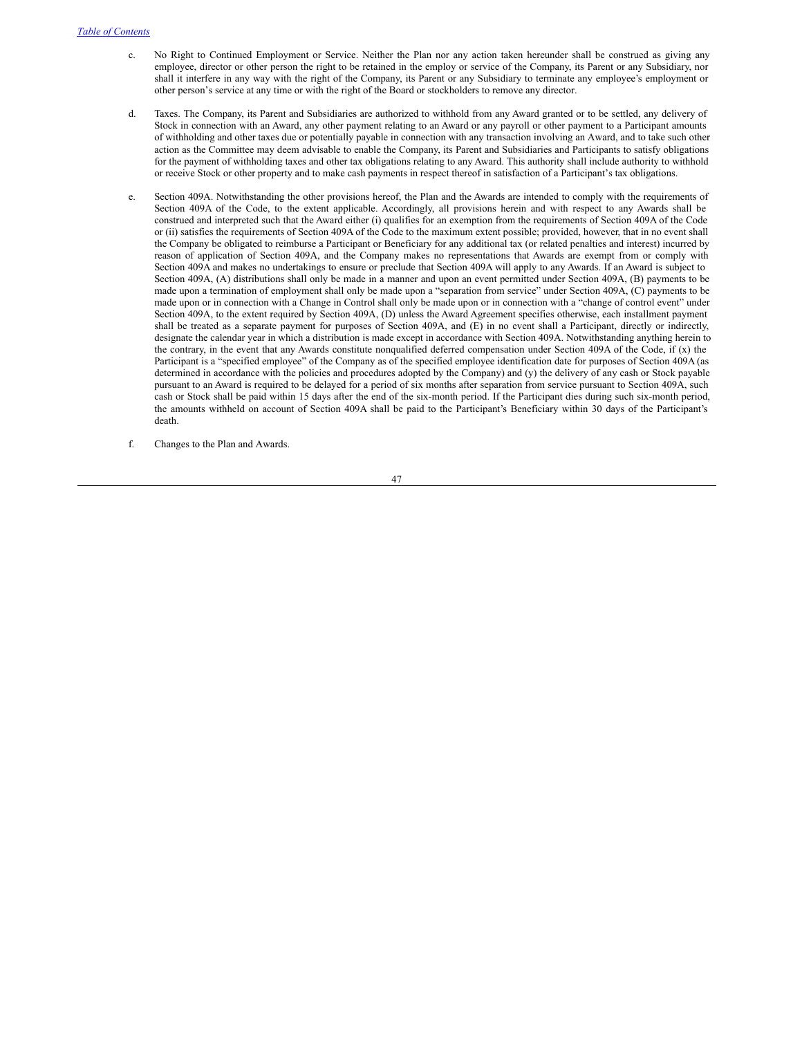c. No Right to Continued Employment or Service. Neither the Plan nor any action taken hereunder shall be construed as giving any employee, director or other person the right to be retained in the employ or service of the Company, its Parent or any Subsidiary, nor shall it interfere in any way with the right of the Company, its Parent or any Subsidiary to terminate any employee's employment or other person's service at any time or with the right of the Board or stockholders to remove any director.

d. Taxes. The Company, its Parent and Subsidiaries are authorized to withhold from any Award granted or to be settled, any delivery of Stock in connection with an Award, any other payment relating to an Award or any payroll or other payment to a Participant amounts of withholding and other taxes due or potentially payable in connection with any transaction involving an Award, and to take such other action as the Committee may deem advisable to enable the Company, its Parent and Subsidiaries and Participants to satisfy obligations for the payment of withholding taxes and other tax obligations relating to any Award. This authority shall include authority to withhold or receive Stock or other property and to make cash payments in respect thereof in satisfaction of a Participant's tax obligations.

e. Section 409A. Notwithstanding the other provisions hereof, the Plan and the Awards are intended to comply with the requirements of Section 409A of the Code, to the extent applicable. Accordingly, all provisions herein and with respect to any Awards shall be construed and interpreted such that the Award either (i) qualifies for an exemption from the requirements of Section 409A of the Code or (ii) satisfies the requirements of Section 409A of the Code to the maximum extent possible; provided, however, that in no event shall the Company be obligated to reimburse a Participant or Beneficiary for any additional tax (or related penalties and interest) incurred by reason of application of Section 409A, and the Company makes no representations that Awards are exempt from or comply with Section 409A and makes no undertakings to ensure or preclude that Section 409A will apply to any Awards. If an Award is subject to Section 409A, (A) distributions shall only be made in a manner and upon an event permitted under Section 409A, (B) payments to be made upon a termination of employment shall only be made upon a "separation from service" under Section 409A, (C) payments to be made upon or in connection with a Change in Control shall only be made upon or in connection with a "change of control event" under Section 409A, to the extent required by Section 409A, (D) unless the Award Agreement specifies otherwise, each installment payment shall be treated as a separate payment for purposes of Section 409A, and (E) in no event shall a Participant, directly or indirectly, designate the calendar year in which a distribution is made except in accordance with Section 409A. Notwithstanding anything herein to the contrary, in the event that any Awards constitute nonqualified deferred compensation under Section 409A of the Code, if (x) the Participant is a "specified employee" of the Company as of the specified employee identification date for purposes of Section 409A (as determined in accordance with the policies and procedures adopted by the Company) and (y) the delivery of any cash or Stock payable pursuant to an Award is required to be delayed for a period of six months after separation from service pursuant to Section 409A, such cash or Stock shall be paid within 15 days after the end of the six-month period. If the Participant dies during such six-month period, the amounts withheld on account of Section 409A shall be paid to the Participant's Beneficiary within 30 days of the Participant's death.

f. Changes to the Plan and Awards.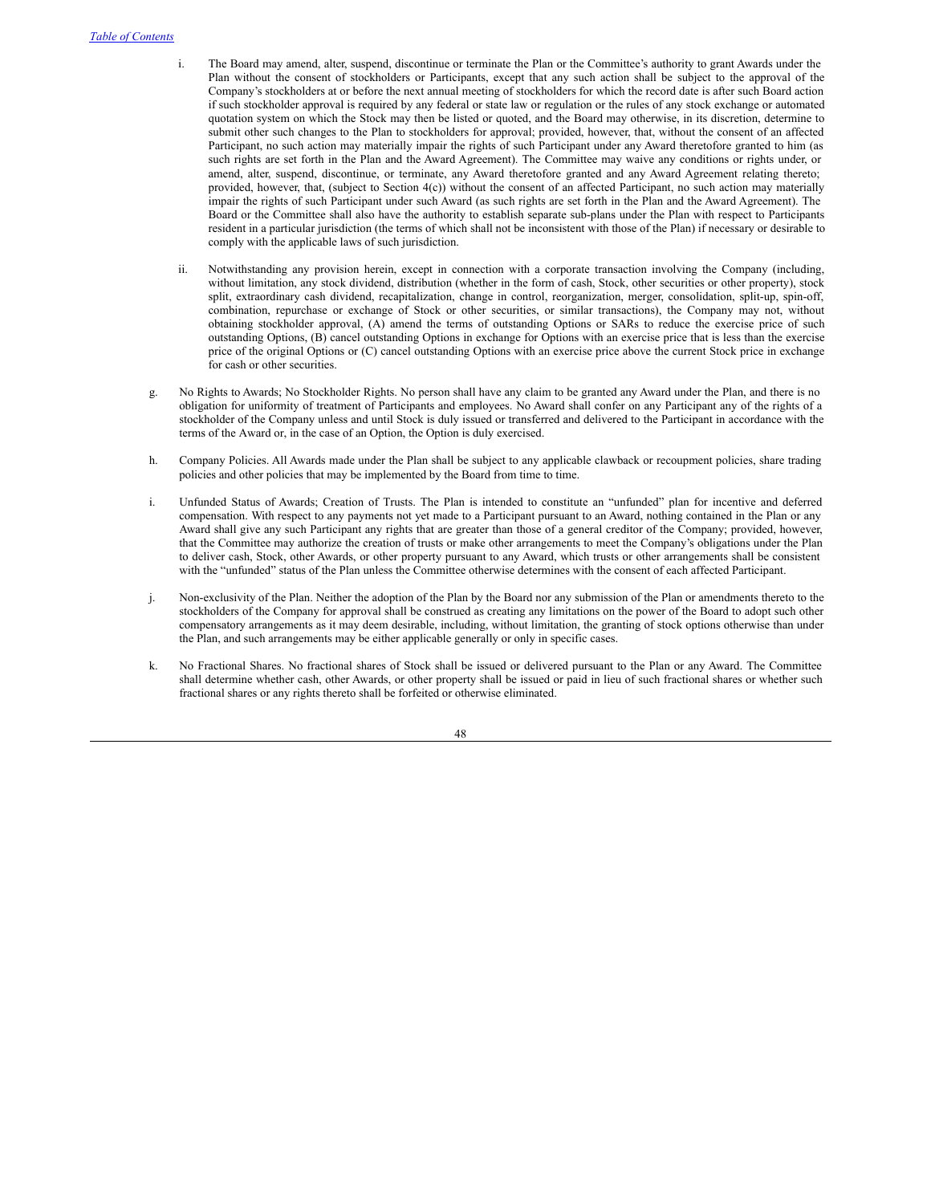i. The Board may amend, alter, suspend, discontinue or terminate the Plan or the Committee's authority to grant Awards under the Plan without the consent of stockholders or Participants, except that any such action shall be subject to the approval of the Company's stockholders at or before the next annual meeting of stockholders for which the record date is after such Board action if such stockholder approval is required by any federal or state law or regulation or the rules of any stock exchange or automated quotation system on which the Stock may then be listed or quoted, and the Board may otherwise, in its discretion, determine to submit other such changes to the Plan to stockholders for approval; provided, however, that, without the consent of an affected Participant, no such action may materially impair the rights of such Participant under any Award theretofore granted to him (as such rights are set forth in the Plan and the Award Agreement). The Committee may waive any conditions or rights under, or amend, alter, suspend, discontinue, or terminate, any Award theretofore granted and any Award Agreement relating thereto; provided, however, that, (subject to Section 4(c)) without the consent of an affected Participant, no such action may materially impair the rights of such Participant under such Award (as such rights are set forth in the Plan and the Award Agreement). The Board or the Committee shall also have the authority to establish separate sub-plans under the Plan with respect to Participants resident in a particular jurisdiction (the terms of which shall not be inconsistent with those of the Plan) if necessary or desirable to comply with the applicable laws of such jurisdiction.

ii. Notwithstanding any provision herein, except in connection with a corporate transaction involving the Company (including, without limitation, any stock dividend, distribution (whether in the form of cash, Stock, other securities or other property), stock split, extraordinary cash dividend, recapitalization, change in control, reorganization, merger, consolidation, split-up, spin-off, combination, repurchase or exchange of Stock or other securities, or similar transactions), the Company may not, without obtaining stockholder approval, (A) amend the terms of outstanding Options or SARs to reduce the exercise price of such outstanding Options, (B) cancel outstanding Options in exchange for Options with an exercise price that is less than the exercise price of the original Options or (C) cancel outstanding Options with an exercise price above the current Stock price in exchange for cash or other securities.

g. No Rights to Awards; No Stockholder Rights. No person shall have any claim to be granted any Award under the Plan, and there is no obligation for uniformity of treatment of Participants and employees. No Award shall confer on any Participant any of the rights of a stockholder of the Company unless and until Stock is duly issued or transferred and delivered to the Participant in accordance with the terms of the Award or, in the case of an Option, the Option is duly exercised.

h. Company Policies. All Awards made under the Plan shall be subject to any applicable clawback or recoupment policies, share trading policies and other policies that may be implemented by the Board from time to time.

i. Unfunded Status of Awards; Creation of Trusts. The Plan is intended to constitute an "unfunded" plan for incentive and deferred compensation. With respect to any payments not yet made to a Participant pursuant to an Award, nothing contained in the Plan or any Award shall give any such Participant any rights that are greater than those of a general creditor of the Company; provided, however, that the Committee may authorize the creation of trusts or make other arrangements to meet the Company's obligations under the Plan to deliver cash, Stock, other Awards, or other property pursuant to any Award, which trusts or other arrangements shall be consistent with the "unfunded" status of the Plan unless the Committee otherwise determines with the consent of each affected Participant.

j. Non-exclusivity of the Plan. Neither the adoption of the Plan by the Board nor any submission of the Plan or amendments thereto to the stockholders of the Company for approval shall be construed as creating any limitations on the power of the Board to adopt such other compensatory arrangements as it may deem desirable, including, without limitation, the granting of stock options otherwise than under the Plan, and such arrangements may be either applicable generally or only in specific cases.

k. No Fractional Shares. No fractional shares of Stock shall be issued or delivered pursuant to the Plan or any Award. The Committee shall determine whether cash, other Awards, or other property shall be issued or paid in lieu of such fractional shares or whether such fractional shares or any rights thereto shall be forfeited or otherwise eliminated.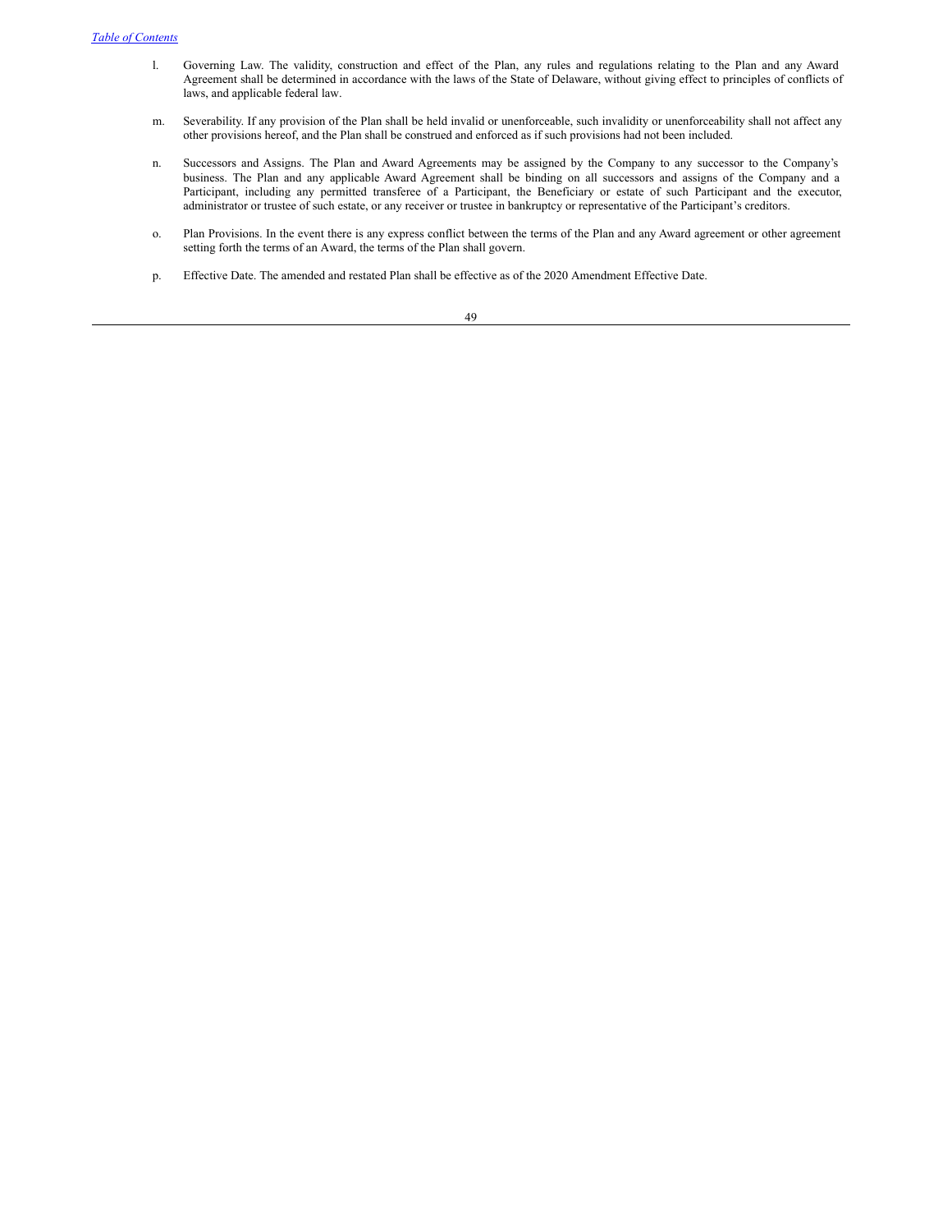l. Governing Law. The validity, construction and effect of the Plan, any rules and regulations relating to the Plan and any Award Agreement shall be determined in accordance with the laws of the State of Delaware, without giving effect to principles of conflicts of laws, and applicable federal law.

m. Severability. If any provision of the Plan shall be held invalid or unenforceable, such invalidity or unenforceability shall not affect any other provisions hereof, and the Plan shall be construed and enforced as if such provisions had not been included.

n. Successors and Assigns. The Plan and Award Agreements may be assigned by the Company to any successor to the Company's business. The Plan and any applicable Award Agreement shall be binding on all successors and assigns of the Company and a Participant, including any permitted transferee of a Participant, the Beneficiary or estate of such Participant and the executor, administrator or trustee of such estate, or any receiver or trustee in bankruptcy or representative of the Participant's creditors.

o. Plan Provisions. In the event there is any express conflict between the terms of the Plan and any Award agreement or other agreement setting forth the terms of an Award, the terms of the Plan shall govern.

p. Effective Date. The amended and restated Plan shall be effective as of the 2020 Amendment Effective Date.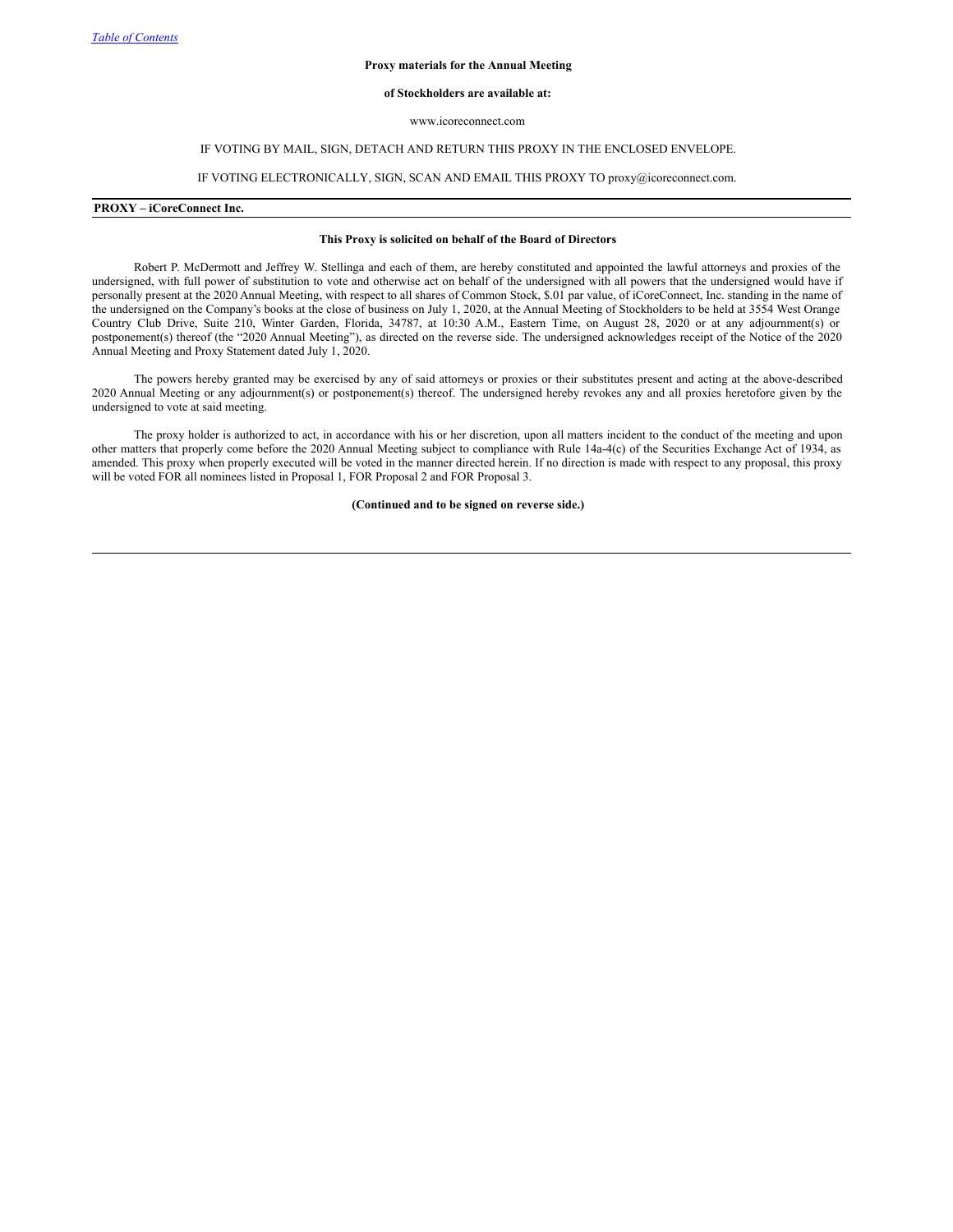**Proxy materials for the Annual Meeting**

**of Stockholders are available at:**

www.icoreconnect.com

IF VOTING BY MAIL, SIGN, DETACH AND RETURN THIS PROXY IN THE ENCLOSED ENVELOPE.

IF VOTING ELECTRONICALLY, SIGN, SCAN AND EMAIL THIS PROXY TO proxy@icoreconnect.com.

**PROXY – iCoreConnect Inc.**

**This Proxy is solicited on behalf of the Board of Directors**

Robert P. McDermott and Jeffrey W. Stellinga and each of them, are hereby constituted and appointed the lawful attorneys and proxies of the undersigned, with full power of substitution to vote and otherwise act on behalf of the undersigned with all powers that the undersigned would have if personally present at the 2020 Annual Meeting, with respect to all shares of Common Stock, $.01 par value, of iCoreConnect, Inc. standing in the name of the undersigned on the Company's books at the close of business on July 1, 2020, at the Annual Meeting of Stockholders to be held at 3554 West Orange Country Club Drive, Suite 210, Winter Garden, Florida, 34787, at 10:30 A.M., Eastern Time, on August 28, 2020 or at any adjournment(s) or postponement(s) thereof (the "2020 Annual Meeting"), as directed on the reverse side. The undersigned acknowledges receipt of the Notice of the 2020 Annual Meeting and Proxy Statement dated July 1, 2020.

The powers hereby granted may be exercised by any of said attorneys or proxies or their substitutes present and acting at the above-described 2020 Annual Meeting or any adjournment(s) or postponement(s) thereof. The undersigned hereby revokes any and all proxies heretofore given by the undersigned to vote at said meeting.

The proxy holder is authorized to act, in accordance with his or her discretion, upon all matters incident to the conduct of the meeting and upon other matters that properly come before the 2020 Annual Meeting subject to compliance with Rule 14a-4(c) of the Securities Exchange Act of 1934, as amended. This proxy when properly executed will be voted in the manner directed herein. If no direction is made with respect to any proposal, this proxy will be voted FOR all nominees listed in Proposal 1, FOR Proposal 2 and FOR Proposal 3.

**(Continued and to be signed on reverse side.)**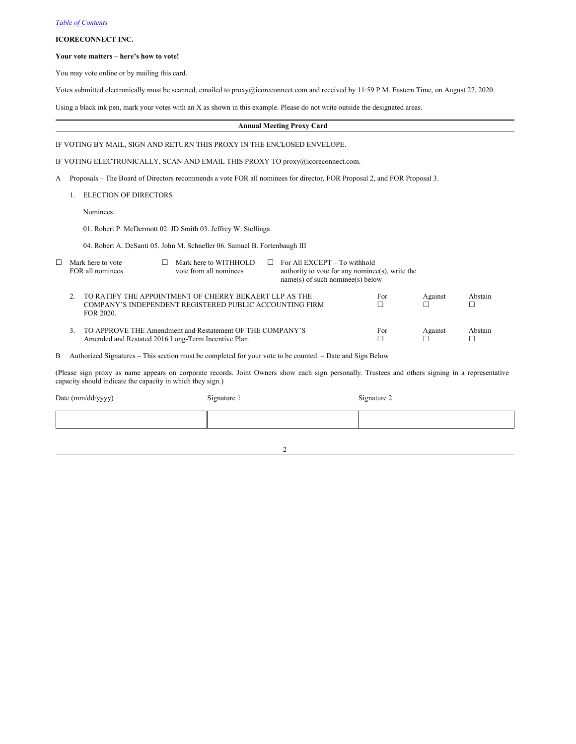[Table of Contents](#)

**ICORECONNECT INC.**

**Your vote matters – here's how to vote!**

You may vote online or by mailing this card.

Votes submitted electronically must be scanned, emailed to proxy@icoreconnect.com and received by 11:59 P.M. Eastern Time, on August 27, 2020.

Using a black ink pen, mark your votes with an X as shown in this example. Please do not write outside the designated areas.

---

**Annual Meeting Proxy Card**

---

IF VOTING BY MAIL, SIGN AND RETURN THIS PROXY IN THE ENCLOSED ENVELOPE.

IF VOTING ELECTRONICALLY, SCAN AND EMAIL THIS PROXY TO proxy@icoreconnect.com.

A Proposals – The Board of Directors recommends a vote FOR all nominees for director, FOR Proposal 2, and FOR Proposal 3.

1. ELECTION OF DIRECTORS

   Nominees:

   01. Robert P. McDermott 02. JD Smith 03. Jeffrey W. Stellinga

   04. Robert A. DeSanti 05. John M. Schneller 06. Samuel B. Fortenbaugh III

☐ Mark here to vote FOR all nominees ☐ Mark here to WITHHOLD vote from all nominees ☐ For All EXCEPT – To withhold authority to vote for any nominee(s), write the name(s) of such nominee(s) below

| | | For | Against | Abstain |
|---|---|---|---|---|
| 2. | TO RATIFY THE APPOINTMENT OF CHERRY BEKAERT LLP AS THE COMPANY'S INDEPENDENT REGISTERED PUBLIC ACCOUNTING FIRM FOR 2020. | ☐ | ☐ | ☐ |
| 3. | TO APPROVE THE Amendment and Restatement OF THE COMPANY'S Amended and Restated 2016 Long-Term Incentive Plan. | ☐ | ☐ | ☐ |

B Authorized Signatures – This section must be completed for your vote to be counted. – Date and Sign Below

(Please sign proxy as name appears on corporate records. Joint Owners show each sign personally. Trustees and others signing in a representative capacity should indicate the capacity in which they sign.)

| Date (mm/dd/yyyy) | Signature 1 | Signature 2 |
|---|---|---|
| | | |